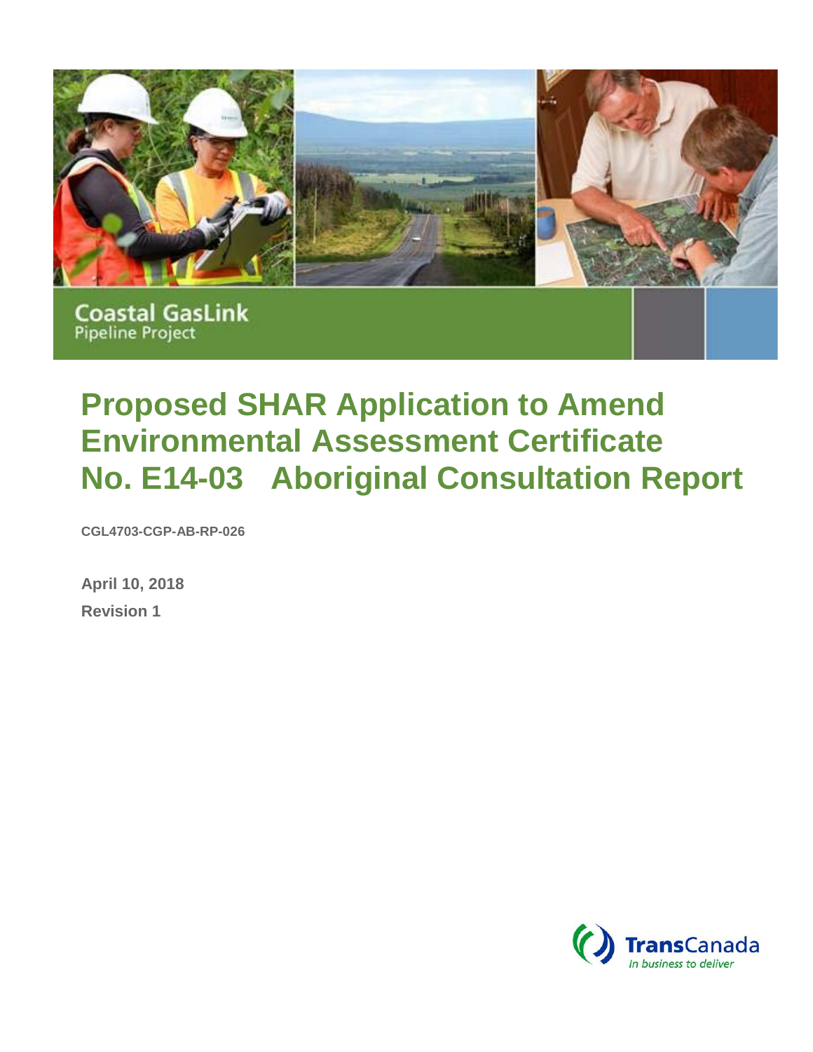Coastal GasLink
Pipeline Project

# Proposed SHAR Application to Amend Environmental Assessment Certificate No. E14-03 Aboriginal Consultation Report

**CGL4703-CGP-AB-RP-026**

**April 10, 2018**

**Revision 1**

TransCanada
*In business to deliver*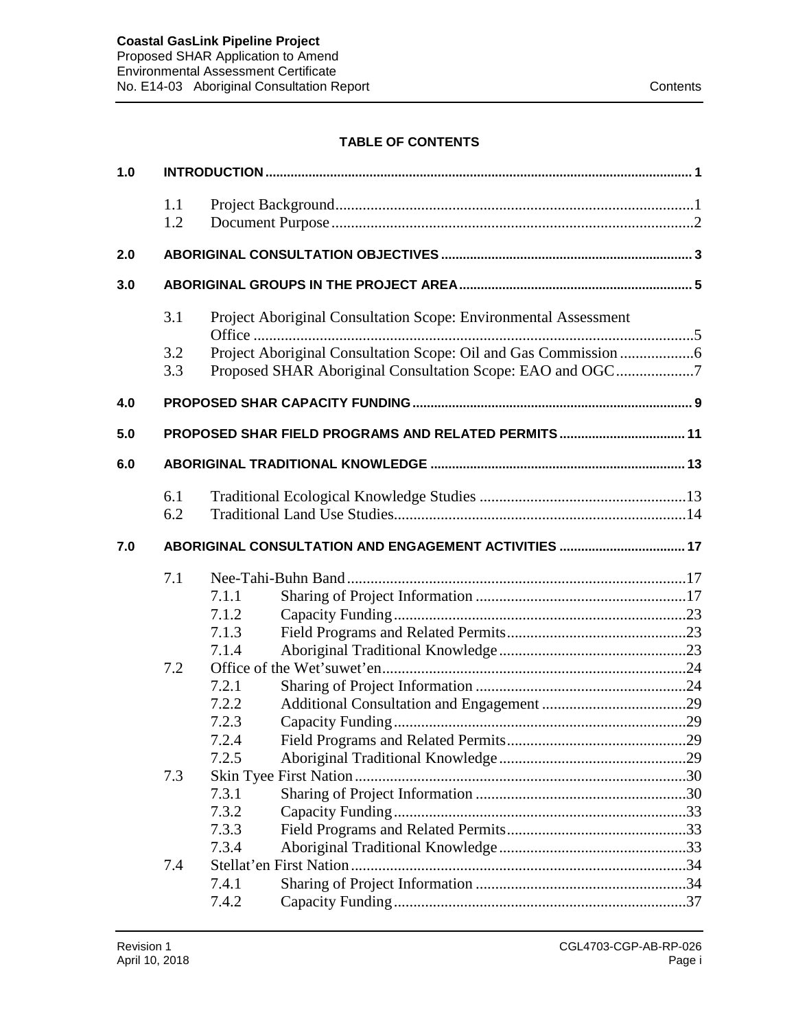**TABLE OF CONTENTS**

| | | | |
|---|---|---|---|
| **1.0** | **INTRODUCTION** | | **1** |
| | 1.1 | Project Background | 1 |
| | 1.2 | Document Purpose | 2 |
| **2.0** | **ABORIGINAL CONSULTATION OBJECTIVES** | | **3** |
| **3.0** | **ABORIGINAL GROUPS IN THE PROJECT AREA** | | **5** |
| | 3.1 | Project Aboriginal Consultation Scope: Environmental Assessment Office | 5 |
| | 3.2 | Project Aboriginal Consultation Scope: Oil and Gas Commission | 6 |
| | 3.3 | Proposed SHAR Aboriginal Consultation Scope: EAO and OGC | 7 |
| **4.0** | **PROPOSED SHAR CAPACITY FUNDING** | | **9** |
| **5.0** | **PROPOSED SHAR FIELD PROGRAMS AND RELATED PERMITS** | | **11** |
| **6.0** | **ABORIGINAL TRADITIONAL KNOWLEDGE** | | **13** |
| | 6.1 | Traditional Ecological Knowledge Studies | 13 |
| | 6.2 | Traditional Land Use Studies | 14 |
| **7.0** | **ABORIGINAL CONSULTATION AND ENGAGEMENT ACTIVITIES** | | **17** |
| | 7.1 | Nee-Tahi-Buhn Band | 17 |
| | | 7.1.1 Sharing of Project Information | 17 |
| | | 7.1.2 Capacity Funding | 23 |
| | | 7.1.3 Field Programs and Related Permits | 23 |
| | | 7.1.4 Aboriginal Traditional Knowledge | 23 |
| | 7.2 | Office of the Wet'suwet'en | 24 |
| | | 7.2.1 Sharing of Project Information | 24 |
| | | 7.2.2 Additional Consultation and Engagement | 29 |
| | | 7.2.3 Capacity Funding | 29 |
| | | 7.2.4 Field Programs and Related Permits | 29 |
| | | 7.2.5 Aboriginal Traditional Knowledge | 29 |
| | 7.3 | Skin Tyee First Nation | 30 |
| | | 7.3.1 Sharing of Project Information | 30 |
| | | 7.3.2 Capacity Funding | 33 |
| | | 7.3.3 Field Programs and Related Permits | 33 |
| | | 7.3.4 Aboriginal Traditional Knowledge | 33 |
| | 7.4 | Stellat'en First Nation | 34 |
| | | 7.4.1 Sharing of Project Information | 34 |
| | | 7.4.2 Capacity Funding | 37 |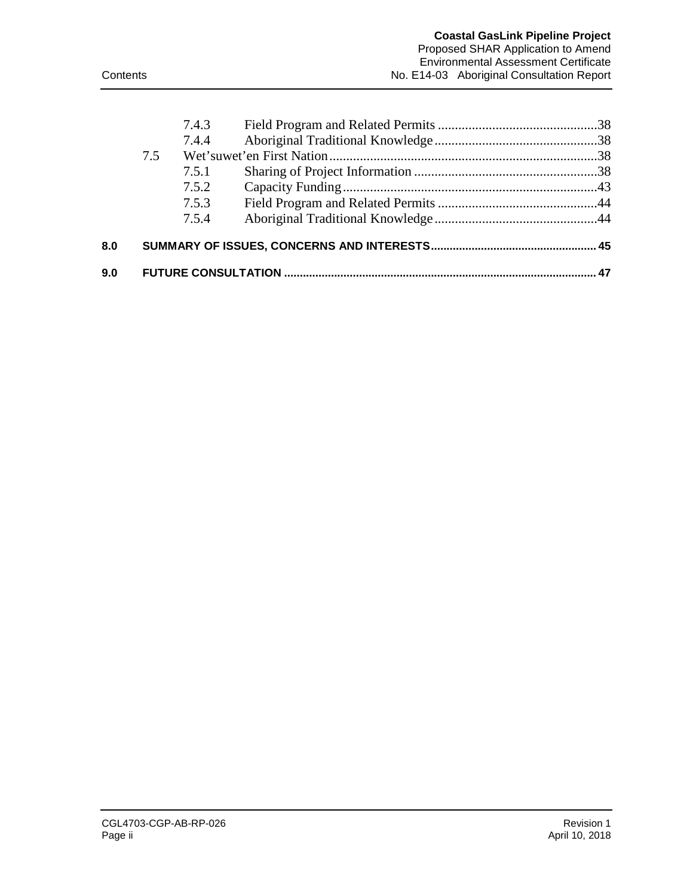7.4.3 Field Program and Related Permits ..........38
7.4.4 Aboriginal Traditional Knowledge ..........38
7.5 Wet'suwet'en First Nation ..........38
7.5.1 Sharing of Project Information ..........38
7.5.2 Capacity Funding ..........43
7.5.3 Field Program and Related Permits ..........44
7.5.4 Aboriginal Traditional Knowledge ..........44

**8.0 SUMMARY OF ISSUES, CONCERNS AND INTERESTS .......... 45**

**9.0 FUTURE CONSULTATION .......... 47**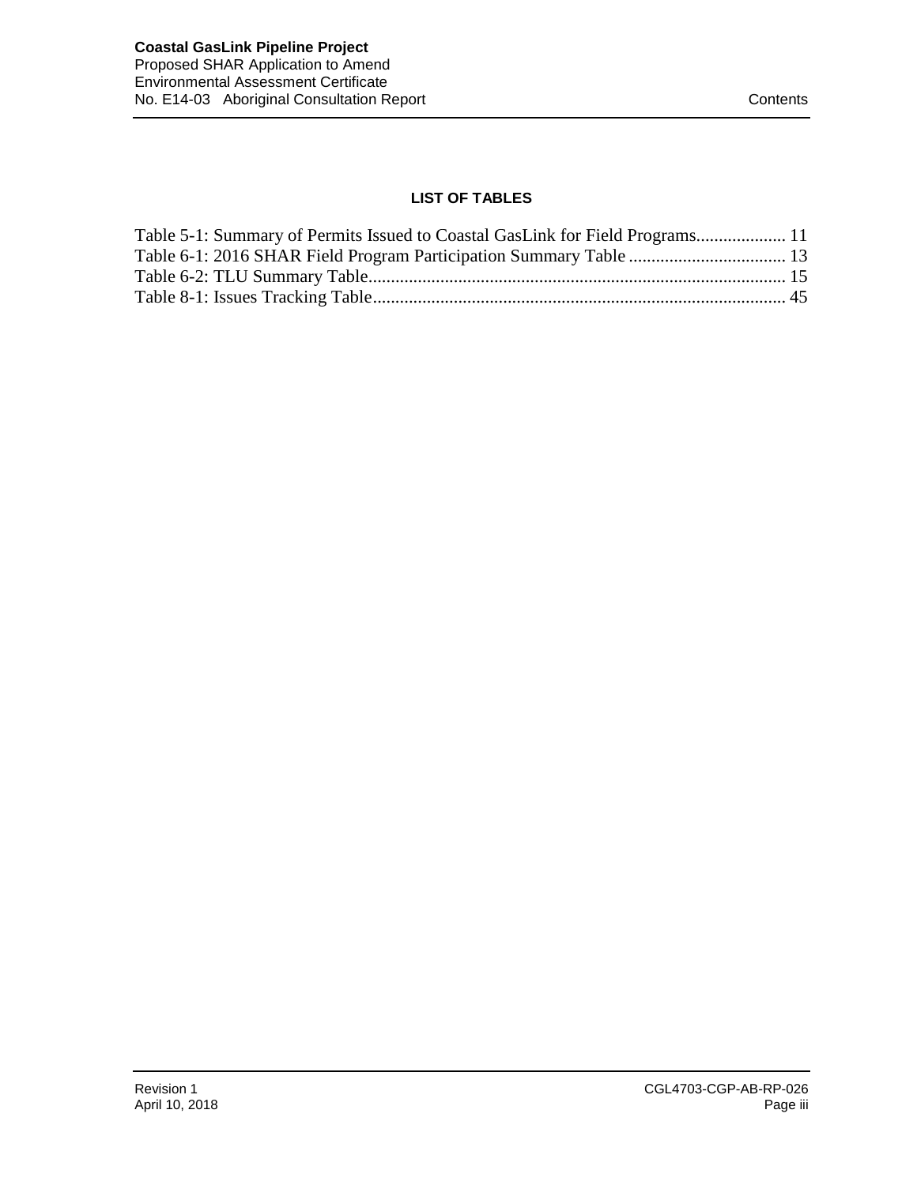## LIST OF TABLES

Table 5-1: Summary of Permits Issued to Coastal GasLink for Field Programs.................... 11
Table 6-1: 2016 SHAR Field Program Participation Summary Table ................................... 13
Table 6-2: TLU Summary Table............................................................................................ 15
Table 8-1: Issues Tracking Table........................................................................................... 45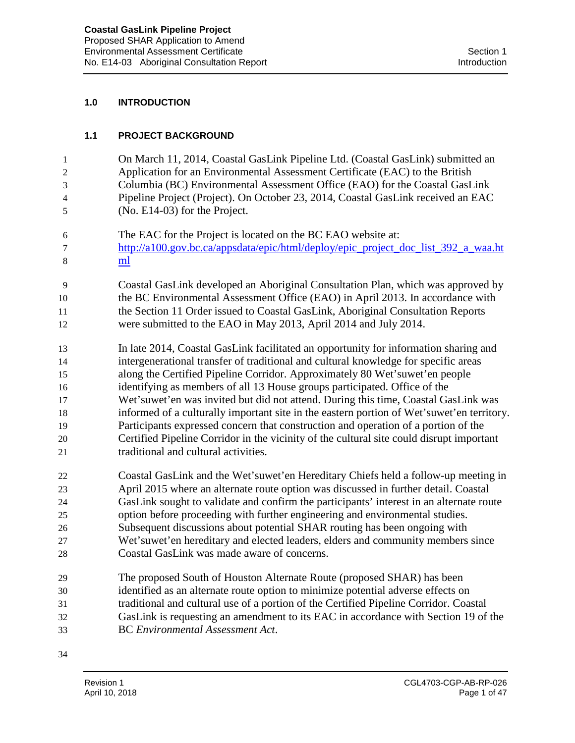# 1.0 INTRODUCTION

## 1.1 PROJECT BACKGROUND

On March 11, 2014, Coastal GasLink Pipeline Ltd. (Coastal GasLink) submitted an Application for an Environmental Assessment Certificate (EAC) to the British Columbia (BC) Environmental Assessment Office (EAO) for the Coastal GasLink Pipeline Project (Project). On October 23, 2014, Coastal GasLink received an EAC (No. E14-03) for the Project.

The EAC for the Project is located on the BC EAO website at: http://a100.gov.bc.ca/appsdata/epic/html/deploy/epic_project_doc_list_392_a_waa.html

Coastal GasLink developed an Aboriginal Consultation Plan, which was approved by the BC Environmental Assessment Office (EAO) in April 2013. In accordance with the Section 11 Order issued to Coastal GasLink, Aboriginal Consultation Reports were submitted to the EAO in May 2013, April 2014 and July 2014.

In late 2014, Coastal GasLink facilitated an opportunity for information sharing and intergenerational transfer of traditional and cultural knowledge for specific areas along the Certified Pipeline Corridor. Approximately 80 Wet'suwet'en people identifying as members of all 13 House groups participated. Office of the Wet'suwet'en was invited but did not attend. During this time, Coastal GasLink was informed of a culturally important site in the eastern portion of Wet'suwet'en territory. Participants expressed concern that construction and operation of a portion of the Certified Pipeline Corridor in the vicinity of the cultural site could disrupt important traditional and cultural activities.

Coastal GasLink and the Wet'suwet'en Hereditary Chiefs held a follow-up meeting in April 2015 where an alternate route option was discussed in further detail. Coastal GasLink sought to validate and confirm the participants' interest in an alternate route option before proceeding with further engineering and environmental studies. Subsequent discussions about potential SHAR routing has been ongoing with Wet'suwet'en hereditary and elected leaders, elders and community members since Coastal GasLink was made aware of concerns.

The proposed South of Houston Alternate Route (proposed SHAR) has been identified as an alternate route option to minimize potential adverse effects on traditional and cultural use of a portion of the Certified Pipeline Corridor. Coastal GasLink is requesting an amendment to its EAC in accordance with Section 19 of the BC *Environmental Assessment Act*.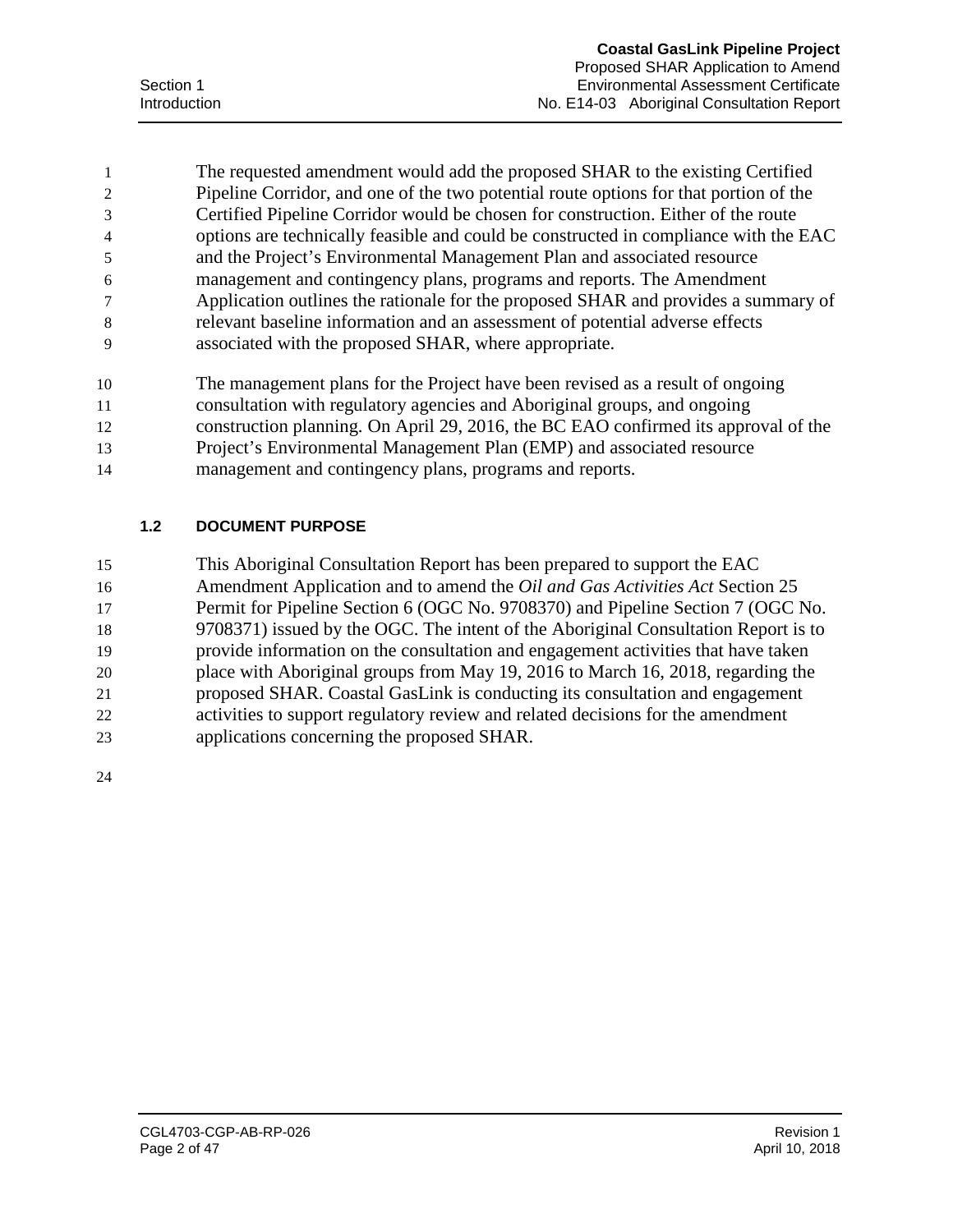The requested amendment would add the proposed SHAR to the existing Certified Pipeline Corridor, and one of the two potential route options for that portion of the Certified Pipeline Corridor would be chosen for construction. Either of the route options are technically feasible and could be constructed in compliance with the EAC and the Project's Environmental Management Plan and associated resource management and contingency plans, programs and reports. The Amendment Application outlines the rationale for the proposed SHAR and provides a summary of relevant baseline information and an assessment of potential adverse effects associated with the proposed SHAR, where appropriate.

The management plans for the Project have been revised as a result of ongoing consultation with regulatory agencies and Aboriginal groups, and ongoing construction planning. On April 29, 2016, the BC EAO confirmed its approval of the Project's Environmental Management Plan (EMP) and associated resource management and contingency plans, programs and reports.

### 1.2 DOCUMENT PURPOSE

This Aboriginal Consultation Report has been prepared to support the EAC Amendment Application and to amend the *Oil and Gas Activities Act* Section 25 Permit for Pipeline Section 6 (OGC No. 9708370) and Pipeline Section 7 (OGC No. 9708371) issued by the OGC. The intent of the Aboriginal Consultation Report is to provide information on the consultation and engagement activities that have taken place with Aboriginal groups from May 19, 2016 to March 16, 2018, regarding the proposed SHAR. Coastal GasLink is conducting its consultation and engagement activities to support regulatory review and related decisions for the amendment applications concerning the proposed SHAR.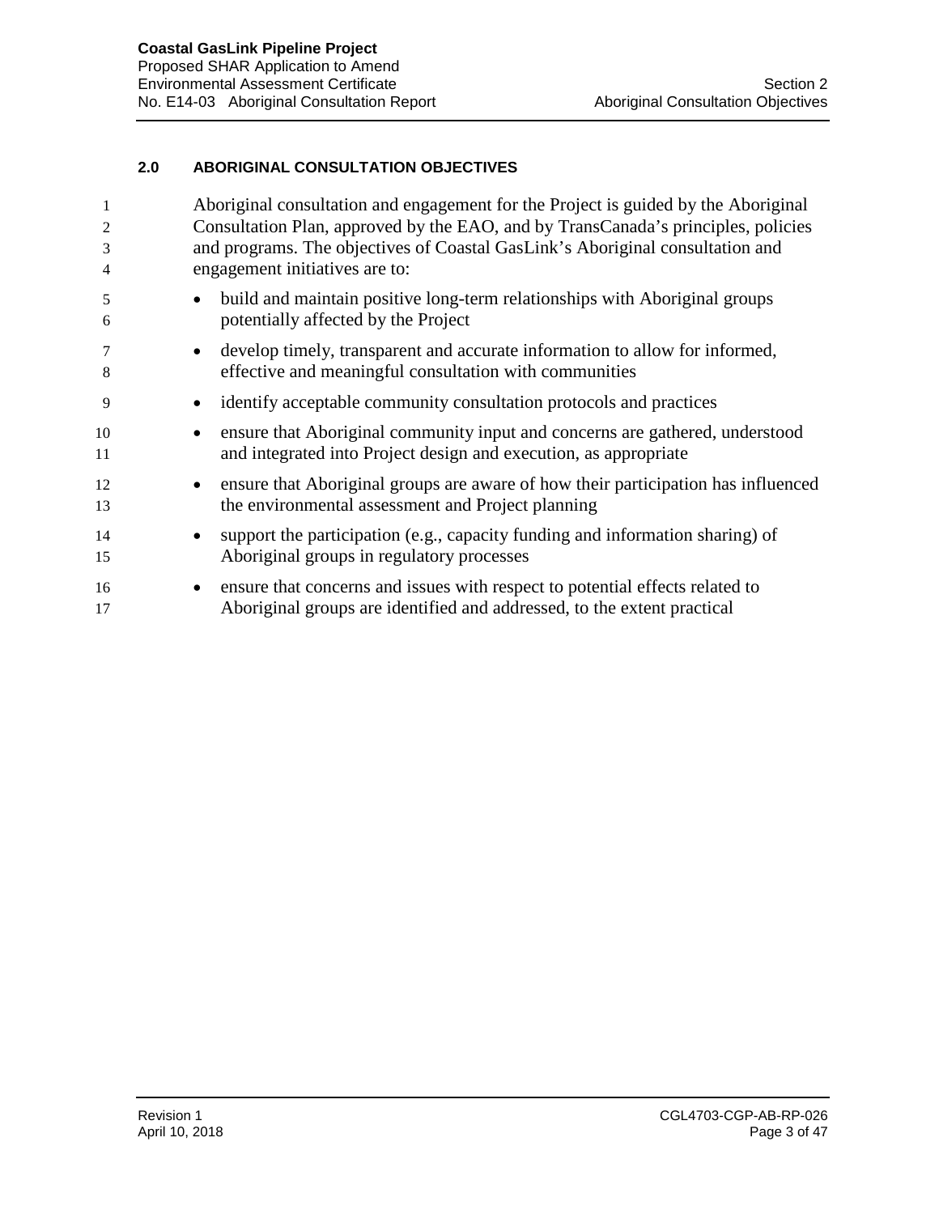## 2.0 ABORIGINAL CONSULTATION OBJECTIVES

Aboriginal consultation and engagement for the Project is guided by the Aboriginal Consultation Plan, approved by the EAO, and by TransCanada's principles, policies and programs. The objectives of Coastal GasLink's Aboriginal consultation and engagement initiatives are to:

- build and maintain positive long-term relationships with Aboriginal groups potentially affected by the Project
- develop timely, transparent and accurate information to allow for informed, effective and meaningful consultation with communities
- identify acceptable community consultation protocols and practices
- ensure that Aboriginal community input and concerns are gathered, understood and integrated into Project design and execution, as appropriate
- ensure that Aboriginal groups are aware of how their participation has influenced the environmental assessment and Project planning
- support the participation (e.g., capacity funding and information sharing) of Aboriginal groups in regulatory processes
- ensure that concerns and issues with respect to potential effects related to Aboriginal groups are identified and addressed, to the extent practical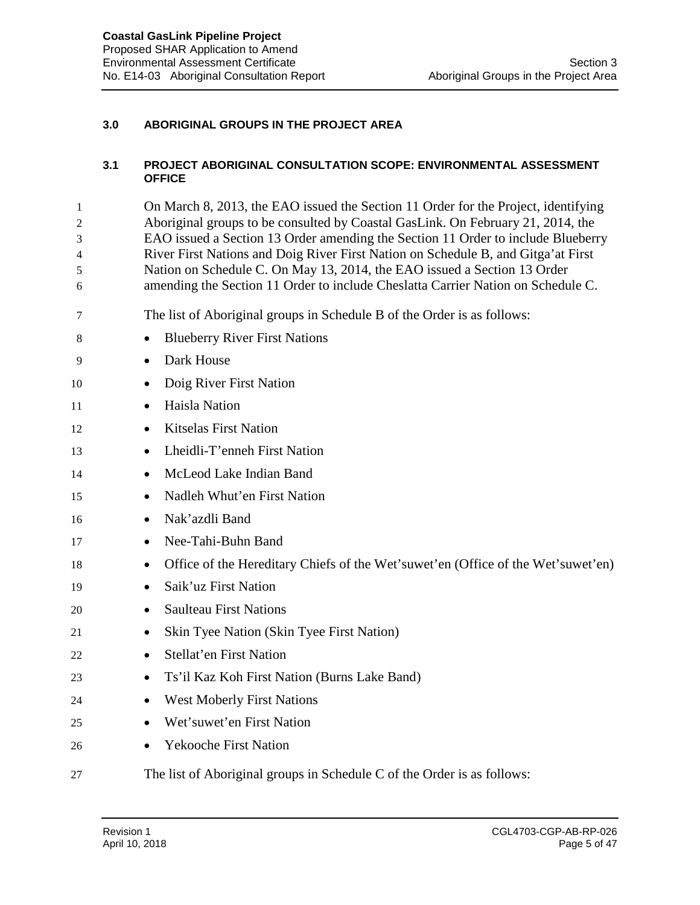## 3.0 ABORIGINAL GROUPS IN THE PROJECT AREA

### 3.1 PROJECT ABORIGINAL CONSULTATION SCOPE: ENVIRONMENTAL ASSESSMENT OFFICE

On March 8, 2013, the EAO issued the Section 11 Order for the Project, identifying Aboriginal groups to be consulted by Coastal GasLink. On February 21, 2014, the EAO issued a Section 13 Order amending the Section 11 Order to include Blueberry River First Nations and Doig River First Nation on Schedule B, and Gitga'at First Nation on Schedule C. On May 13, 2014, the EAO issued a Section 13 Order amending the Section 11 Order to include Cheslatta Carrier Nation on Schedule C.

The list of Aboriginal groups in Schedule B of the Order is as follows:

- Blueberry River First Nations
- Dark House
- Doig River First Nation
- Haisla Nation
- Kitselas First Nation
- Lheidli-T'enneh First Nation
- McLeod Lake Indian Band
- Nadleh Whut'en First Nation
- Nak'azdli Band
- Nee-Tahi-Buhn Band
- Office of the Hereditary Chiefs of the Wet'suwet'en (Office of the Wet'suwet'en)
- Saik'uz First Nation
- Saulteau First Nations
- Skin Tyee Nation (Skin Tyee First Nation)
- Stellat'en First Nation
- Ts'il Kaz Koh First Nation (Burns Lake Band)
- West Moberly First Nations
- Wet'suwet'en First Nation
- Yekooche First Nation

The list of Aboriginal groups in Schedule C of the Order is as follows: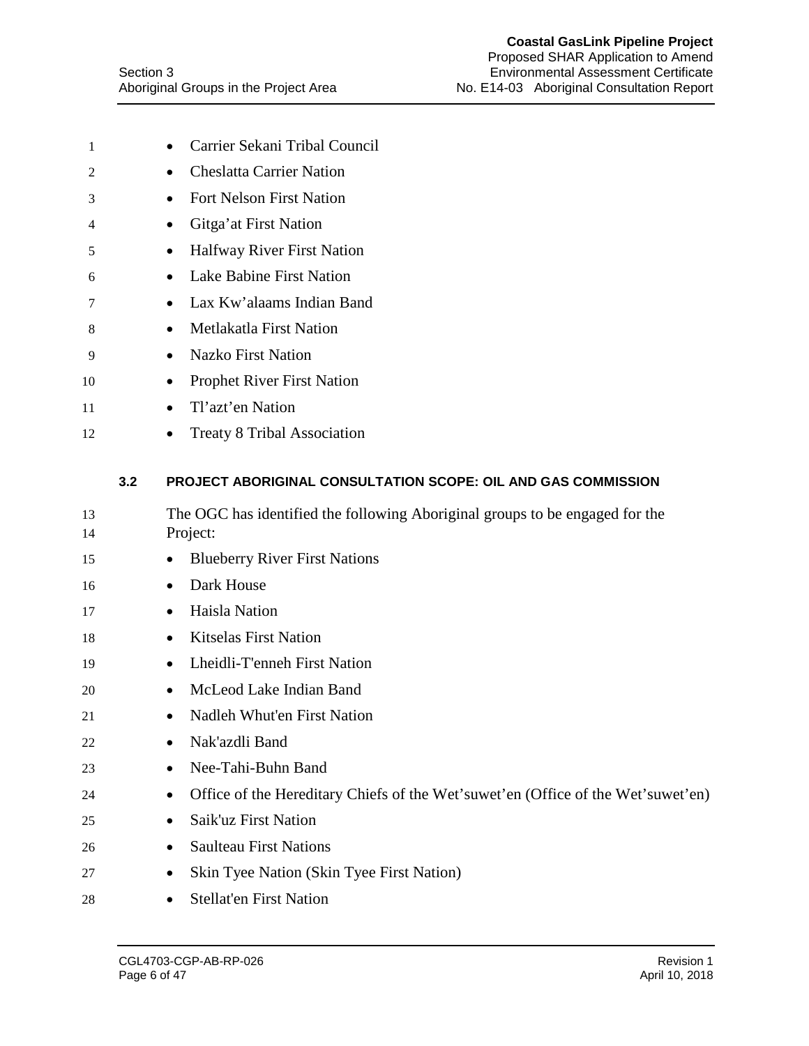- Carrier Sekani Tribal Council
- Cheslatta Carrier Nation
- Fort Nelson First Nation
- Gitga'at First Nation
- Halfway River First Nation
- Lake Babine First Nation
- Lax Kw'alaams Indian Band
- Metlakatla First Nation
- Nazko First Nation
- Prophet River First Nation
- Tl'azt'en Nation
- Treaty 8 Tribal Association

### 3.2 PROJECT ABORIGINAL CONSULTATION SCOPE: OIL AND GAS COMMISSION

The OGC has identified the following Aboriginal groups to be engaged for the Project:

- Blueberry River First Nations
- Dark House
- Haisla Nation
- Kitselas First Nation
- Lheidli-T'enneh First Nation
- McLeod Lake Indian Band
- Nadleh Whut'en First Nation
- Nak'azdli Band
- Nee-Tahi-Buhn Band
- Office of the Hereditary Chiefs of the Wet'suwet'en (Office of the Wet'suwet'en)
- Saik'uz First Nation
- Saulteau First Nations
- Skin Tyee Nation (Skin Tyee First Nation)
- Stellat'en First Nation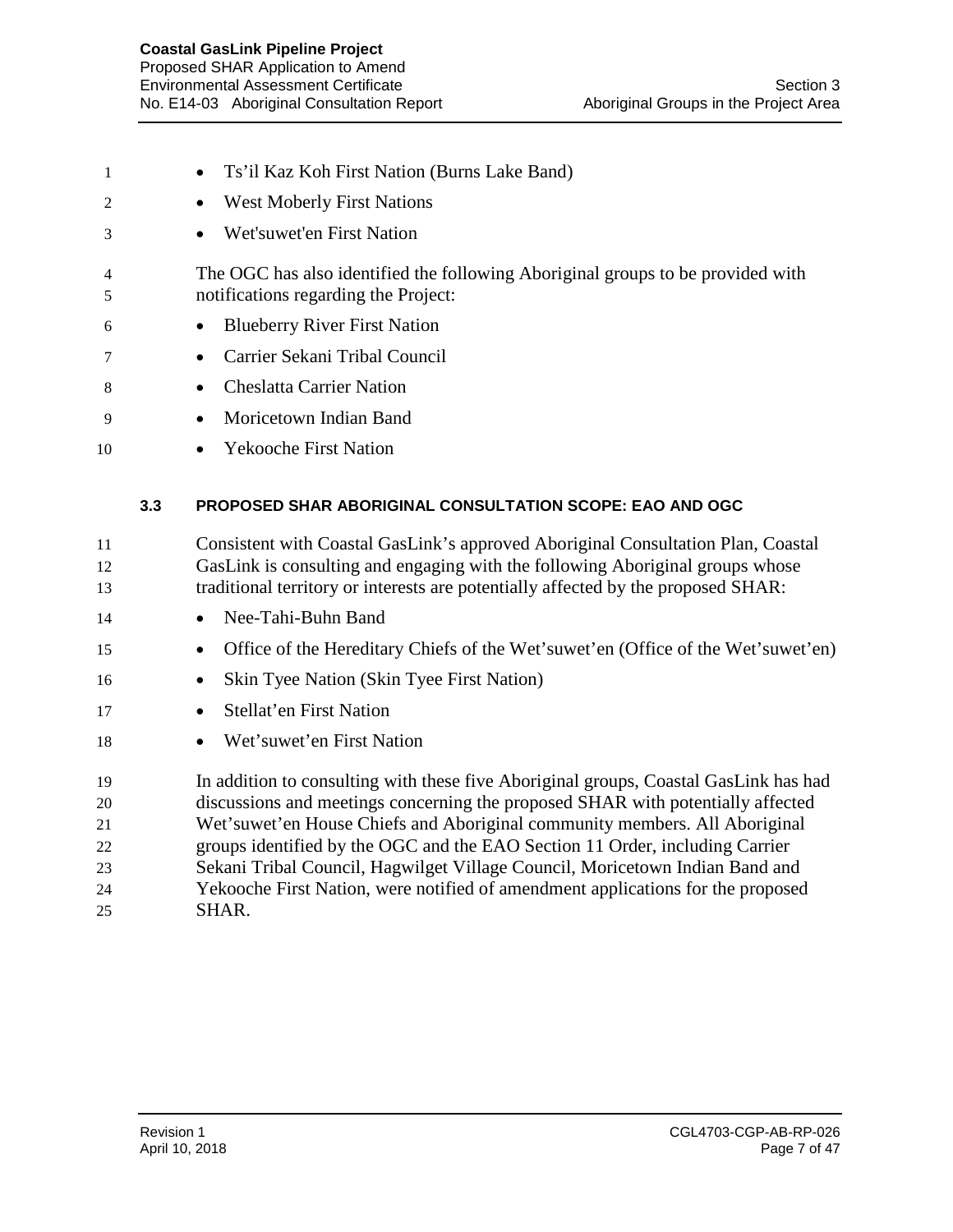- Ts'il Kaz Koh First Nation (Burns Lake Band)
- West Moberly First Nations
- Wet'suwet'en First Nation

The OGC has also identified the following Aboriginal groups to be provided with notifications regarding the Project:

- Blueberry River First Nation
- Carrier Sekani Tribal Council
- Cheslatta Carrier Nation
- Moricetown Indian Band
- Yekooche First Nation

### 3.3 PROPOSED SHAR ABORIGINAL CONSULTATION SCOPE: EAO AND OGC

Consistent with Coastal GasLink's approved Aboriginal Consultation Plan, Coastal GasLink is consulting and engaging with the following Aboriginal groups whose traditional territory or interests are potentially affected by the proposed SHAR:

- Nee-Tahi-Buhn Band
- Office of the Hereditary Chiefs of the Wet'suwet'en (Office of the Wet'suwet'en)
- Skin Tyee Nation (Skin Tyee First Nation)
- Stellat'en First Nation
- Wet'suwet'en First Nation

In addition to consulting with these five Aboriginal groups, Coastal GasLink has had discussions and meetings concerning the proposed SHAR with potentially affected Wet'suwet'en House Chiefs and Aboriginal community members. All Aboriginal groups identified by the OGC and the EAO Section 11 Order, including Carrier Sekani Tribal Council, Hagwilget Village Council, Moricetown Indian Band and Yekooche First Nation, were notified of amendment applications for the proposed SHAR.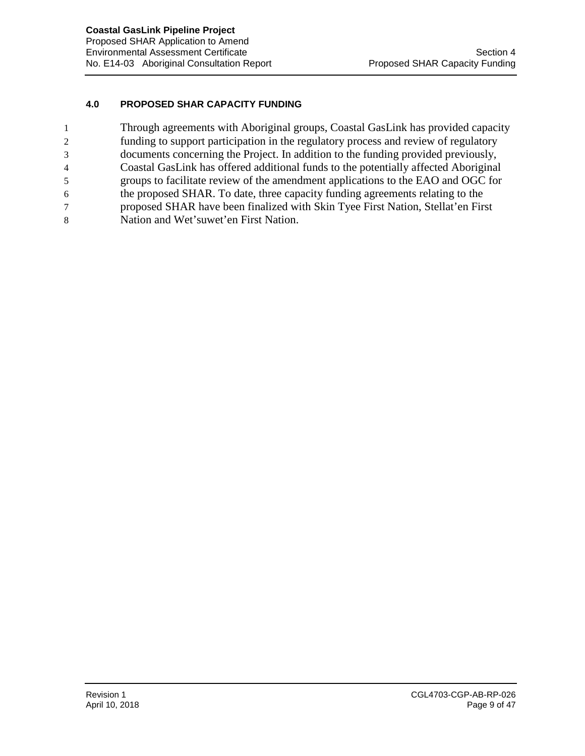## 4.0 PROPOSED SHAR CAPACITY FUNDING

Through agreements with Aboriginal groups, Coastal GasLink has provided capacity funding to support participation in the regulatory process and review of regulatory documents concerning the Project. In addition to the funding provided previously, Coastal GasLink has offered additional funds to the potentially affected Aboriginal groups to facilitate review of the amendment applications to the EAO and OGC for the proposed SHAR. To date, three capacity funding agreements relating to the proposed SHAR have been finalized with Skin Tyee First Nation, Stellat'en First Nation and Wet'suwet'en First Nation.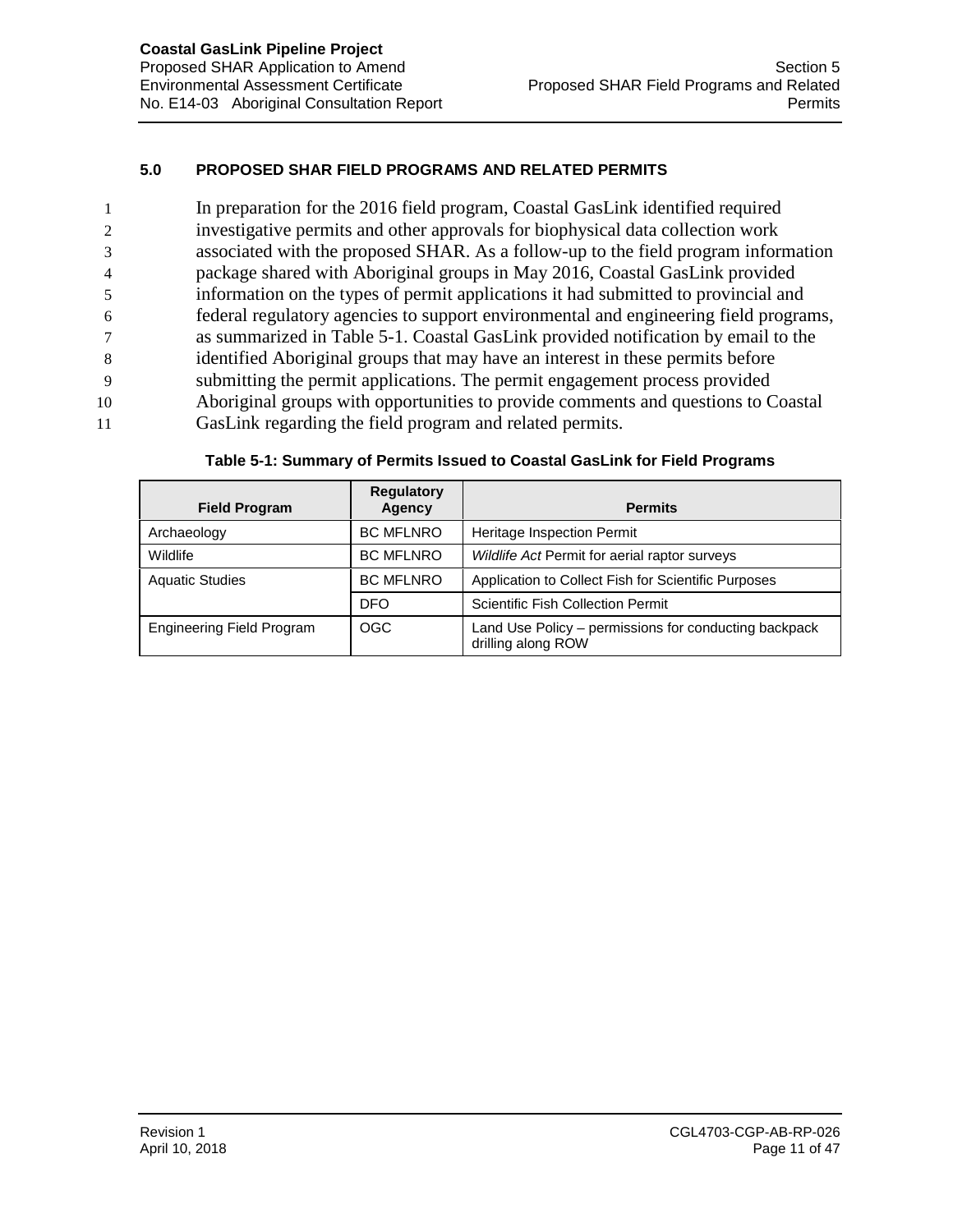## 5.0 PROPOSED SHAR FIELD PROGRAMS AND RELATED PERMITS

In preparation for the 2016 field program, Coastal GasLink identified required investigative permits and other approvals for biophysical data collection work associated with the proposed SHAR. As a follow-up to the field program information package shared with Aboriginal groups in May 2016, Coastal GasLink provided information on the types of permit applications it had submitted to provincial and federal regulatory agencies to support environmental and engineering field programs, as summarized in Table 5-1. Coastal GasLink provided notification by email to the identified Aboriginal groups that may have an interest in these permits before submitting the permit applications. The permit engagement process provided Aboriginal groups with opportunities to provide comments and questions to Coastal GasLink regarding the field program and related permits.

**Table 5-1: Summary of Permits Issued to Coastal GasLink for Field Programs**

| Field Program | Regulatory Agency | Permits |
|---|---|---|
| Archaeology | BC MFLNRO | Heritage Inspection Permit |
| Wildlife | BC MFLNRO | *Wildlife Act* Permit for aerial raptor surveys |
| Aquatic Studies | BC MFLNRO | Application to Collect Fish for Scientific Purposes |
| | DFO | Scientific Fish Collection Permit |
| Engineering Field Program | OGC | Land Use Policy – permissions for conducting backpack drilling along ROW |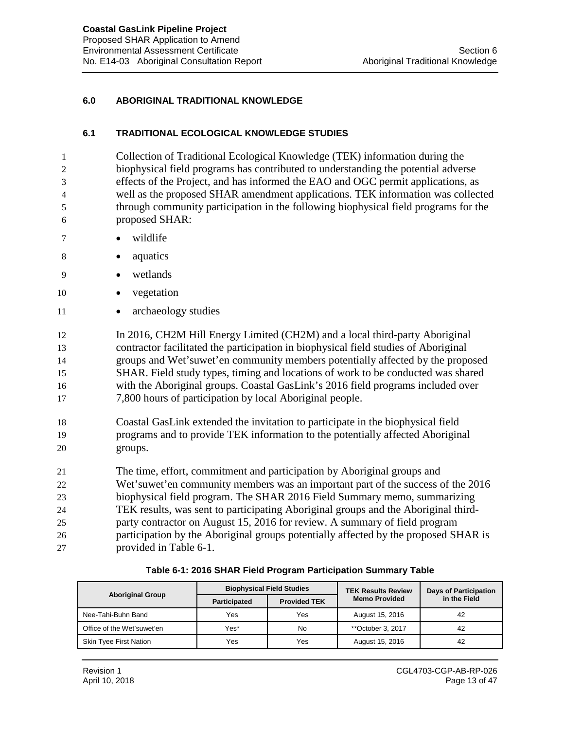## 6.0 ABORIGINAL TRADITIONAL KNOWLEDGE

### 6.1 TRADITIONAL ECOLOGICAL KNOWLEDGE STUDIES

Collection of Traditional Ecological Knowledge (TEK) information during the biophysical field programs has contributed to understanding the potential adverse effects of the Project, and has informed the EAO and OGC permit applications, as well as the proposed SHAR amendment applications. TEK information was collected through community participation in the following biophysical field programs for the proposed SHAR:

- wildlife
- aquatics
- wetlands
- vegetation
- archaeology studies

In 2016, CH2M Hill Energy Limited (CH2M) and a local third-party Aboriginal contractor facilitated the participation in biophysical field studies of Aboriginal groups and Wet'suwet'en community members potentially affected by the proposed SHAR. Field study types, timing and locations of work to be conducted was shared with the Aboriginal groups. Coastal GasLink's 2016 field programs included over 7,800 hours of participation by local Aboriginal people.

Coastal GasLink extended the invitation to participate in the biophysical field programs and to provide TEK information to the potentially affected Aboriginal groups.

The time, effort, commitment and participation by Aboriginal groups and Wet'suwet'en community members was an important part of the success of the 2016 biophysical field program. The SHAR 2016 Field Summary memo, summarizing TEK results, was sent to participating Aboriginal groups and the Aboriginal third-party contractor on August 15, 2016 for review. A summary of field program participation by the Aboriginal groups potentially affected by the proposed SHAR is provided in Table 6-1.

**Table 6-1: 2016 SHAR Field Program Participation Summary Table**

| Aboriginal Group | Biophysical Field Studies | | TEK Results Review Memo Provided | Days of Participation in the Field |
|---|---|---|---|---|
| | Participated | Provided TEK | | |
| Nee-Tahi-Buhn Band | Yes | Yes | August 15, 2016 | 42 |
| Office of the Wet'suwet'en | Yes* | No | **October 3, 2017 | 42 |
| Skin Tyee First Nation | Yes | Yes | August 15, 2016 | 42 |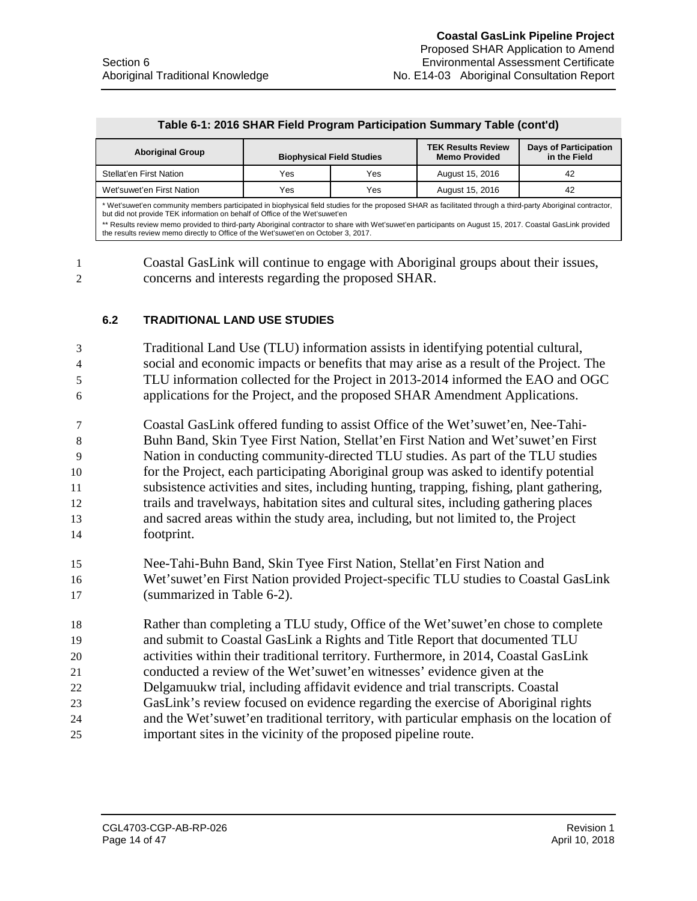**Table 6-1: 2016 SHAR Field Program Participation Summary Table (cont'd)**

| Aboriginal Group | Biophysical Field Studies | | TEK Results Review Memo Provided | Days of Participation in the Field |
|---|---|---|---|---|
| Stellat'en First Nation | Yes | Yes | August 15, 2016 | 42 |
| Wet'suwet'en First Nation | Yes | Yes | August 15, 2016 | 42 |

\* Wet'suwet'en community members participated in biophysical field studies for the proposed SHAR as facilitated through a third-party Aboriginal contractor, but did not provide TEK information on behalf of Office of the Wet'suwet'en

\*\* Results review memo provided to third-party Aboriginal contractor to share with Wet'suwet'en participants on August 15, 2017. Coastal GasLink provided the results review memo directly to Office of the Wet'suwet'en on October 3, 2017.

Coastal GasLink will continue to engage with Aboriginal groups about their issues, concerns and interests regarding the proposed SHAR.

### 6.2 TRADITIONAL LAND USE STUDIES

Traditional Land Use (TLU) information assists in identifying potential cultural, social and economic impacts or benefits that may arise as a result of the Project. The TLU information collected for the Project in 2013-2014 informed the EAO and OGC applications for the Project, and the proposed SHAR Amendment Applications.

Coastal GasLink offered funding to assist Office of the Wet'suwet'en, Nee-Tahi-Buhn Band, Skin Tyee First Nation, Stellat'en First Nation and Wet'suwet'en First Nation in conducting community-directed TLU studies. As part of the TLU studies for the Project, each participating Aboriginal group was asked to identify potential subsistence activities and sites, including hunting, trapping, fishing, plant gathering, trails and travelways, habitation sites and cultural sites, including gathering places and sacred areas within the study area, including, but not limited to, the Project footprint.

Nee-Tahi-Buhn Band, Skin Tyee First Nation, Stellat'en First Nation and Wet'suwet'en First Nation provided Project-specific TLU studies to Coastal GasLink (summarized in Table 6-2).

Rather than completing a TLU study, Office of the Wet'suwet'en chose to complete and submit to Coastal GasLink a Rights and Title Report that documented TLU activities within their traditional territory. Furthermore, in 2014, Coastal GasLink conducted a review of the Wet'suwet'en witnesses' evidence given at the Delgamuukw trial, including affidavit evidence and trial transcripts. Coastal GasLink's review focused on evidence regarding the exercise of Aboriginal rights and the Wet'suwet'en traditional territory, with particular emphasis on the location of important sites in the vicinity of the proposed pipeline route.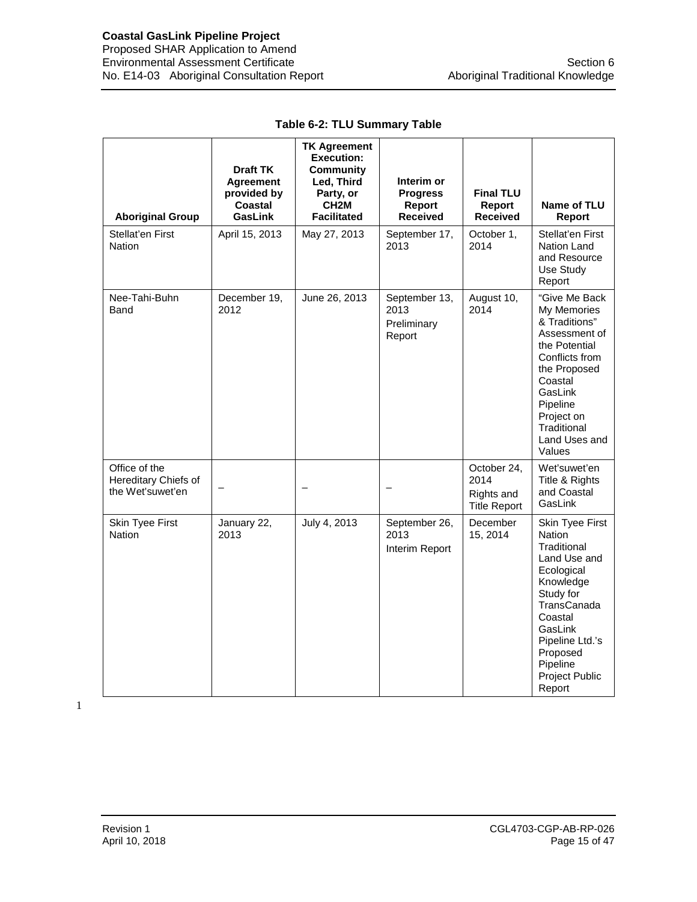**Table 6-2: TLU Summary Table**

| Aboriginal Group | Draft TK Agreement provided by Coastal GasLink | TK Agreement Execution: Community Led, Third Party, or CH2M Facilitated | Interim or Progress Report Received | Final TLU Report Received | Name of TLU Report |
|---|---|---|---|---|---|
| Stellat'en First Nation | April 15, 2013 | May 27, 2013 | September 17, 2013 | October 1, 2014 | Stellat'en First Nation Land and Resource Use Study Report |
| Nee-Tahi-Buhn Band | December 19, 2012 | June 26, 2013 | September 13, 2013 Preliminary Report | August 10, 2014 | "Give Me Back My Memories & Traditions" Assessment of the Potential Conflicts from the Proposed Coastal GasLink Pipeline Project on Traditional Land Uses and Values |
| Office of the Hereditary Chiefs of the Wet'suwet'en | – | – | – | October 24, 2014 Rights and Title Report | Wet'suwet'en Title & Rights and Coastal GasLink |
| Skin Tyee First Nation | January 22, 2013 | July 4, 2013 | September 26, 2013 Interim Report | December 15, 2014 | Skin Tyee First Nation Traditional Land Use and Ecological Knowledge Study for TransCanada Coastal GasLink Pipeline Ltd.'s Proposed Pipeline Project Public Report |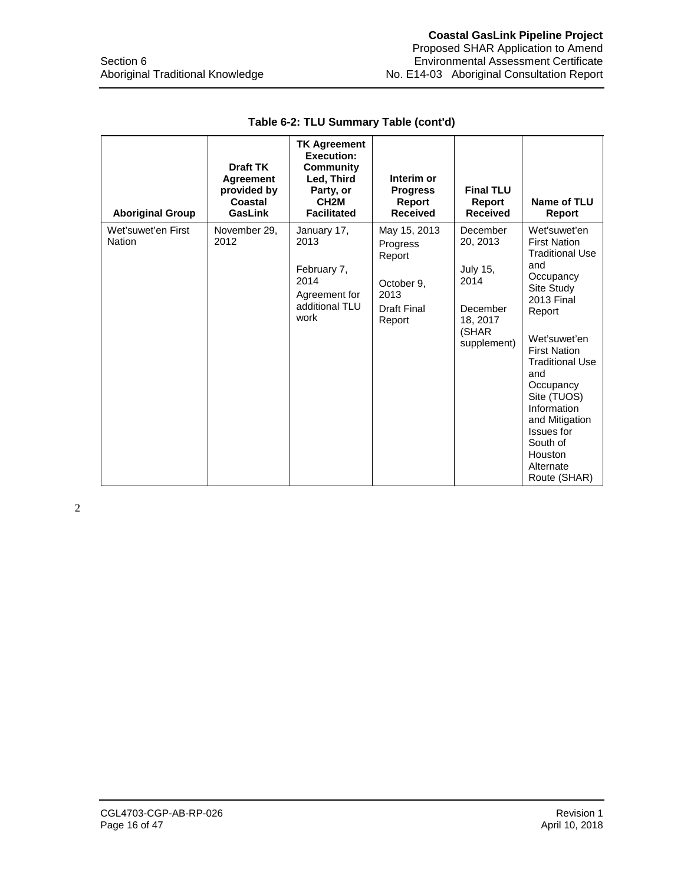**Table 6-2: TLU Summary Table (cont'd)**

| Aboriginal Group | Draft TK Agreement provided by Coastal GasLink | TK Agreement Execution: Community Led, Third Party, or CH2M Facilitated | Interim or Progress Report Received | Final TLU Report Received | Name of TLU Report |
|---|---|---|---|---|---|
| Wet'suwet'en First Nation | November 29, 2012 | January 17, 2013<br><br>February 7, 2014<br><br>Agreement for additional TLU work | May 15, 2013 Progress Report<br><br>October 9, 2013<br><br>Draft Final Report | December 20, 2013<br><br>July 15, 2014<br><br>December 18, 2017 (SHAR supplement) | Wet'suwet'en First Nation Traditional Use and Occupancy Site Study 2013 Final Report<br><br>Wet'suwet'en First Nation Traditional Use and Occupancy Site (TUOS) Information and Mitigation Issues for South of Houston Alternate Route (SHAR) |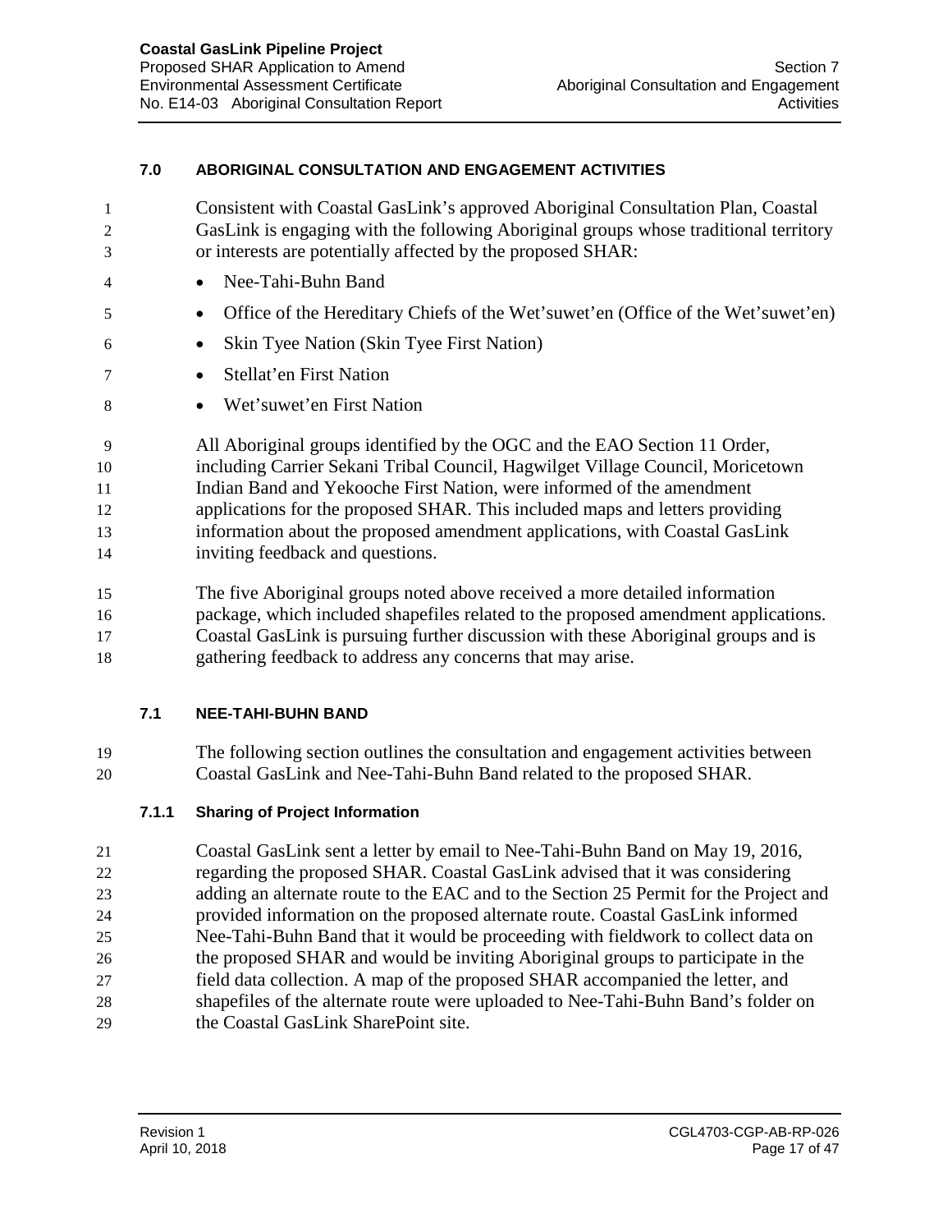## 7.0 ABORIGINAL CONSULTATION AND ENGAGEMENT ACTIVITIES

Consistent with Coastal GasLink's approved Aboriginal Consultation Plan, Coastal GasLink is engaging with the following Aboriginal groups whose traditional territory or interests are potentially affected by the proposed SHAR:

- Nee-Tahi-Buhn Band
- Office of the Hereditary Chiefs of the Wet'suwet'en (Office of the Wet'suwet'en)
- Skin Tyee Nation (Skin Tyee First Nation)
- Stellat'en First Nation
- Wet'suwet'en First Nation

All Aboriginal groups identified by the OGC and the EAO Section 11 Order, including Carrier Sekani Tribal Council, Hagwilget Village Council, Moricetown Indian Band and Yekooche First Nation, were informed of the amendment applications for the proposed SHAR. This included maps and letters providing information about the proposed amendment applications, with Coastal GasLink inviting feedback and questions.

The five Aboriginal groups noted above received a more detailed information package, which included shapefiles related to the proposed amendment applications. Coastal GasLink is pursuing further discussion with these Aboriginal groups and is gathering feedback to address any concerns that may arise.

### 7.1 NEE-TAHI-BUHN BAND

The following section outlines the consultation and engagement activities between Coastal GasLink and Nee-Tahi-Buhn Band related to the proposed SHAR.

#### 7.1.1 Sharing of Project Information

Coastal GasLink sent a letter by email to Nee-Tahi-Buhn Band on May 19, 2016, regarding the proposed SHAR. Coastal GasLink advised that it was considering adding an alternate route to the EAC and to the Section 25 Permit for the Project and provided information on the proposed alternate route. Coastal GasLink informed Nee-Tahi-Buhn Band that it would be proceeding with fieldwork to collect data on the proposed SHAR and would be inviting Aboriginal groups to participate in the field data collection. A map of the proposed SHAR accompanied the letter, and shapefiles of the alternate route were uploaded to Nee-Tahi-Buhn Band's folder on the Coastal GasLink SharePoint site.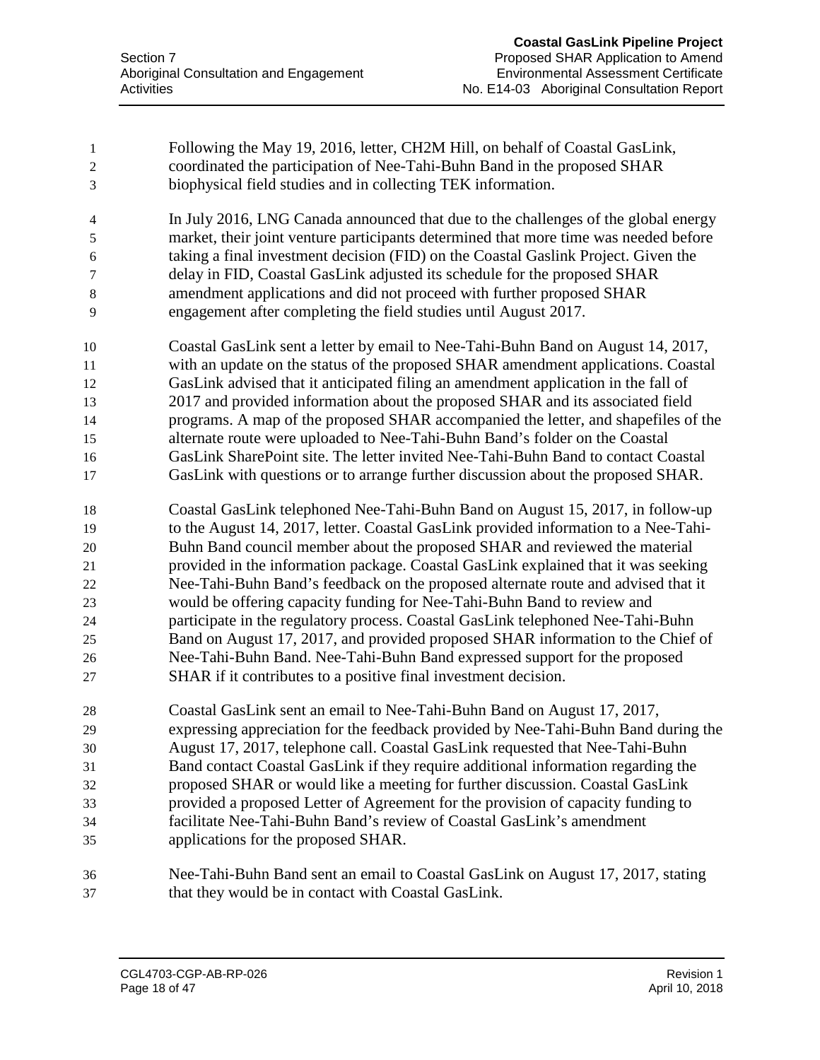Following the May 19, 2016, letter, CH2M Hill, on behalf of Coastal GasLink, coordinated the participation of Nee-Tahi-Buhn Band in the proposed SHAR biophysical field studies and in collecting TEK information.

In July 2016, LNG Canada announced that due to the challenges of the global energy market, their joint venture participants determined that more time was needed before taking a final investment decision (FID) on the Coastal Gaslink Project. Given the delay in FID, Coastal GasLink adjusted its schedule for the proposed SHAR amendment applications and did not proceed with further proposed SHAR engagement after completing the field studies until August 2017.

Coastal GasLink sent a letter by email to Nee-Tahi-Buhn Band on August 14, 2017, with an update on the status of the proposed SHAR amendment applications. Coastal GasLink advised that it anticipated filing an amendment application in the fall of 2017 and provided information about the proposed SHAR and its associated field programs. A map of the proposed SHAR accompanied the letter, and shapefiles of the alternate route were uploaded to Nee-Tahi-Buhn Band's folder on the Coastal GasLink SharePoint site. The letter invited Nee-Tahi-Buhn Band to contact Coastal GasLink with questions or to arrange further discussion about the proposed SHAR.

Coastal GasLink telephoned Nee-Tahi-Buhn Band on August 15, 2017, in follow-up to the August 14, 2017, letter. Coastal GasLink provided information to a Nee-Tahi-Buhn Band council member about the proposed SHAR and reviewed the material provided in the information package. Coastal GasLink explained that it was seeking Nee-Tahi-Buhn Band's feedback on the proposed alternate route and advised that it would be offering capacity funding for Nee-Tahi-Buhn Band to review and participate in the regulatory process. Coastal GasLink telephoned Nee-Tahi-Buhn Band on August 17, 2017, and provided proposed SHAR information to the Chief of Nee-Tahi-Buhn Band. Nee-Tahi-Buhn Band expressed support for the proposed SHAR if it contributes to a positive final investment decision.

Coastal GasLink sent an email to Nee-Tahi-Buhn Band on August 17, 2017, expressing appreciation for the feedback provided by Nee-Tahi-Buhn Band during the August 17, 2017, telephone call. Coastal GasLink requested that Nee-Tahi-Buhn Band contact Coastal GasLink if they require additional information regarding the proposed SHAR or would like a meeting for further discussion. Coastal GasLink provided a proposed Letter of Agreement for the provision of capacity funding to facilitate Nee-Tahi-Buhn Band's review of Coastal GasLink's amendment applications for the proposed SHAR.

Nee-Tahi-Buhn Band sent an email to Coastal GasLink on August 17, 2017, stating that they would be in contact with Coastal GasLink.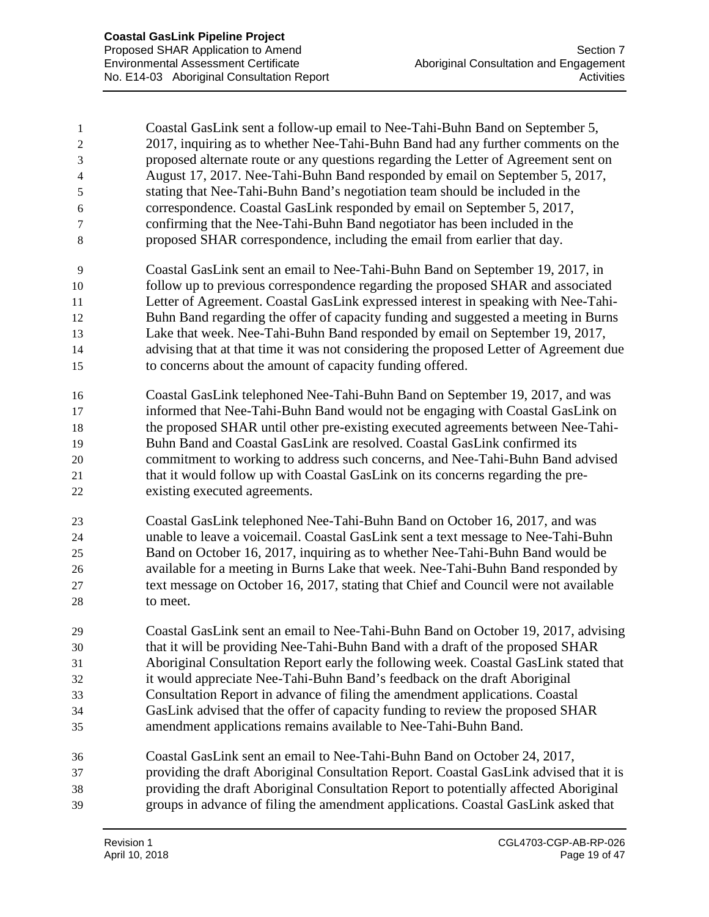Coastal GasLink sent a follow-up email to Nee-Tahi-Buhn Band on September 5, 2017, inquiring as to whether Nee-Tahi-Buhn Band had any further comments on the proposed alternate route or any questions regarding the Letter of Agreement sent on August 17, 2017. Nee-Tahi-Buhn Band responded by email on September 5, 2017, stating that Nee-Tahi-Buhn Band's negotiation team should be included in the correspondence. Coastal GasLink responded by email on September 5, 2017, confirming that the Nee-Tahi-Buhn Band negotiator has been included in the proposed SHAR correspondence, including the email from earlier that day.

Coastal GasLink sent an email to Nee-Tahi-Buhn Band on September 19, 2017, in follow up to previous correspondence regarding the proposed SHAR and associated Letter of Agreement. Coastal GasLink expressed interest in speaking with Nee-Tahi-Buhn Band regarding the offer of capacity funding and suggested a meeting in Burns Lake that week. Nee-Tahi-Buhn Band responded by email on September 19, 2017, advising that at that time it was not considering the proposed Letter of Agreement due to concerns about the amount of capacity funding offered.

Coastal GasLink telephoned Nee-Tahi-Buhn Band on September 19, 2017, and was informed that Nee-Tahi-Buhn Band would not be engaging with Coastal GasLink on the proposed SHAR until other pre-existing executed agreements between Nee-Tahi-Buhn Band and Coastal GasLink are resolved. Coastal GasLink confirmed its commitment to working to address such concerns, and Nee-Tahi-Buhn Band advised that it would follow up with Coastal GasLink on its concerns regarding the pre-existing executed agreements.

Coastal GasLink telephoned Nee-Tahi-Buhn Band on October 16, 2017, and was unable to leave a voicemail. Coastal GasLink sent a text message to Nee-Tahi-Buhn Band on October 16, 2017, inquiring as to whether Nee-Tahi-Buhn Band would be available for a meeting in Burns Lake that week. Nee-Tahi-Buhn Band responded by text message on October 16, 2017, stating that Chief and Council were not available to meet.

Coastal GasLink sent an email to Nee-Tahi-Buhn Band on October 19, 2017, advising that it will be providing Nee-Tahi-Buhn Band with a draft of the proposed SHAR Aboriginal Consultation Report early the following week. Coastal GasLink stated that it would appreciate Nee-Tahi-Buhn Band's feedback on the draft Aboriginal Consultation Report in advance of filing the amendment applications. Coastal GasLink advised that the offer of capacity funding to review the proposed SHAR amendment applications remains available to Nee-Tahi-Buhn Band.

Coastal GasLink sent an email to Nee-Tahi-Buhn Band on October 24, 2017, providing the draft Aboriginal Consultation Report. Coastal GasLink advised that it is providing the draft Aboriginal Consultation Report to potentially affected Aboriginal groups in advance of filing the amendment applications. Coastal GasLink asked that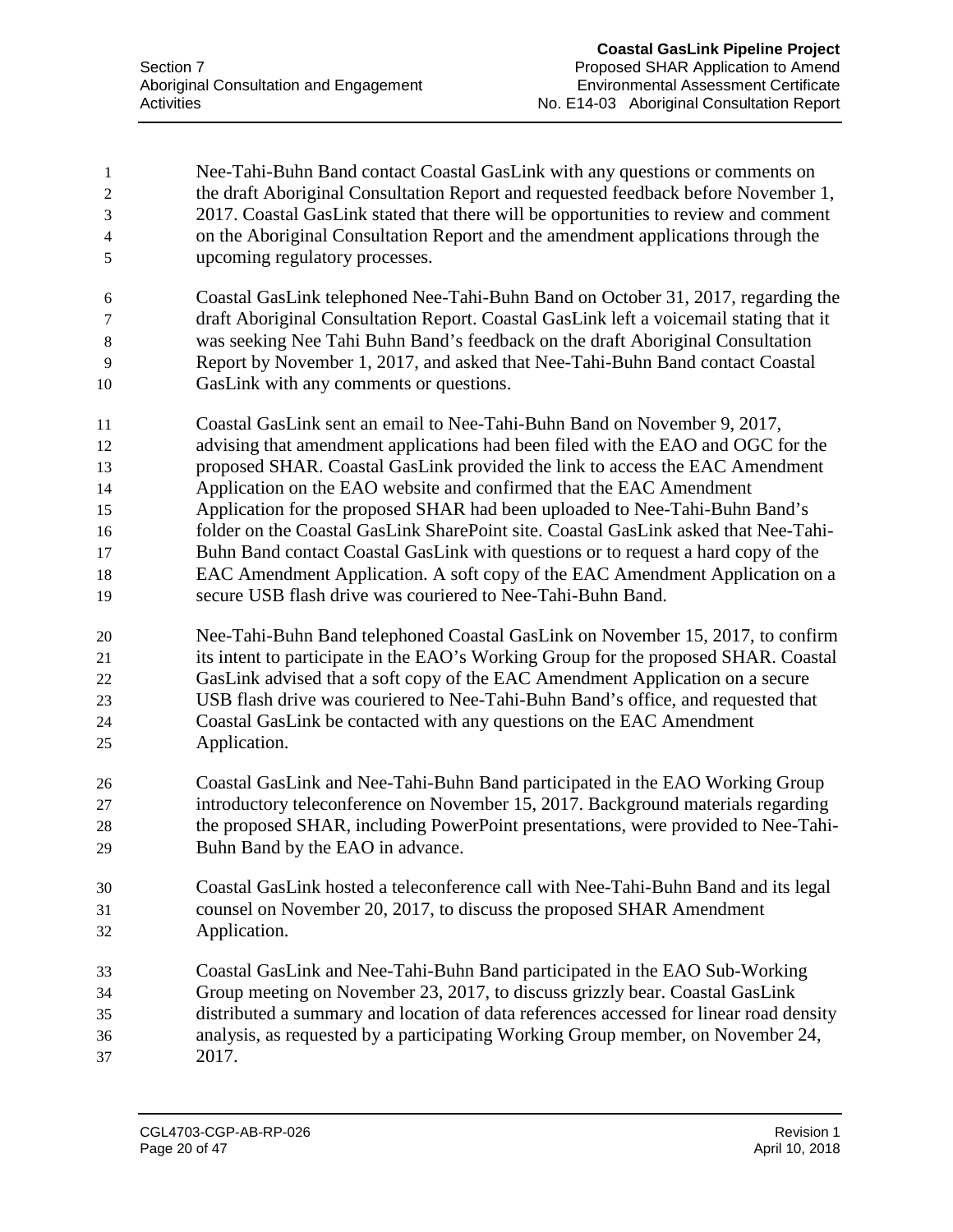Nee-Tahi-Buhn Band contact Coastal GasLink with any questions or comments on the draft Aboriginal Consultation Report and requested feedback before November 1, 2017. Coastal GasLink stated that there will be opportunities to review and comment on the Aboriginal Consultation Report and the amendment applications through the upcoming regulatory processes.

Coastal GasLink telephoned Nee-Tahi-Buhn Band on October 31, 2017, regarding the draft Aboriginal Consultation Report. Coastal GasLink left a voicemail stating that it was seeking Nee Tahi Buhn Band's feedback on the draft Aboriginal Consultation Report by November 1, 2017, and asked that Nee-Tahi-Buhn Band contact Coastal GasLink with any comments or questions.

Coastal GasLink sent an email to Nee-Tahi-Buhn Band on November 9, 2017, advising that amendment applications had been filed with the EAO and OGC for the proposed SHAR. Coastal GasLink provided the link to access the EAC Amendment Application on the EAO website and confirmed that the EAC Amendment Application for the proposed SHAR had been uploaded to Nee-Tahi-Buhn Band's folder on the Coastal GasLink SharePoint site. Coastal GasLink asked that Nee-Tahi-Buhn Band contact Coastal GasLink with questions or to request a hard copy of the EAC Amendment Application. A soft copy of the EAC Amendment Application on a secure USB flash drive was couriered to Nee-Tahi-Buhn Band.

Nee-Tahi-Buhn Band telephoned Coastal GasLink on November 15, 2017, to confirm its intent to participate in the EAO's Working Group for the proposed SHAR. Coastal GasLink advised that a soft copy of the EAC Amendment Application on a secure USB flash drive was couriered to Nee-Tahi-Buhn Band's office, and requested that Coastal GasLink be contacted with any questions on the EAC Amendment Application.

Coastal GasLink and Nee-Tahi-Buhn Band participated in the EAO Working Group introductory teleconference on November 15, 2017. Background materials regarding the proposed SHAR, including PowerPoint presentations, were provided to Nee-Tahi-Buhn Band by the EAO in advance.

Coastal GasLink hosted a teleconference call with Nee-Tahi-Buhn Band and its legal counsel on November 20, 2017, to discuss the proposed SHAR Amendment Application.

Coastal GasLink and Nee-Tahi-Buhn Band participated in the EAO Sub-Working Group meeting on November 23, 2017, to discuss grizzly bear. Coastal GasLink distributed a summary and location of data references accessed for linear road density analysis, as requested by a participating Working Group member, on November 24, 2017.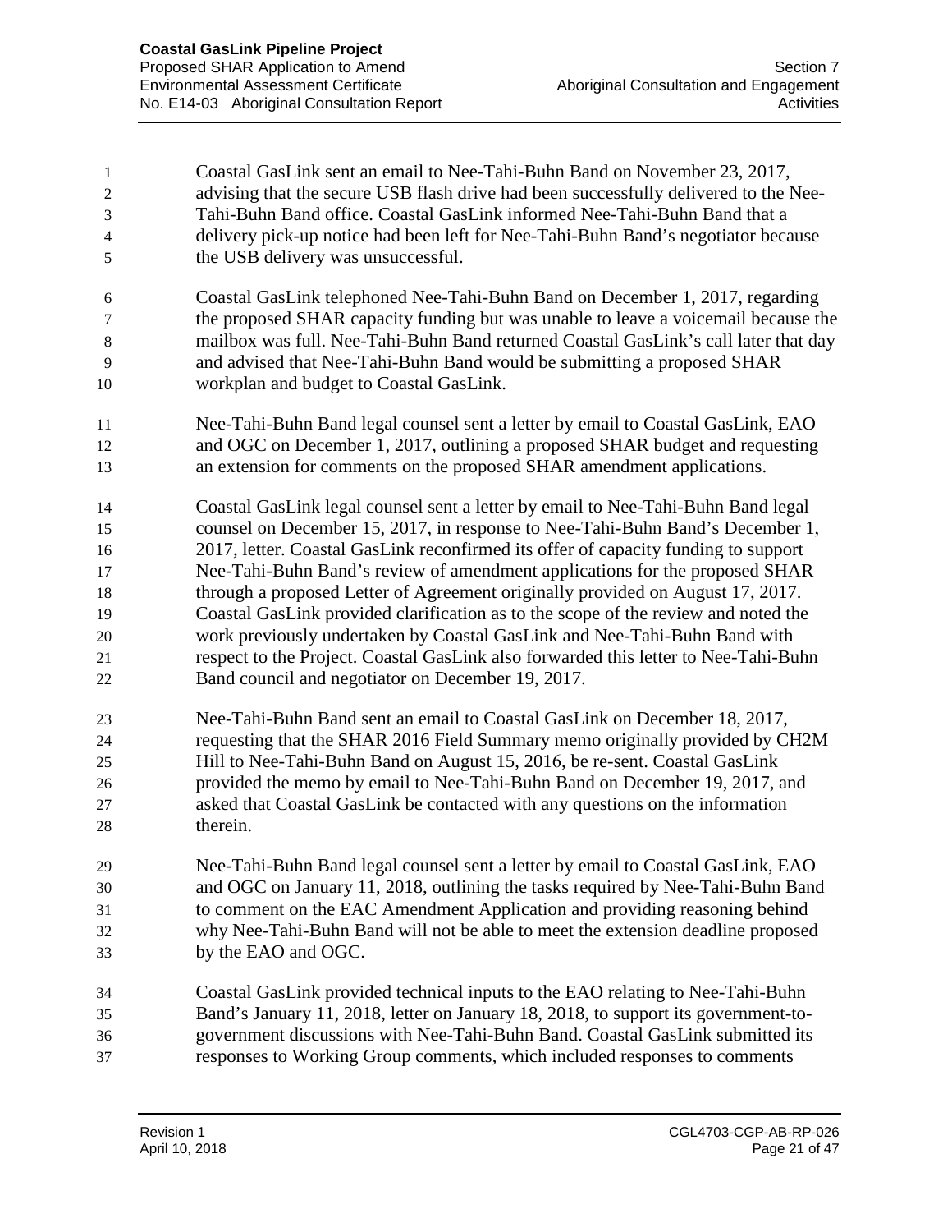Coastal GasLink sent an email to Nee-Tahi-Buhn Band on November 23, 2017, advising that the secure USB flash drive had been successfully delivered to the Nee-Tahi-Buhn Band office. Coastal GasLink informed Nee-Tahi-Buhn Band that a delivery pick-up notice had been left for Nee-Tahi-Buhn Band's negotiator because the USB delivery was unsuccessful.

Coastal GasLink telephoned Nee-Tahi-Buhn Band on December 1, 2017, regarding the proposed SHAR capacity funding but was unable to leave a voicemail because the mailbox was full. Nee-Tahi-Buhn Band returned Coastal GasLink's call later that day and advised that Nee-Tahi-Buhn Band would be submitting a proposed SHAR workplan and budget to Coastal GasLink.

Nee-Tahi-Buhn Band legal counsel sent a letter by email to Coastal GasLink, EAO and OGC on December 1, 2017, outlining a proposed SHAR budget and requesting an extension for comments on the proposed SHAR amendment applications.

Coastal GasLink legal counsel sent a letter by email to Nee-Tahi-Buhn Band legal counsel on December 15, 2017, in response to Nee-Tahi-Buhn Band's December 1, 2017, letter. Coastal GasLink reconfirmed its offer of capacity funding to support Nee-Tahi-Buhn Band's review of amendment applications for the proposed SHAR through a proposed Letter of Agreement originally provided on August 17, 2017. Coastal GasLink provided clarification as to the scope of the review and noted the work previously undertaken by Coastal GasLink and Nee-Tahi-Buhn Band with respect to the Project. Coastal GasLink also forwarded this letter to Nee-Tahi-Buhn Band council and negotiator on December 19, 2017.

Nee-Tahi-Buhn Band sent an email to Coastal GasLink on December 18, 2017, requesting that the SHAR 2016 Field Summary memo originally provided by CH2M Hill to Nee-Tahi-Buhn Band on August 15, 2016, be re-sent. Coastal GasLink provided the memo by email to Nee-Tahi-Buhn Band on December 19, 2017, and asked that Coastal GasLink be contacted with any questions on the information therein.

Nee-Tahi-Buhn Band legal counsel sent a letter by email to Coastal GasLink, EAO and OGC on January 11, 2018, outlining the tasks required by Nee-Tahi-Buhn Band to comment on the EAC Amendment Application and providing reasoning behind why Nee-Tahi-Buhn Band will not be able to meet the extension deadline proposed by the EAO and OGC.

Coastal GasLink provided technical inputs to the EAO relating to Nee-Tahi-Buhn Band's January 11, 2018, letter on January 18, 2018, to support its government-to-government discussions with Nee-Tahi-Buhn Band. Coastal GasLink submitted its responses to Working Group comments, which included responses to comments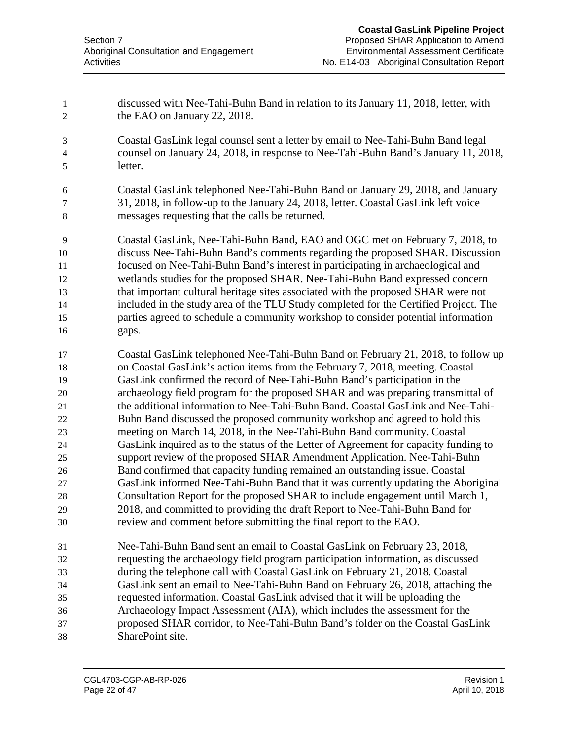discussed with Nee-Tahi-Buhn Band in relation to its January 11, 2018, letter, with the EAO on January 22, 2018.

Coastal GasLink legal counsel sent a letter by email to Nee-Tahi-Buhn Band legal counsel on January 24, 2018, in response to Nee-Tahi-Buhn Band's January 11, 2018, letter.

Coastal GasLink telephoned Nee-Tahi-Buhn Band on January 29, 2018, and January 31, 2018, in follow-up to the January 24, 2018, letter. Coastal GasLink left voice messages requesting that the calls be returned.

Coastal GasLink, Nee-Tahi-Buhn Band, EAO and OGC met on February 7, 2018, to discuss Nee-Tahi-Buhn Band's comments regarding the proposed SHAR. Discussion focused on Nee-Tahi-Buhn Band's interest in participating in archaeological and wetlands studies for the proposed SHAR. Nee-Tahi-Buhn Band expressed concern that important cultural heritage sites associated with the proposed SHAR were not included in the study area of the TLU Study completed for the Certified Project. The parties agreed to schedule a community workshop to consider potential information gaps.

Coastal GasLink telephoned Nee-Tahi-Buhn Band on February 21, 2018, to follow up on Coastal GasLink's action items from the February 7, 2018, meeting. Coastal GasLink confirmed the record of Nee-Tahi-Buhn Band's participation in the archaeology field program for the proposed SHAR and was preparing transmittal of the additional information to Nee-Tahi-Buhn Band. Coastal GasLink and Nee-Tahi-Buhn Band discussed the proposed community workshop and agreed to hold this meeting on March 14, 2018, in the Nee-Tahi-Buhn Band community. Coastal GasLink inquired as to the status of the Letter of Agreement for capacity funding to support review of the proposed SHAR Amendment Application. Nee-Tahi-Buhn Band confirmed that capacity funding remained an outstanding issue. Coastal GasLink informed Nee-Tahi-Buhn Band that it was currently updating the Aboriginal Consultation Report for the proposed SHAR to include engagement until March 1, 2018, and committed to providing the draft Report to Nee-Tahi-Buhn Band for review and comment before submitting the final report to the EAO.

Nee-Tahi-Buhn Band sent an email to Coastal GasLink on February 23, 2018, requesting the archaeology field program participation information, as discussed during the telephone call with Coastal GasLink on February 21, 2018. Coastal GasLink sent an email to Nee-Tahi-Buhn Band on February 26, 2018, attaching the requested information. Coastal GasLink advised that it will be uploading the Archaeology Impact Assessment (AIA), which includes the assessment for the proposed SHAR corridor, to Nee-Tahi-Buhn Band's folder on the Coastal GasLink SharePoint site.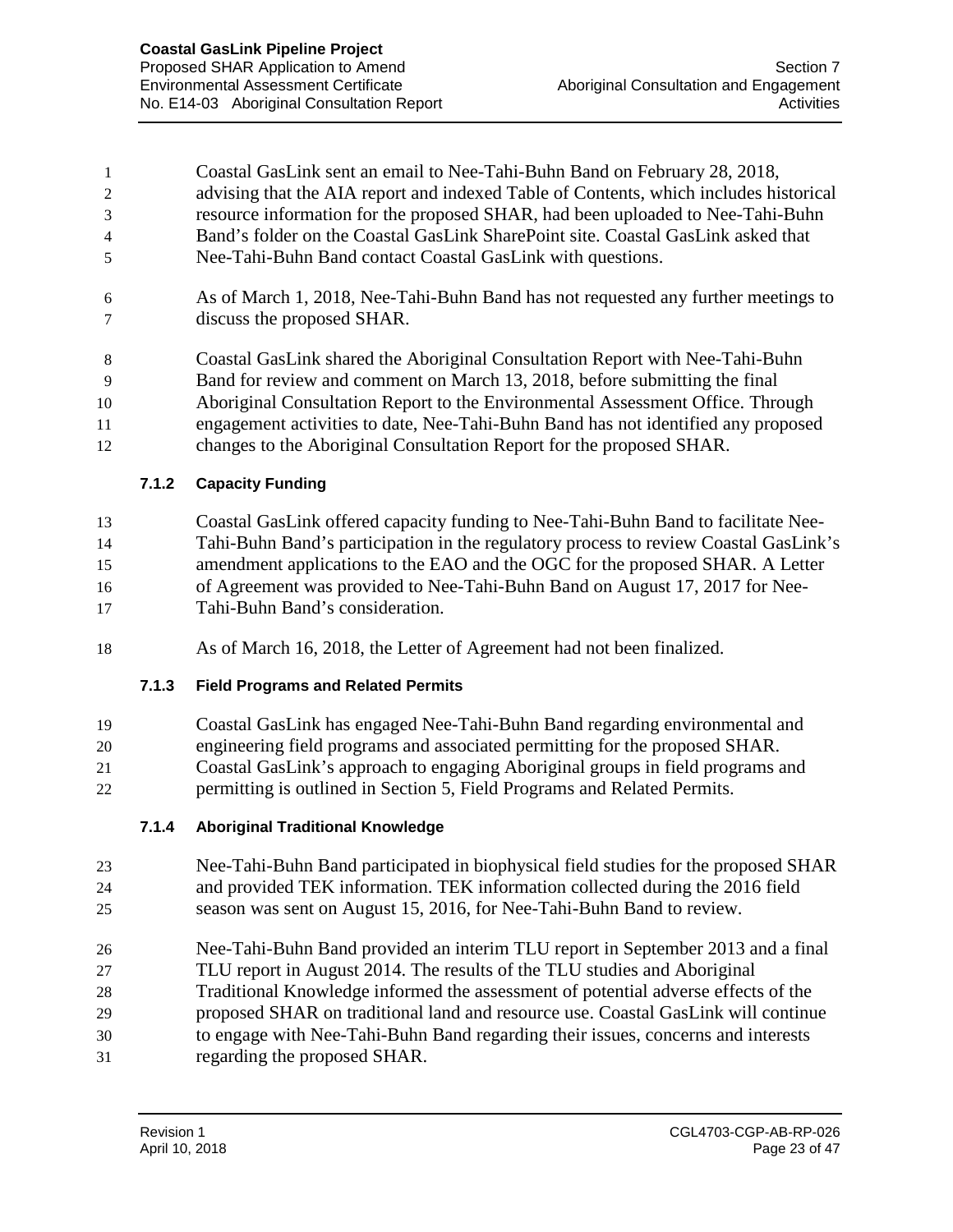Coastal GasLink sent an email to Nee-Tahi-Buhn Band on February 28, 2018, advising that the AIA report and indexed Table of Contents, which includes historical resource information for the proposed SHAR, had been uploaded to Nee-Tahi-Buhn Band's folder on the Coastal GasLink SharePoint site. Coastal GasLink asked that Nee-Tahi-Buhn Band contact Coastal GasLink with questions.

As of March 1, 2018, Nee-Tahi-Buhn Band has not requested any further meetings to discuss the proposed SHAR.

Coastal GasLink shared the Aboriginal Consultation Report with Nee-Tahi-Buhn Band for review and comment on March 13, 2018, before submitting the final Aboriginal Consultation Report to the Environmental Assessment Office. Through engagement activities to date, Nee-Tahi-Buhn Band has not identified any proposed changes to the Aboriginal Consultation Report for the proposed SHAR.

### 7.1.2 Capacity Funding

Coastal GasLink offered capacity funding to Nee-Tahi-Buhn Band to facilitate Nee-Tahi-Buhn Band's participation in the regulatory process to review Coastal GasLink's amendment applications to the EAO and the OGC for the proposed SHAR. A Letter of Agreement was provided to Nee-Tahi-Buhn Band on August 17, 2017 for Nee-Tahi-Buhn Band's consideration.

As of March 16, 2018, the Letter of Agreement had not been finalized.

### 7.1.3 Field Programs and Related Permits

Coastal GasLink has engaged Nee-Tahi-Buhn Band regarding environmental and engineering field programs and associated permitting for the proposed SHAR. Coastal GasLink's approach to engaging Aboriginal groups in field programs and permitting is outlined in Section 5, Field Programs and Related Permits.

### 7.1.4 Aboriginal Traditional Knowledge

Nee-Tahi-Buhn Band participated in biophysical field studies for the proposed SHAR and provided TEK information. TEK information collected during the 2016 field season was sent on August 15, 2016, for Nee-Tahi-Buhn Band to review.

Nee-Tahi-Buhn Band provided an interim TLU report in September 2013 and a final TLU report in August 2014. The results of the TLU studies and Aboriginal Traditional Knowledge informed the assessment of potential adverse effects of the proposed SHAR on traditional land and resource use. Coastal GasLink will continue to engage with Nee-Tahi-Buhn Band regarding their issues, concerns and interests regarding the proposed SHAR.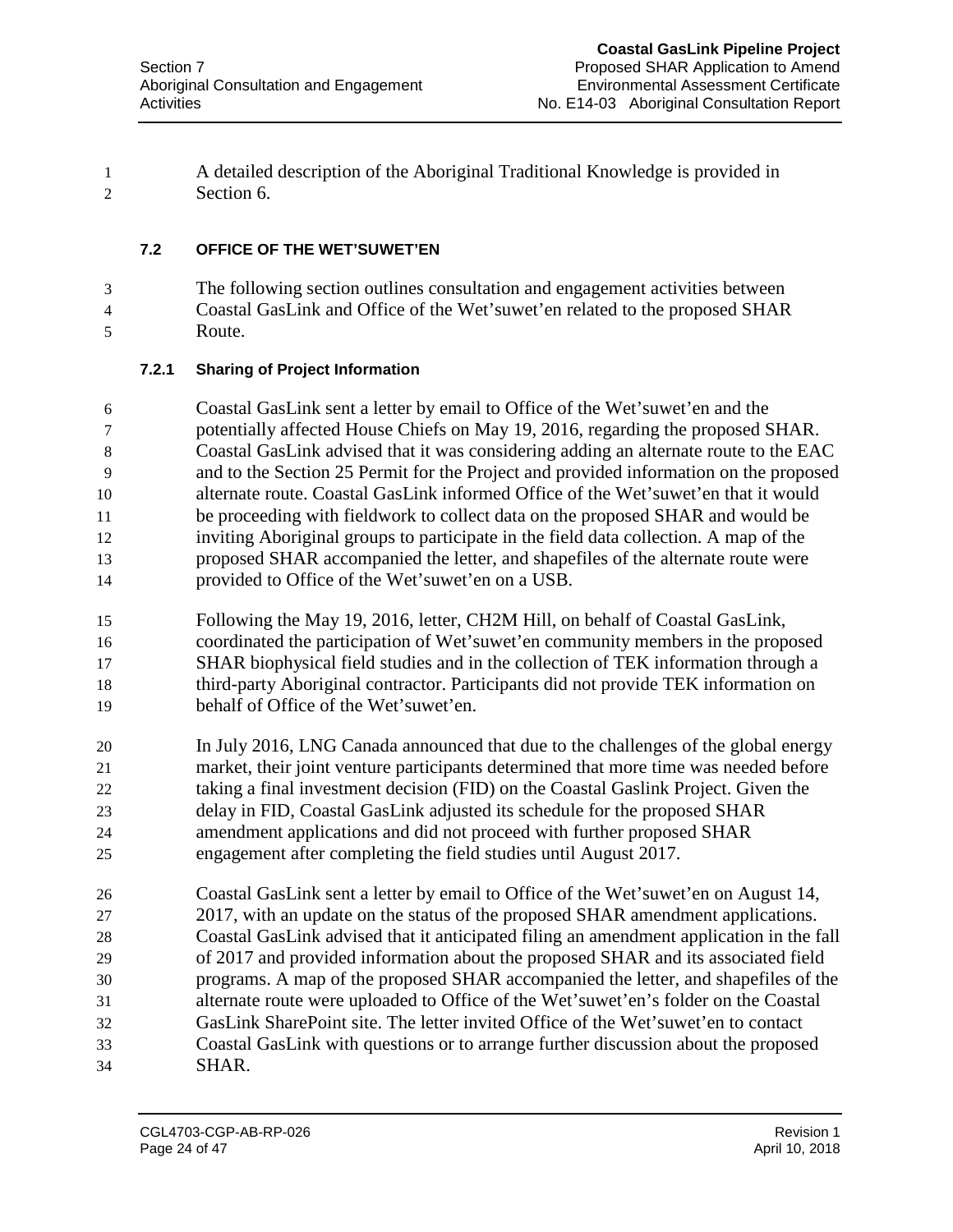A detailed description of the Aboriginal Traditional Knowledge is provided in Section 6.

## 7.2 OFFICE OF THE WET'SUWET'EN

The following section outlines consultation and engagement activities between Coastal GasLink and Office of the Wet'suwet'en related to the proposed SHAR Route.

### 7.2.1 Sharing of Project Information

Coastal GasLink sent a letter by email to Office of the Wet'suwet'en and the potentially affected House Chiefs on May 19, 2016, regarding the proposed SHAR. Coastal GasLink advised that it was considering adding an alternate route to the EAC and to the Section 25 Permit for the Project and provided information on the proposed alternate route. Coastal GasLink informed Office of the Wet'suwet'en that it would be proceeding with fieldwork to collect data on the proposed SHAR and would be inviting Aboriginal groups to participate in the field data collection. A map of the proposed SHAR accompanied the letter, and shapefiles of the alternate route were provided to Office of the Wet'suwet'en on a USB.

Following the May 19, 2016, letter, CH2M Hill, on behalf of Coastal GasLink, coordinated the participation of Wet'suwet'en community members in the proposed SHAR biophysical field studies and in the collection of TEK information through a third-party Aboriginal contractor. Participants did not provide TEK information on behalf of Office of the Wet'suwet'en.

In July 2016, LNG Canada announced that due to the challenges of the global energy market, their joint venture participants determined that more time was needed before taking a final investment decision (FID) on the Coastal Gaslink Project. Given the delay in FID, Coastal GasLink adjusted its schedule for the proposed SHAR amendment applications and did not proceed with further proposed SHAR engagement after completing the field studies until August 2017.

Coastal GasLink sent a letter by email to Office of the Wet'suwet'en on August 14, 2017, with an update on the status of the proposed SHAR amendment applications. Coastal GasLink advised that it anticipated filing an amendment application in the fall of 2017 and provided information about the proposed SHAR and its associated field programs. A map of the proposed SHAR accompanied the letter, and shapefiles of the alternate route were uploaded to Office of the Wet'suwet'en's folder on the Coastal GasLink SharePoint site. The letter invited Office of the Wet'suwet'en to contact Coastal GasLink with questions or to arrange further discussion about the proposed SHAR.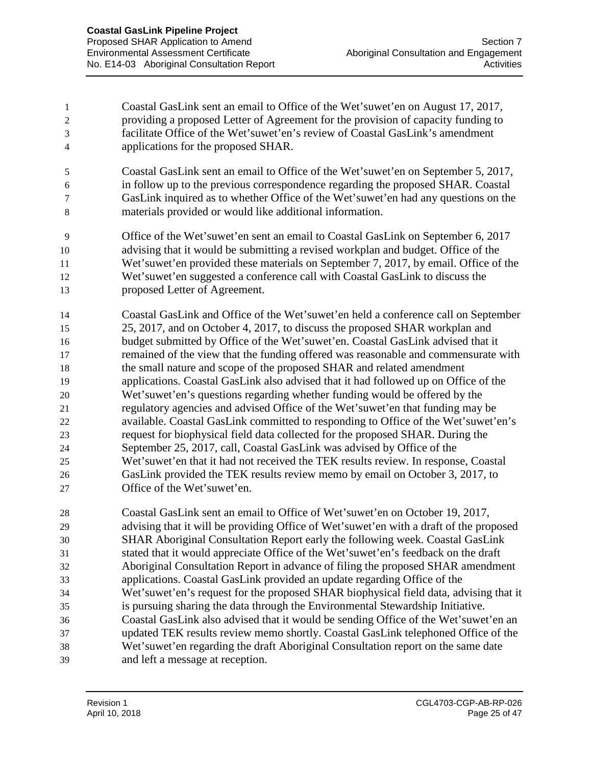Coastal GasLink sent an email to Office of the Wet'suwet'en on August 17, 2017, providing a proposed Letter of Agreement for the provision of capacity funding to facilitate Office of the Wet'suwet'en's review of Coastal GasLink's amendment applications for the proposed SHAR.

Coastal GasLink sent an email to Office of the Wet'suwet'en on September 5, 2017, in follow up to the previous correspondence regarding the proposed SHAR. Coastal GasLink inquired as to whether Office of the Wet'suwet'en had any questions on the materials provided or would like additional information.

Office of the Wet'suwet'en sent an email to Coastal GasLink on September 6, 2017 advising that it would be submitting a revised workplan and budget. Office of the Wet'suwet'en provided these materials on September 7, 2017, by email. Office of the Wet'suwet'en suggested a conference call with Coastal GasLink to discuss the proposed Letter of Agreement.

Coastal GasLink and Office of the Wet'suwet'en held a conference call on September 25, 2017, and on October 4, 2017, to discuss the proposed SHAR workplan and budget submitted by Office of the Wet'suwet'en. Coastal GasLink advised that it remained of the view that the funding offered was reasonable and commensurate with the small nature and scope of the proposed SHAR and related amendment applications. Coastal GasLink also advised that it had followed up on Office of the Wet'suwet'en's questions regarding whether funding would be offered by the regulatory agencies and advised Office of the Wet'suwet'en that funding may be available. Coastal GasLink committed to responding to Office of the Wet'suwet'en's request for biophysical field data collected for the proposed SHAR. During the September 25, 2017, call, Coastal GasLink was advised by Office of the Wet'suwet'en that it had not received the TEK results review. In response, Coastal GasLink provided the TEK results review memo by email on October 3, 2017, to Office of the Wet'suwet'en.

Coastal GasLink sent an email to Office of Wet'suwet'en on October 19, 2017, advising that it will be providing Office of Wet'suwet'en with a draft of the proposed SHAR Aboriginal Consultation Report early the following week. Coastal GasLink stated that it would appreciate Office of the Wet'suwet'en's feedback on the draft Aboriginal Consultation Report in advance of filing the proposed SHAR amendment applications. Coastal GasLink provided an update regarding Office of the Wet'suwet'en's request for the proposed SHAR biophysical field data, advising that it is pursuing sharing the data through the Environmental Stewardship Initiative. Coastal GasLink also advised that it would be sending Office of the Wet'suwet'en an updated TEK results review memo shortly. Coastal GasLink telephoned Office of the Wet'suwet'en regarding the draft Aboriginal Consultation report on the same date and left a message at reception.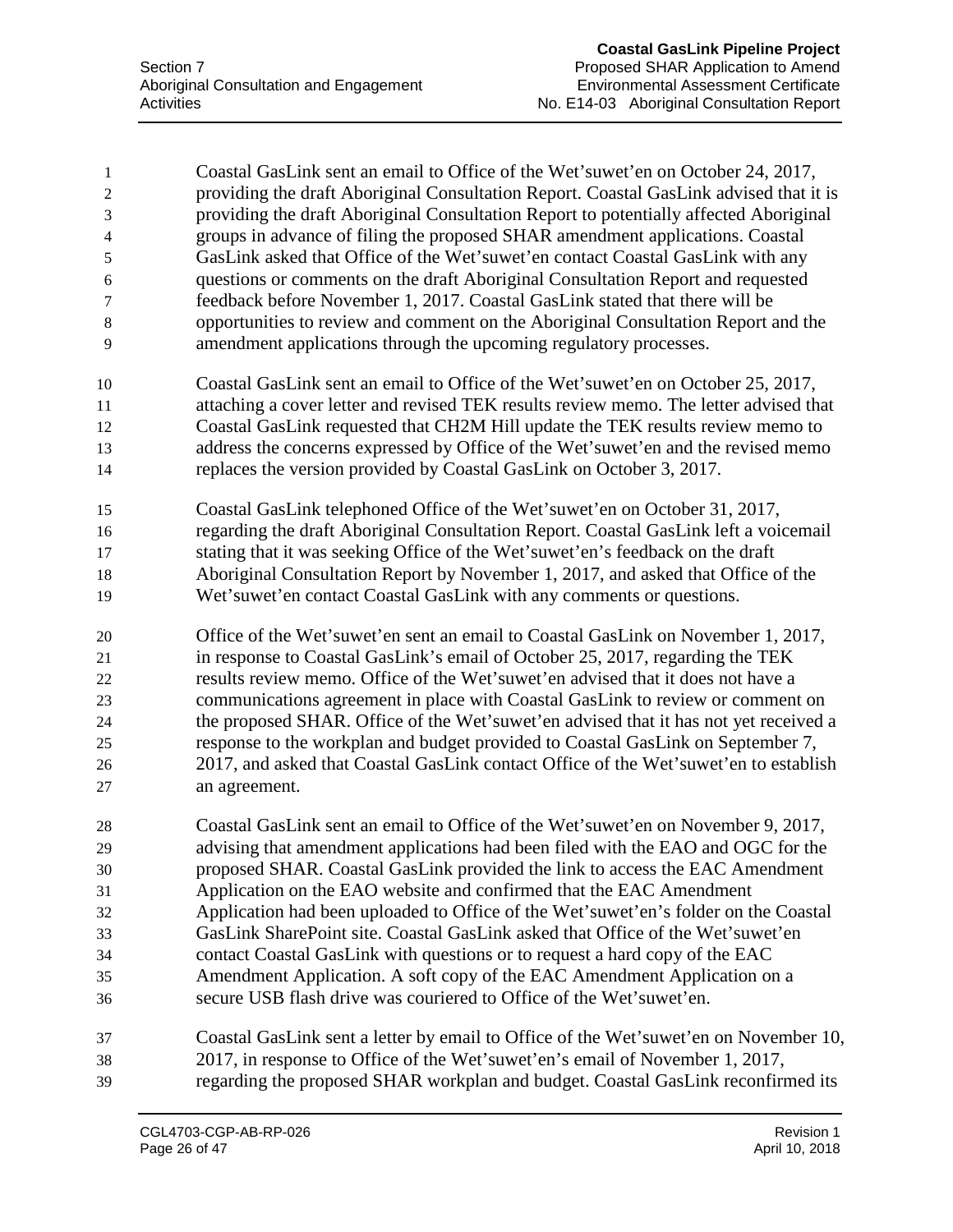Coastal GasLink sent an email to Office of the Wet'suwet'en on October 24, 2017, providing the draft Aboriginal Consultation Report. Coastal GasLink advised that it is providing the draft Aboriginal Consultation Report to potentially affected Aboriginal groups in advance of filing the proposed SHAR amendment applications. Coastal GasLink asked that Office of the Wet'suwet'en contact Coastal GasLink with any questions or comments on the draft Aboriginal Consultation Report and requested feedback before November 1, 2017. Coastal GasLink stated that there will be opportunities to review and comment on the Aboriginal Consultation Report and the amendment applications through the upcoming regulatory processes.

Coastal GasLink sent an email to Office of the Wet'suwet'en on October 25, 2017, attaching a cover letter and revised TEK results review memo. The letter advised that Coastal GasLink requested that CH2M Hill update the TEK results review memo to address the concerns expressed by Office of the Wet'suwet'en and the revised memo replaces the version provided by Coastal GasLink on October 3, 2017.

Coastal GasLink telephoned Office of the Wet'suwet'en on October 31, 2017, regarding the draft Aboriginal Consultation Report. Coastal GasLink left a voicemail stating that it was seeking Office of the Wet'suwet'en's feedback on the draft Aboriginal Consultation Report by November 1, 2017, and asked that Office of the Wet'suwet'en contact Coastal GasLink with any comments or questions.

Office of the Wet'suwet'en sent an email to Coastal GasLink on November 1, 2017, in response to Coastal GasLink's email of October 25, 2017, regarding the TEK results review memo. Office of the Wet'suwet'en advised that it does not have a communications agreement in place with Coastal GasLink to review or comment on the proposed SHAR. Office of the Wet'suwet'en advised that it has not yet received a response to the workplan and budget provided to Coastal GasLink on September 7, 2017, and asked that Coastal GasLink contact Office of the Wet'suwet'en to establish an agreement.

Coastal GasLink sent an email to Office of the Wet'suwet'en on November 9, 2017, advising that amendment applications had been filed with the EAO and OGC for the proposed SHAR. Coastal GasLink provided the link to access the EAC Amendment Application on the EAO website and confirmed that the EAC Amendment Application had been uploaded to Office of the Wet'suwet'en's folder on the Coastal GasLink SharePoint site. Coastal GasLink asked that Office of the Wet'suwet'en contact Coastal GasLink with questions or to request a hard copy of the EAC Amendment Application. A soft copy of the EAC Amendment Application on a secure USB flash drive was couriered to Office of the Wet'suwet'en.

Coastal GasLink sent a letter by email to Office of the Wet'suwet'en on November 10, 2017, in response to Office of the Wet'suwet'en's email of November 1, 2017, regarding the proposed SHAR workplan and budget. Coastal GasLink reconfirmed its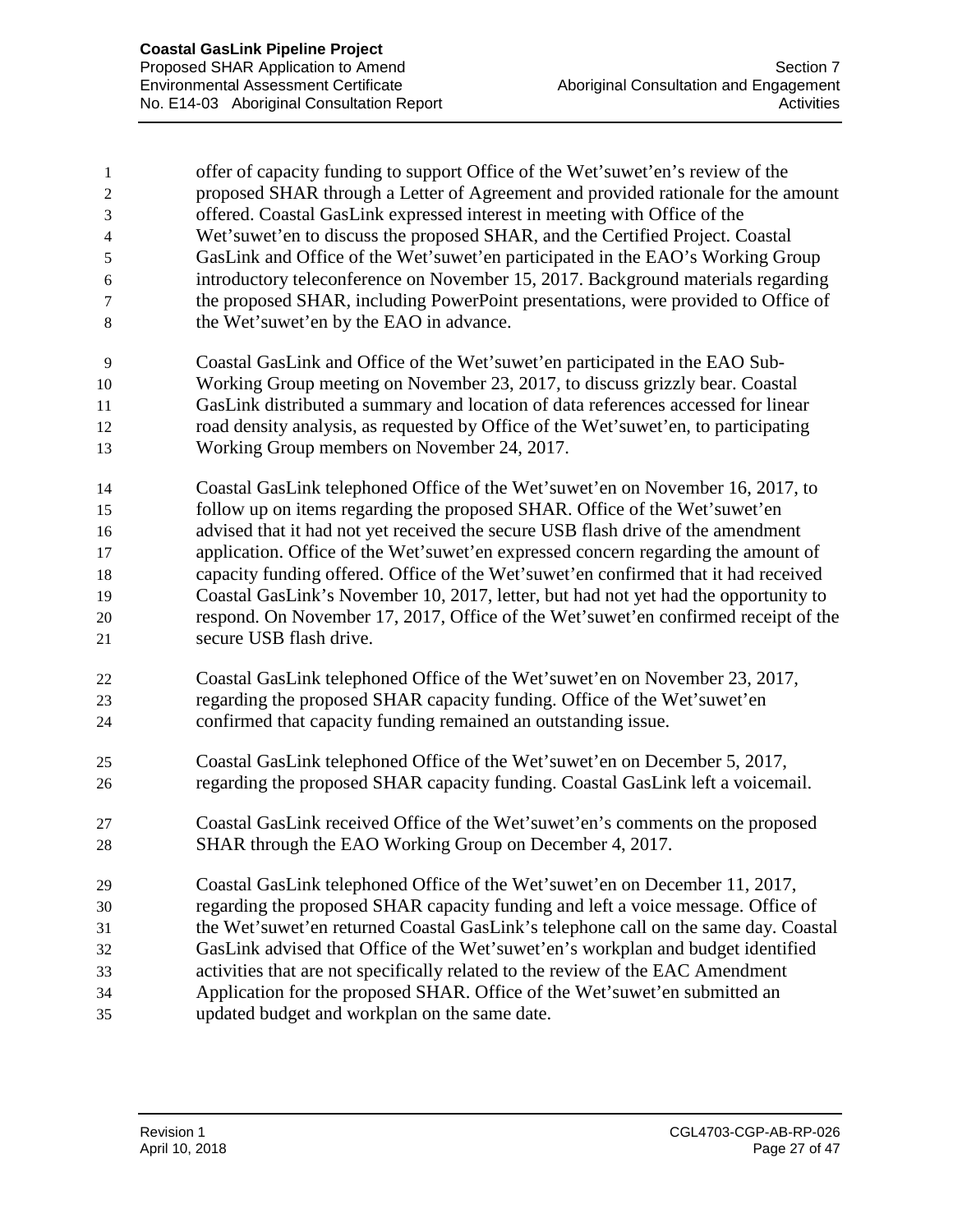offer of capacity funding to support Office of the Wet'suwet'en's review of the proposed SHAR through a Letter of Agreement and provided rationale for the amount offered. Coastal GasLink expressed interest in meeting with Office of the Wet'suwet'en to discuss the proposed SHAR, and the Certified Project. Coastal GasLink and Office of the Wet'suwet'en participated in the EAO's Working Group introductory teleconference on November 15, 2017. Background materials regarding the proposed SHAR, including PowerPoint presentations, were provided to Office of the Wet'suwet'en by the EAO in advance.

Coastal GasLink and Office of the Wet'suwet'en participated in the EAO Sub-Working Group meeting on November 23, 2017, to discuss grizzly bear. Coastal GasLink distributed a summary and location of data references accessed for linear road density analysis, as requested by Office of the Wet'suwet'en, to participating Working Group members on November 24, 2017.

Coastal GasLink telephoned Office of the Wet'suwet'en on November 16, 2017, to follow up on items regarding the proposed SHAR. Office of the Wet'suwet'en advised that it had not yet received the secure USB flash drive of the amendment application. Office of the Wet'suwet'en expressed concern regarding the amount of capacity funding offered. Office of the Wet'suwet'en confirmed that it had received Coastal GasLink's November 10, 2017, letter, but had not yet had the opportunity to respond. On November 17, 2017, Office of the Wet'suwet'en confirmed receipt of the secure USB flash drive.

Coastal GasLink telephoned Office of the Wet'suwet'en on November 23, 2017, regarding the proposed SHAR capacity funding. Office of the Wet'suwet'en confirmed that capacity funding remained an outstanding issue.

Coastal GasLink telephoned Office of the Wet'suwet'en on December 5, 2017, regarding the proposed SHAR capacity funding. Coastal GasLink left a voicemail.

Coastal GasLink received Office of the Wet'suwet'en's comments on the proposed SHAR through the EAO Working Group on December 4, 2017.

Coastal GasLink telephoned Office of the Wet'suwet'en on December 11, 2017, regarding the proposed SHAR capacity funding and left a voice message. Office of the Wet'suwet'en returned Coastal GasLink's telephone call on the same day. Coastal GasLink advised that Office of the Wet'suwet'en's workplan and budget identified activities that are not specifically related to the review of the EAC Amendment Application for the proposed SHAR. Office of the Wet'suwet'en submitted an updated budget and workplan on the same date.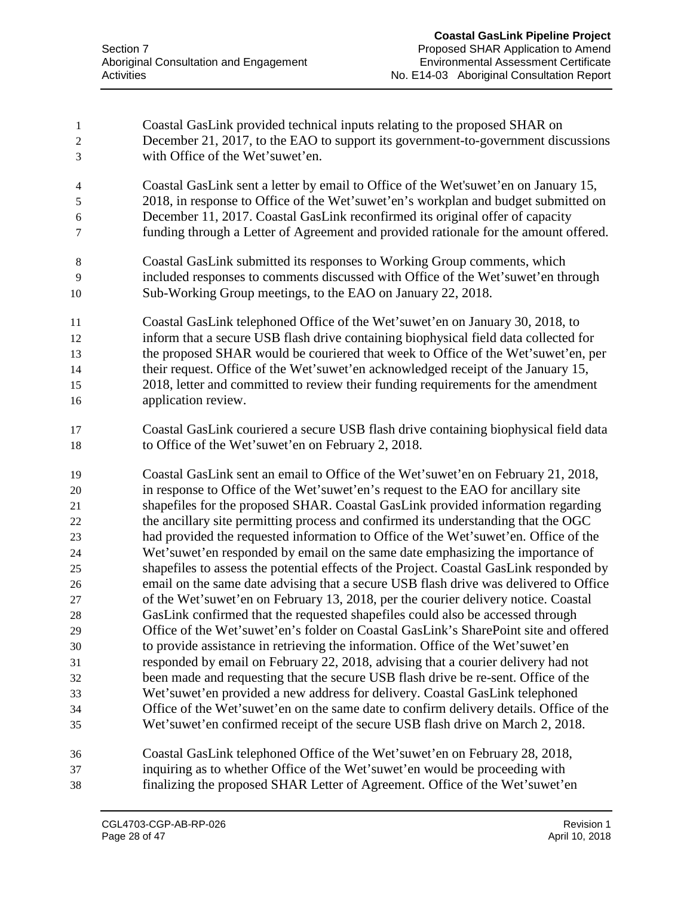Coastal GasLink provided technical inputs relating to the proposed SHAR on December 21, 2017, to the EAO to support its government-to-government discussions with Office of the Wet'suwet'en.

Coastal GasLink sent a letter by email to Office of the Wet'suwet'en on January 15, 2018, in response to Office of the Wet'suwet'en's workplan and budget submitted on December 11, 2017. Coastal GasLink reconfirmed its original offer of capacity funding through a Letter of Agreement and provided rationale for the amount offered.

Coastal GasLink submitted its responses to Working Group comments, which included responses to comments discussed with Office of the Wet'suwet'en through Sub-Working Group meetings, to the EAO on January 22, 2018.

Coastal GasLink telephoned Office of the Wet'suwet'en on January 30, 2018, to inform that a secure USB flash drive containing biophysical field data collected for the proposed SHAR would be couriered that week to Office of the Wet'suwet'en, per their request. Office of the Wet'suwet'en acknowledged receipt of the January 15, 2018, letter and committed to review their funding requirements for the amendment application review.

Coastal GasLink couriered a secure USB flash drive containing biophysical field data to Office of the Wet'suwet'en on February 2, 2018.

Coastal GasLink sent an email to Office of the Wet'suwet'en on February 21, 2018, in response to Office of the Wet'suwet'en's request to the EAO for ancillary site shapefiles for the proposed SHAR. Coastal GasLink provided information regarding the ancillary site permitting process and confirmed its understanding that the OGC had provided the requested information to Office of the Wet'suwet'en. Office of the Wet'suwet'en responded by email on the same date emphasizing the importance of shapefiles to assess the potential effects of the Project. Coastal GasLink responded by email on the same date advising that a secure USB flash drive was delivered to Office of the Wet'suwet'en on February 13, 2018, per the courier delivery notice. Coastal GasLink confirmed that the requested shapefiles could also be accessed through Office of the Wet'suwet'en's folder on Coastal GasLink's SharePoint site and offered to provide assistance in retrieving the information. Office of the Wet'suwet'en responded by email on February 22, 2018, advising that a courier delivery had not been made and requesting that the secure USB flash drive be re-sent. Office of the Wet'suwet'en provided a new address for delivery. Coastal GasLink telephoned Office of the Wet'suwet'en on the same date to confirm delivery details. Office of the Wet'suwet'en confirmed receipt of the secure USB flash drive on March 2, 2018.

Coastal GasLink telephoned Office of the Wet'suwet'en on February 28, 2018, inquiring as to whether Office of the Wet'suwet'en would be proceeding with finalizing the proposed SHAR Letter of Agreement. Office of the Wet'suwet'en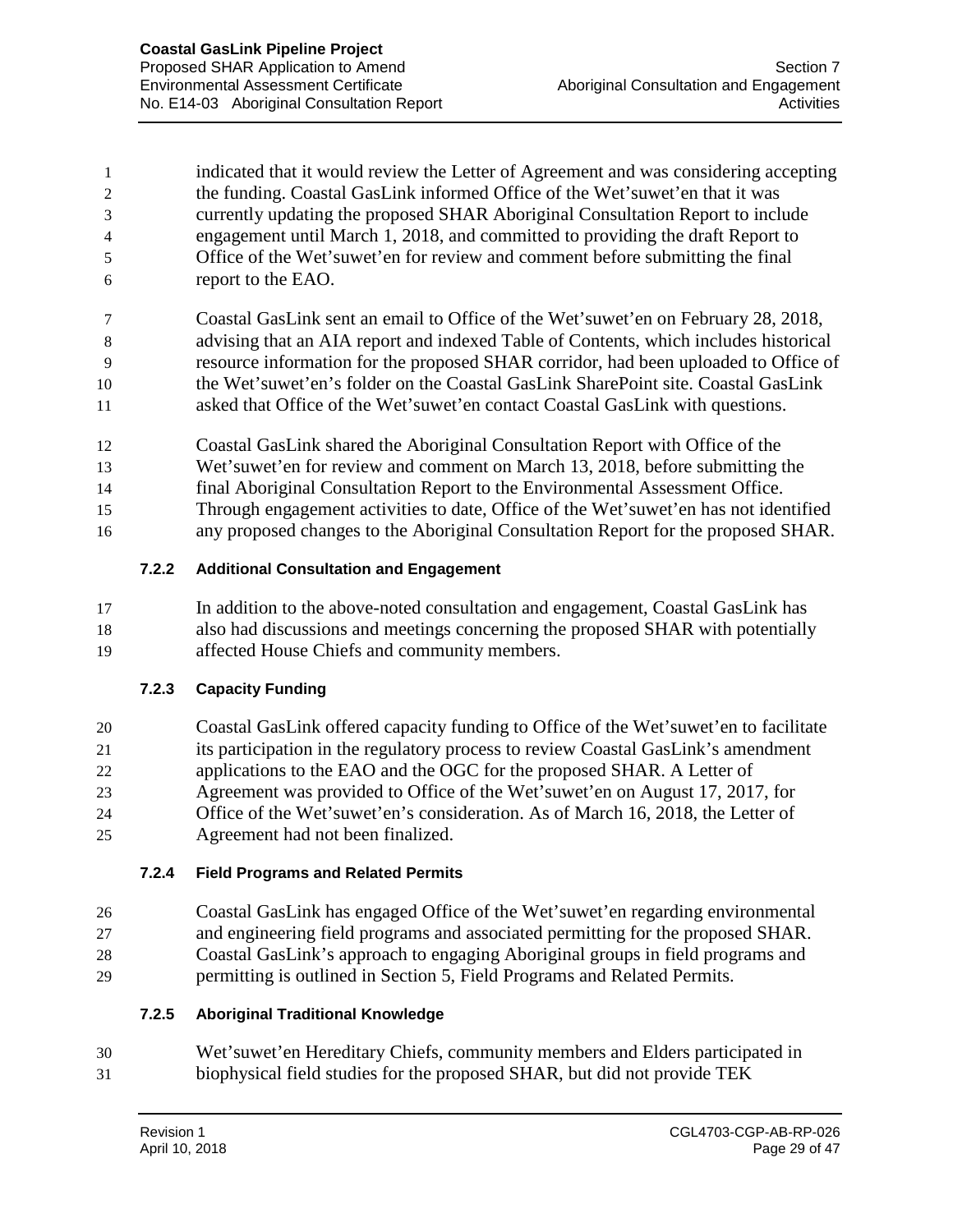indicated that it would review the Letter of Agreement and was considering accepting the funding. Coastal GasLink informed Office of the Wet'suwet'en that it was currently updating the proposed SHAR Aboriginal Consultation Report to include engagement until March 1, 2018, and committed to providing the draft Report to Office of the Wet'suwet'en for review and comment before submitting the final report to the EAO.

Coastal GasLink sent an email to Office of the Wet'suwet'en on February 28, 2018, advising that an AIA report and indexed Table of Contents, which includes historical resource information for the proposed SHAR corridor, had been uploaded to Office of the Wet'suwet'en's folder on the Coastal GasLink SharePoint site. Coastal GasLink asked that Office of the Wet'suwet'en contact Coastal GasLink with questions.

Coastal GasLink shared the Aboriginal Consultation Report with Office of the Wet'suwet'en for review and comment on March 13, 2018, before submitting the final Aboriginal Consultation Report to the Environmental Assessment Office. Through engagement activities to date, Office of the Wet'suwet'en has not identified any proposed changes to the Aboriginal Consultation Report for the proposed SHAR.

### 7.2.2 Additional Consultation and Engagement

In addition to the above-noted consultation and engagement, Coastal GasLink has also had discussions and meetings concerning the proposed SHAR with potentially affected House Chiefs and community members.

### 7.2.3 Capacity Funding

Coastal GasLink offered capacity funding to Office of the Wet'suwet'en to facilitate its participation in the regulatory process to review Coastal GasLink's amendment applications to the EAO and the OGC for the proposed SHAR. A Letter of Agreement was provided to Office of the Wet'suwet'en on August 17, 2017, for Office of the Wet'suwet'en's consideration. As of March 16, 2018, the Letter of Agreement had not been finalized.

### 7.2.4 Field Programs and Related Permits

Coastal GasLink has engaged Office of the Wet'suwet'en regarding environmental and engineering field programs and associated permitting for the proposed SHAR. Coastal GasLink's approach to engaging Aboriginal groups in field programs and permitting is outlined in Section 5, Field Programs and Related Permits.

### 7.2.5 Aboriginal Traditional Knowledge

Wet'suwet'en Hereditary Chiefs, community members and Elders participated in biophysical field studies for the proposed SHAR, but did not provide TEK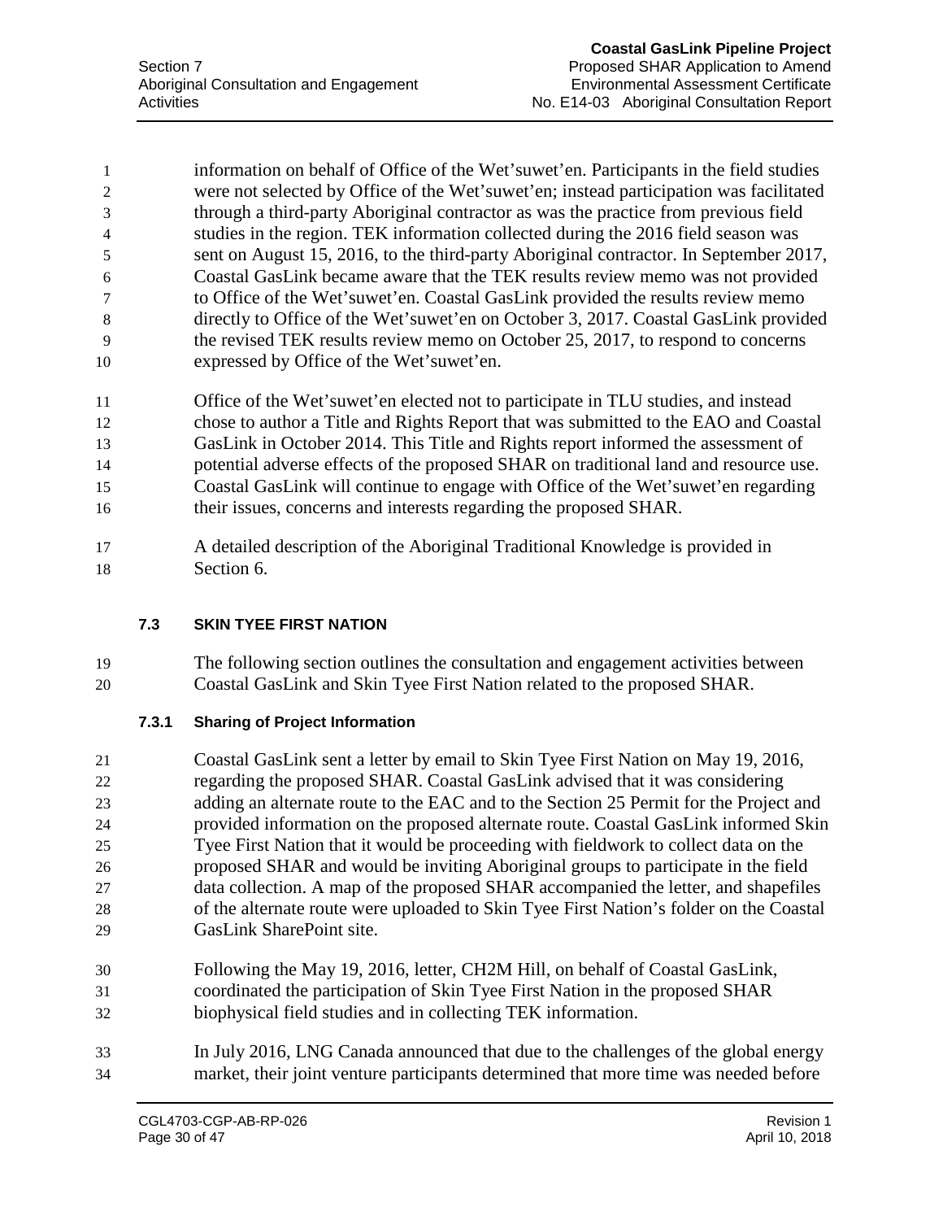information on behalf of Office of the Wet'suwet'en. Participants in the field studies were not selected by Office of the Wet'suwet'en; instead participation was facilitated through a third-party Aboriginal contractor as was the practice from previous field studies in the region. TEK information collected during the 2016 field season was sent on August 15, 2016, to the third-party Aboriginal contractor. In September 2017, Coastal GasLink became aware that the TEK results review memo was not provided to Office of the Wet'suwet'en. Coastal GasLink provided the results review memo directly to Office of the Wet'suwet'en on October 3, 2017. Coastal GasLink provided the revised TEK results review memo on October 25, 2017, to respond to concerns expressed by Office of the Wet'suwet'en.

Office of the Wet'suwet'en elected not to participate in TLU studies, and instead chose to author a Title and Rights Report that was submitted to the EAO and Coastal GasLink in October 2014. This Title and Rights report informed the assessment of potential adverse effects of the proposed SHAR on traditional land and resource use. Coastal GasLink will continue to engage with Office of the Wet'suwet'en regarding their issues, concerns and interests regarding the proposed SHAR.

A detailed description of the Aboriginal Traditional Knowledge is provided in Section 6.

## 7.3 SKIN TYEE FIRST NATION

The following section outlines the consultation and engagement activities between Coastal GasLink and Skin Tyee First Nation related to the proposed SHAR.

### 7.3.1 Sharing of Project Information

Coastal GasLink sent a letter by email to Skin Tyee First Nation on May 19, 2016, regarding the proposed SHAR. Coastal GasLink advised that it was considering adding an alternate route to the EAC and to the Section 25 Permit for the Project and provided information on the proposed alternate route. Coastal GasLink informed Skin Tyee First Nation that it would be proceeding with fieldwork to collect data on the proposed SHAR and would be inviting Aboriginal groups to participate in the field data collection. A map of the proposed SHAR accompanied the letter, and shapefiles of the alternate route were uploaded to Skin Tyee First Nation's folder on the Coastal GasLink SharePoint site.

Following the May 19, 2016, letter, CH2M Hill, on behalf of Coastal GasLink, coordinated the participation of Skin Tyee First Nation in the proposed SHAR biophysical field studies and in collecting TEK information.

In July 2016, LNG Canada announced that due to the challenges of the global energy market, their joint venture participants determined that more time was needed before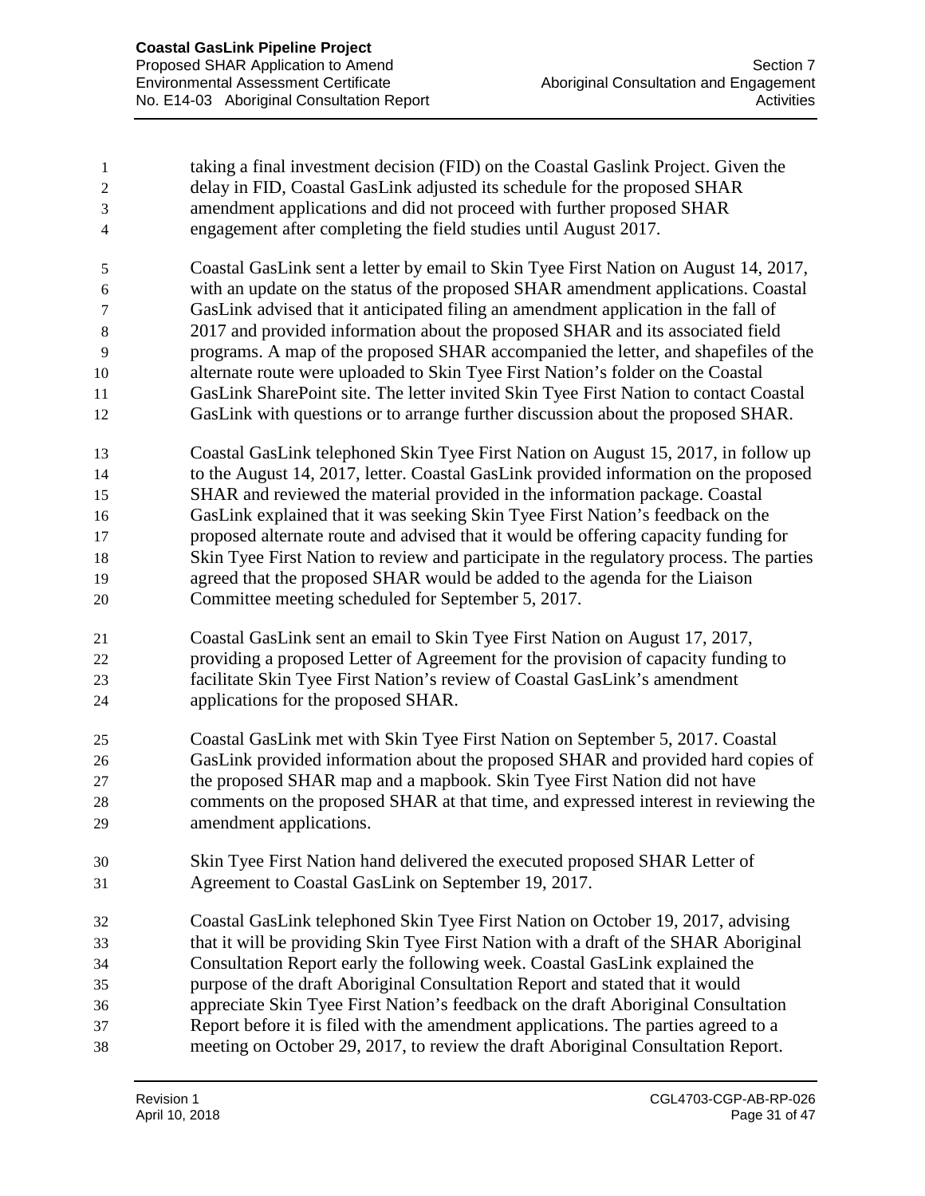taking a final investment decision (FID) on the Coastal Gaslink Project. Given the delay in FID, Coastal GasLink adjusted its schedule for the proposed SHAR amendment applications and did not proceed with further proposed SHAR engagement after completing the field studies until August 2017.

Coastal GasLink sent a letter by email to Skin Tyee First Nation on August 14, 2017, with an update on the status of the proposed SHAR amendment applications. Coastal GasLink advised that it anticipated filing an amendment application in the fall of 2017 and provided information about the proposed SHAR and its associated field programs. A map of the proposed SHAR accompanied the letter, and shapefiles of the alternate route were uploaded to Skin Tyee First Nation's folder on the Coastal GasLink SharePoint site. The letter invited Skin Tyee First Nation to contact Coastal GasLink with questions or to arrange further discussion about the proposed SHAR.

Coastal GasLink telephoned Skin Tyee First Nation on August 15, 2017, in follow up to the August 14, 2017, letter. Coastal GasLink provided information on the proposed SHAR and reviewed the material provided in the information package. Coastal GasLink explained that it was seeking Skin Tyee First Nation's feedback on the proposed alternate route and advised that it would be offering capacity funding for Skin Tyee First Nation to review and participate in the regulatory process. The parties agreed that the proposed SHAR would be added to the agenda for the Liaison Committee meeting scheduled for September 5, 2017.

Coastal GasLink sent an email to Skin Tyee First Nation on August 17, 2017, providing a proposed Letter of Agreement for the provision of capacity funding to facilitate Skin Tyee First Nation's review of Coastal GasLink's amendment applications for the proposed SHAR.

Coastal GasLink met with Skin Tyee First Nation on September 5, 2017. Coastal GasLink provided information about the proposed SHAR and provided hard copies of the proposed SHAR map and a mapbook. Skin Tyee First Nation did not have comments on the proposed SHAR at that time, and expressed interest in reviewing the amendment applications.

Skin Tyee First Nation hand delivered the executed proposed SHAR Letter of Agreement to Coastal GasLink on September 19, 2017.

Coastal GasLink telephoned Skin Tyee First Nation on October 19, 2017, advising that it will be providing Skin Tyee First Nation with a draft of the SHAR Aboriginal Consultation Report early the following week. Coastal GasLink explained the purpose of the draft Aboriginal Consultation Report and stated that it would appreciate Skin Tyee First Nation's feedback on the draft Aboriginal Consultation Report before it is filed with the amendment applications. The parties agreed to a meeting on October 29, 2017, to review the draft Aboriginal Consultation Report.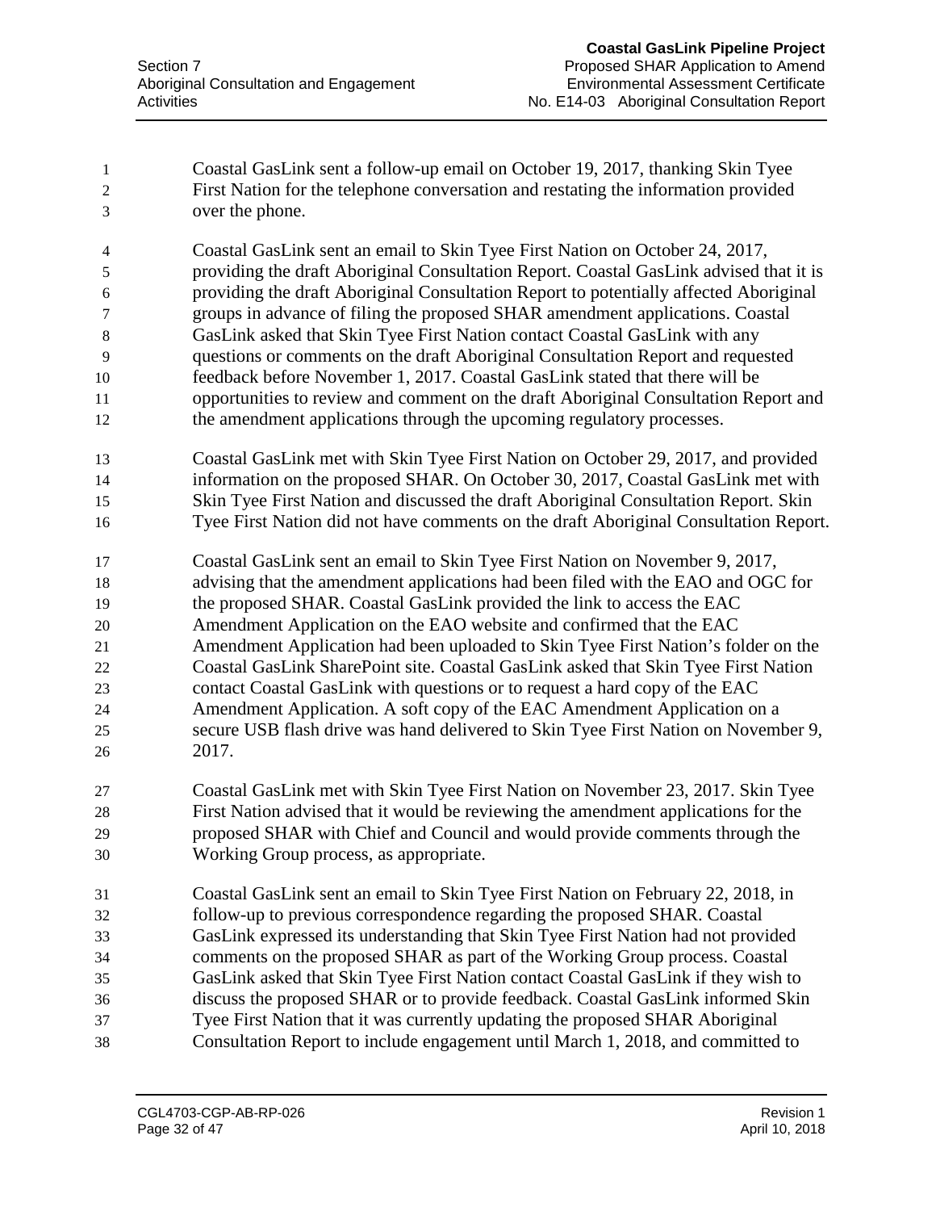Coastal GasLink sent a follow-up email on October 19, 2017, thanking Skin Tyee First Nation for the telephone conversation and restating the information provided over the phone.

Coastal GasLink sent an email to Skin Tyee First Nation on October 24, 2017, providing the draft Aboriginal Consultation Report. Coastal GasLink advised that it is providing the draft Aboriginal Consultation Report to potentially affected Aboriginal groups in advance of filing the proposed SHAR amendment applications. Coastal GasLink asked that Skin Tyee First Nation contact Coastal GasLink with any questions or comments on the draft Aboriginal Consultation Report and requested feedback before November 1, 2017. Coastal GasLink stated that there will be opportunities to review and comment on the draft Aboriginal Consultation Report and the amendment applications through the upcoming regulatory processes.

Coastal GasLink met with Skin Tyee First Nation on October 29, 2017, and provided information on the proposed SHAR. On October 30, 2017, Coastal GasLink met with Skin Tyee First Nation and discussed the draft Aboriginal Consultation Report. Skin Tyee First Nation did not have comments on the draft Aboriginal Consultation Report.

Coastal GasLink sent an email to Skin Tyee First Nation on November 9, 2017, advising that the amendment applications had been filed with the EAO and OGC for the proposed SHAR. Coastal GasLink provided the link to access the EAC Amendment Application on the EAO website and confirmed that the EAC Amendment Application had been uploaded to Skin Tyee First Nation's folder on the Coastal GasLink SharePoint site. Coastal GasLink asked that Skin Tyee First Nation contact Coastal GasLink with questions or to request a hard copy of the EAC Amendment Application. A soft copy of the EAC Amendment Application on a secure USB flash drive was hand delivered to Skin Tyee First Nation on November 9, 2017.

Coastal GasLink met with Skin Tyee First Nation on November 23, 2017. Skin Tyee First Nation advised that it would be reviewing the amendment applications for the proposed SHAR with Chief and Council and would provide comments through the Working Group process, as appropriate.

Coastal GasLink sent an email to Skin Tyee First Nation on February 22, 2018, in follow-up to previous correspondence regarding the proposed SHAR. Coastal GasLink expressed its understanding that Skin Tyee First Nation had not provided comments on the proposed SHAR as part of the Working Group process. Coastal GasLink asked that Skin Tyee First Nation contact Coastal GasLink if they wish to discuss the proposed SHAR or to provide feedback. Coastal GasLink informed Skin Tyee First Nation that it was currently updating the proposed SHAR Aboriginal Consultation Report to include engagement until March 1, 2018, and committed to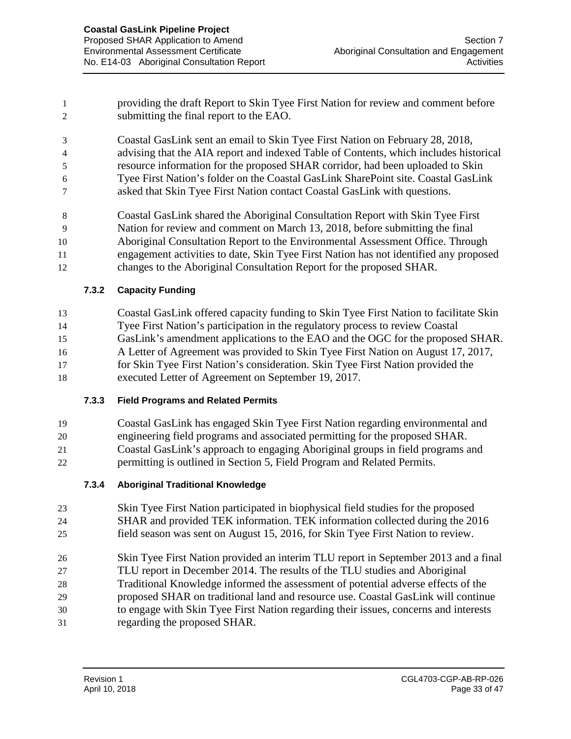providing the draft Report to Skin Tyee First Nation for review and comment before submitting the final report to the EAO.

Coastal GasLink sent an email to Skin Tyee First Nation on February 28, 2018, advising that the AIA report and indexed Table of Contents, which includes historical resource information for the proposed SHAR corridor, had been uploaded to Skin Tyee First Nation's folder on the Coastal GasLink SharePoint site. Coastal GasLink asked that Skin Tyee First Nation contact Coastal GasLink with questions.

Coastal GasLink shared the Aboriginal Consultation Report with Skin Tyee First Nation for review and comment on March 13, 2018, before submitting the final Aboriginal Consultation Report to the Environmental Assessment Office. Through engagement activities to date, Skin Tyee First Nation has not identified any proposed changes to the Aboriginal Consultation Report for the proposed SHAR.

#### 7.3.2 Capacity Funding

Coastal GasLink offered capacity funding to Skin Tyee First Nation to facilitate Skin Tyee First Nation's participation in the regulatory process to review Coastal GasLink's amendment applications to the EAO and the OGC for the proposed SHAR. A Letter of Agreement was provided to Skin Tyee First Nation on August 17, 2017, for Skin Tyee First Nation's consideration. Skin Tyee First Nation provided the executed Letter of Agreement on September 19, 2017.

#### 7.3.3 Field Programs and Related Permits

Coastal GasLink has engaged Skin Tyee First Nation regarding environmental and engineering field programs and associated permitting for the proposed SHAR. Coastal GasLink's approach to engaging Aboriginal groups in field programs and permitting is outlined in Section 5, Field Program and Related Permits.

#### 7.3.4 Aboriginal Traditional Knowledge

Skin Tyee First Nation participated in biophysical field studies for the proposed SHAR and provided TEK information. TEK information collected during the 2016 field season was sent on August 15, 2016, for Skin Tyee First Nation to review.

Skin Tyee First Nation provided an interim TLU report in September 2013 and a final TLU report in December 2014. The results of the TLU studies and Aboriginal Traditional Knowledge informed the assessment of potential adverse effects of the proposed SHAR on traditional land and resource use. Coastal GasLink will continue to engage with Skin Tyee First Nation regarding their issues, concerns and interests regarding the proposed SHAR.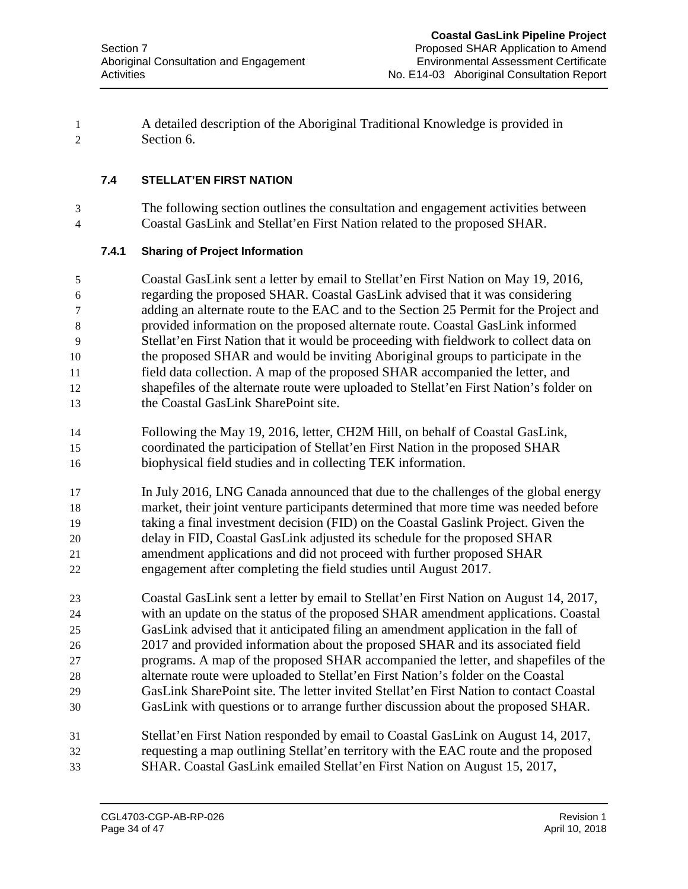A detailed description of the Aboriginal Traditional Knowledge is provided in Section 6.

### 7.4 STELLAT'EN FIRST NATION

The following section outlines the consultation and engagement activities between Coastal GasLink and Stellat'en First Nation related to the proposed SHAR.

#### 7.4.1 Sharing of Project Information

Coastal GasLink sent a letter by email to Stellat'en First Nation on May 19, 2016, regarding the proposed SHAR. Coastal GasLink advised that it was considering adding an alternate route to the EAC and to the Section 25 Permit for the Project and provided information on the proposed alternate route. Coastal GasLink informed Stellat'en First Nation that it would be proceeding with fieldwork to collect data on the proposed SHAR and would be inviting Aboriginal groups to participate in the field data collection. A map of the proposed SHAR accompanied the letter, and shapefiles of the alternate route were uploaded to Stellat'en First Nation's folder on the Coastal GasLink SharePoint site.

Following the May 19, 2016, letter, CH2M Hill, on behalf of Coastal GasLink, coordinated the participation of Stellat'en First Nation in the proposed SHAR biophysical field studies and in collecting TEK information.

In July 2016, LNG Canada announced that due to the challenges of the global energy market, their joint venture participants determined that more time was needed before taking a final investment decision (FID) on the Coastal Gaslink Project. Given the delay in FID, Coastal GasLink adjusted its schedule for the proposed SHAR amendment applications and did not proceed with further proposed SHAR engagement after completing the field studies until August 2017.

Coastal GasLink sent a letter by email to Stellat'en First Nation on August 14, 2017, with an update on the status of the proposed SHAR amendment applications. Coastal GasLink advised that it anticipated filing an amendment application in the fall of 2017 and provided information about the proposed SHAR and its associated field programs. A map of the proposed SHAR accompanied the letter, and shapefiles of the alternate route were uploaded to Stellat'en First Nation's folder on the Coastal GasLink SharePoint site. The letter invited Stellat'en First Nation to contact Coastal GasLink with questions or to arrange further discussion about the proposed SHAR.

Stellat'en First Nation responded by email to Coastal GasLink on August 14, 2017, requesting a map outlining Stellat'en territory with the EAC route and the proposed SHAR. Coastal GasLink emailed Stellat'en First Nation on August 15, 2017,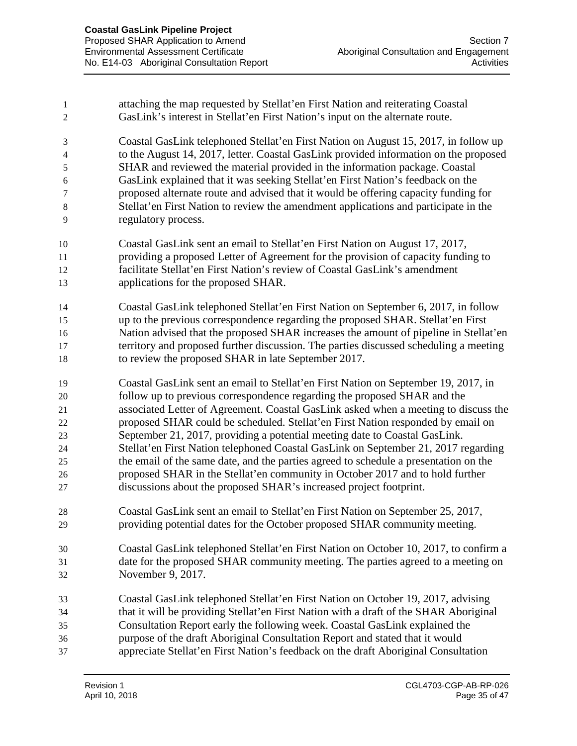attaching the map requested by Stellat'en First Nation and reiterating Coastal GasLink's interest in Stellat'en First Nation's input on the alternate route.

Coastal GasLink telephoned Stellat'en First Nation on August 15, 2017, in follow up to the August 14, 2017, letter. Coastal GasLink provided information on the proposed SHAR and reviewed the material provided in the information package. Coastal GasLink explained that it was seeking Stellat'en First Nation's feedback on the proposed alternate route and advised that it would be offering capacity funding for Stellat'en First Nation to review the amendment applications and participate in the regulatory process.

Coastal GasLink sent an email to Stellat'en First Nation on August 17, 2017, providing a proposed Letter of Agreement for the provision of capacity funding to facilitate Stellat'en First Nation's review of Coastal GasLink's amendment applications for the proposed SHAR.

Coastal GasLink telephoned Stellat'en First Nation on September 6, 2017, in follow up to the previous correspondence regarding the proposed SHAR. Stellat'en First Nation advised that the proposed SHAR increases the amount of pipeline in Stellat'en territory and proposed further discussion. The parties discussed scheduling a meeting to review the proposed SHAR in late September 2017.

Coastal GasLink sent an email to Stellat'en First Nation on September 19, 2017, in follow up to previous correspondence regarding the proposed SHAR and the associated Letter of Agreement. Coastal GasLink asked when a meeting to discuss the proposed SHAR could be scheduled. Stellat'en First Nation responded by email on September 21, 2017, providing a potential meeting date to Coastal GasLink. Stellat'en First Nation telephoned Coastal GasLink on September 21, 2017 regarding the email of the same date, and the parties agreed to schedule a presentation on the proposed SHAR in the Stellat'en community in October 2017 and to hold further discussions about the proposed SHAR's increased project footprint.

Coastal GasLink sent an email to Stellat'en First Nation on September 25, 2017, providing potential dates for the October proposed SHAR community meeting.

Coastal GasLink telephoned Stellat'en First Nation on October 10, 2017, to confirm a date for the proposed SHAR community meeting. The parties agreed to a meeting on November 9, 2017.

Coastal GasLink telephoned Stellat'en First Nation on October 19, 2017, advising that it will be providing Stellat'en First Nation with a draft of the SHAR Aboriginal Consultation Report early the following week. Coastal GasLink explained the purpose of the draft Aboriginal Consultation Report and stated that it would appreciate Stellat'en First Nation's feedback on the draft Aboriginal Consultation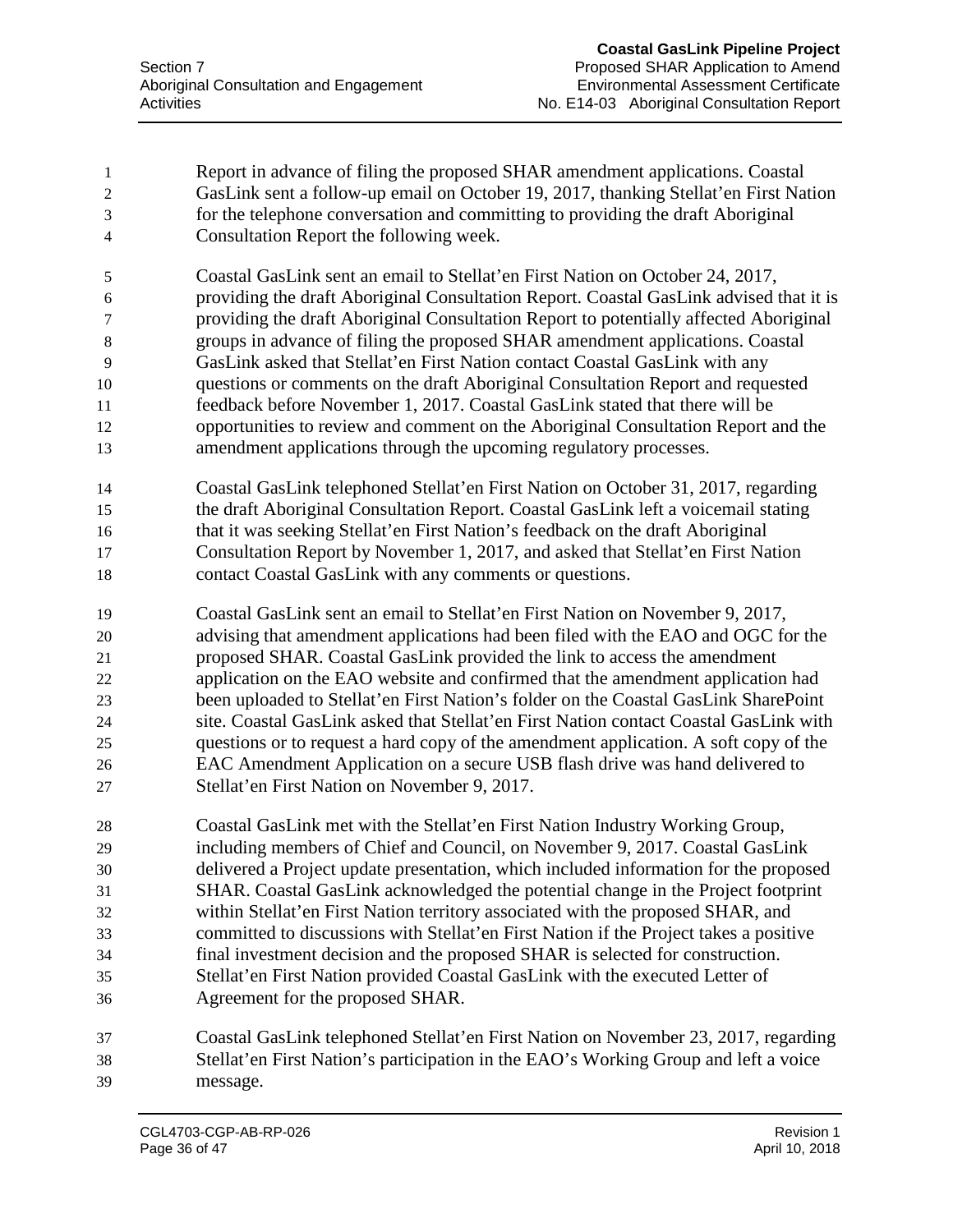Report in advance of filing the proposed SHAR amendment applications. Coastal GasLink sent a follow-up email on October 19, 2017, thanking Stellat'en First Nation for the telephone conversation and committing to providing the draft Aboriginal Consultation Report the following week.

Coastal GasLink sent an email to Stellat'en First Nation on October 24, 2017, providing the draft Aboriginal Consultation Report. Coastal GasLink advised that it is providing the draft Aboriginal Consultation Report to potentially affected Aboriginal groups in advance of filing the proposed SHAR amendment applications. Coastal GasLink asked that Stellat'en First Nation contact Coastal GasLink with any questions or comments on the draft Aboriginal Consultation Report and requested feedback before November 1, 2017. Coastal GasLink stated that there will be opportunities to review and comment on the Aboriginal Consultation Report and the amendment applications through the upcoming regulatory processes.

Coastal GasLink telephoned Stellat'en First Nation on October 31, 2017, regarding the draft Aboriginal Consultation Report. Coastal GasLink left a voicemail stating that it was seeking Stellat'en First Nation's feedback on the draft Aboriginal Consultation Report by November 1, 2017, and asked that Stellat'en First Nation contact Coastal GasLink with any comments or questions.

Coastal GasLink sent an email to Stellat'en First Nation on November 9, 2017, advising that amendment applications had been filed with the EAO and OGC for the proposed SHAR. Coastal GasLink provided the link to access the amendment application on the EAO website and confirmed that the amendment application had been uploaded to Stellat'en First Nation's folder on the Coastal GasLink SharePoint site. Coastal GasLink asked that Stellat'en First Nation contact Coastal GasLink with questions or to request a hard copy of the amendment application. A soft copy of the EAC Amendment Application on a secure USB flash drive was hand delivered to Stellat'en First Nation on November 9, 2017.

Coastal GasLink met with the Stellat'en First Nation Industry Working Group, including members of Chief and Council, on November 9, 2017. Coastal GasLink delivered a Project update presentation, which included information for the proposed SHAR. Coastal GasLink acknowledged the potential change in the Project footprint within Stellat'en First Nation territory associated with the proposed SHAR, and committed to discussions with Stellat'en First Nation if the Project takes a positive final investment decision and the proposed SHAR is selected for construction. Stellat'en First Nation provided Coastal GasLink with the executed Letter of Agreement for the proposed SHAR.

Coastal GasLink telephoned Stellat'en First Nation on November 23, 2017, regarding Stellat'en First Nation's participation in the EAO's Working Group and left a voice message.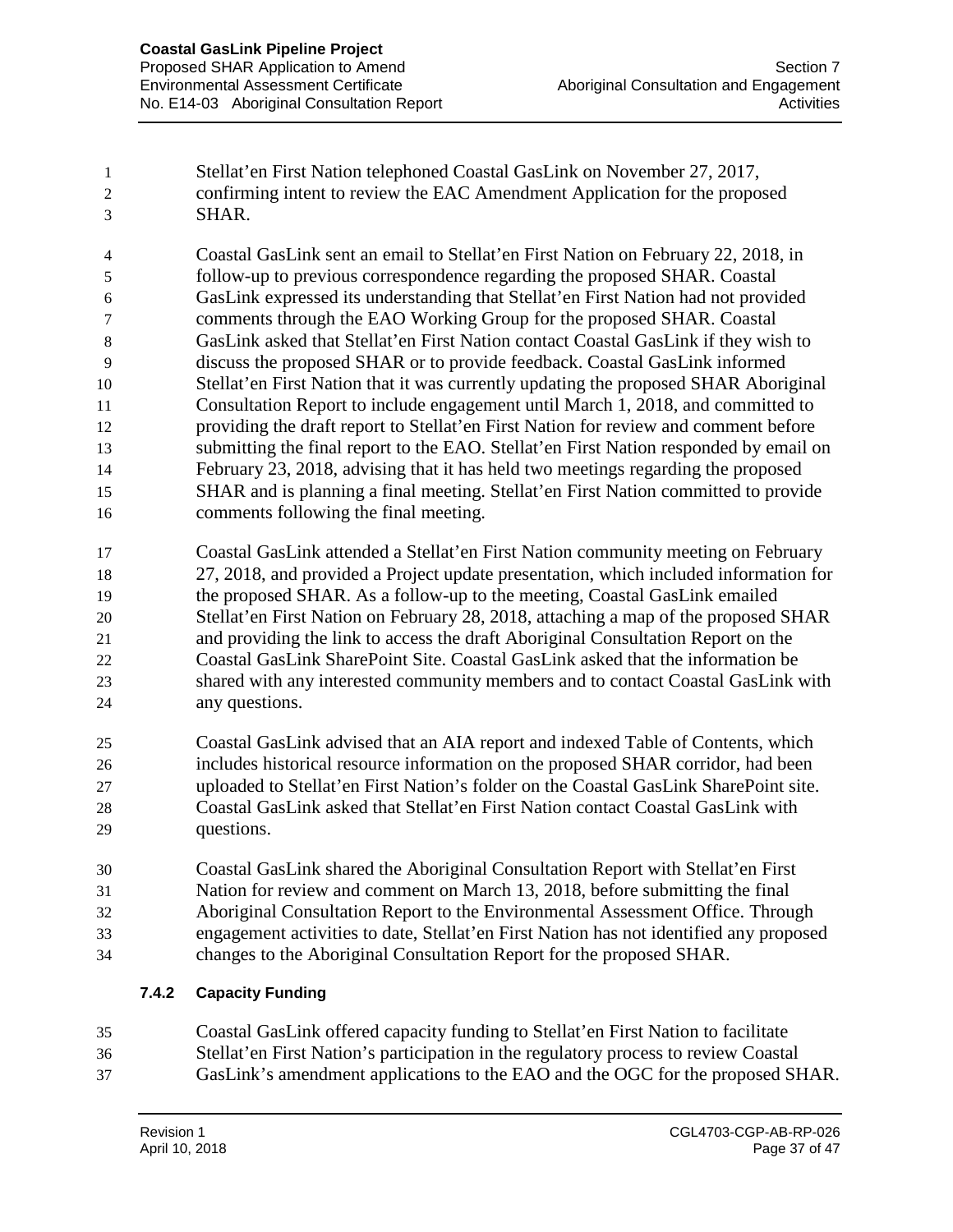Stellat'en First Nation telephoned Coastal GasLink on November 27, 2017, confirming intent to review the EAC Amendment Application for the proposed SHAR.

Coastal GasLink sent an email to Stellat'en First Nation on February 22, 2018, in follow-up to previous correspondence regarding the proposed SHAR. Coastal GasLink expressed its understanding that Stellat'en First Nation had not provided comments through the EAO Working Group for the proposed SHAR. Coastal GasLink asked that Stellat'en First Nation contact Coastal GasLink if they wish to discuss the proposed SHAR or to provide feedback. Coastal GasLink informed Stellat'en First Nation that it was currently updating the proposed SHAR Aboriginal Consultation Report to include engagement until March 1, 2018, and committed to providing the draft report to Stellat'en First Nation for review and comment before submitting the final report to the EAO. Stellat'en First Nation responded by email on February 23, 2018, advising that it has held two meetings regarding the proposed SHAR and is planning a final meeting. Stellat'en First Nation committed to provide comments following the final meeting.

Coastal GasLink attended a Stellat'en First Nation community meeting on February 27, 2018, and provided a Project update presentation, which included information for the proposed SHAR. As a follow-up to the meeting, Coastal GasLink emailed Stellat'en First Nation on February 28, 2018, attaching a map of the proposed SHAR and providing the link to access the draft Aboriginal Consultation Report on the Coastal GasLink SharePoint Site. Coastal GasLink asked that the information be shared with any interested community members and to contact Coastal GasLink with any questions.

Coastal GasLink advised that an AIA report and indexed Table of Contents, which includes historical resource information on the proposed SHAR corridor, had been uploaded to Stellat'en First Nation's folder on the Coastal GasLink SharePoint site. Coastal GasLink asked that Stellat'en First Nation contact Coastal GasLink with questions.

Coastal GasLink shared the Aboriginal Consultation Report with Stellat'en First Nation for review and comment on March 13, 2018, before submitting the final Aboriginal Consultation Report to the Environmental Assessment Office. Through engagement activities to date, Stellat'en First Nation has not identified any proposed changes to the Aboriginal Consultation Report for the proposed SHAR.

### 7.4.2 Capacity Funding

Coastal GasLink offered capacity funding to Stellat'en First Nation to facilitate Stellat'en First Nation's participation in the regulatory process to review Coastal GasLink's amendment applications to the EAO and the OGC for the proposed SHAR.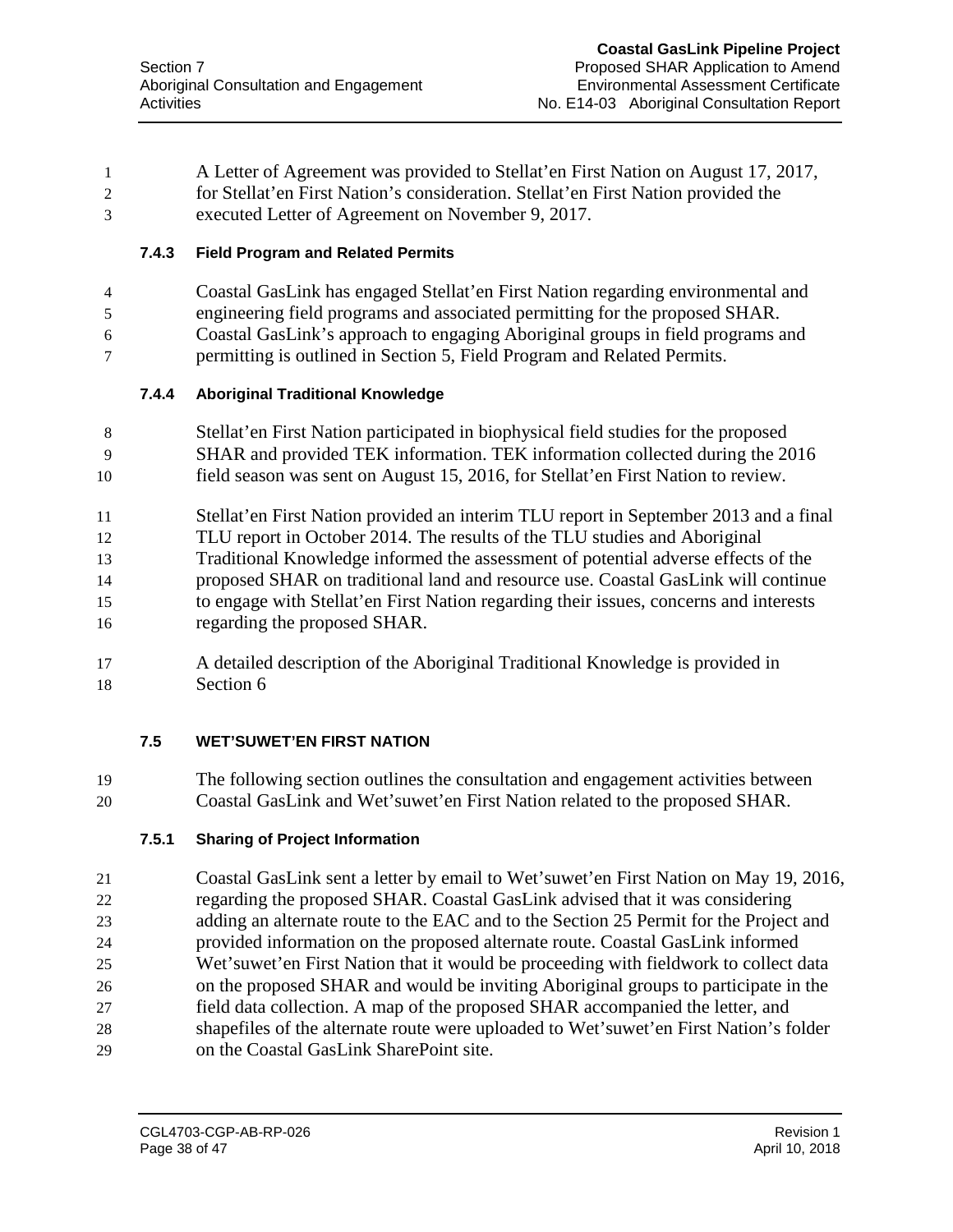A Letter of Agreement was provided to Stellat'en First Nation on August 17, 2017, for Stellat'en First Nation's consideration. Stellat'en First Nation provided the executed Letter of Agreement on November 9, 2017.

### 7.4.3 Field Program and Related Permits

Coastal GasLink has engaged Stellat'en First Nation regarding environmental and engineering field programs and associated permitting for the proposed SHAR. Coastal GasLink's approach to engaging Aboriginal groups in field programs and permitting is outlined in Section 5, Field Program and Related Permits.

### 7.4.4 Aboriginal Traditional Knowledge

Stellat'en First Nation participated in biophysical field studies for the proposed SHAR and provided TEK information. TEK information collected during the 2016 field season was sent on August 15, 2016, for Stellat'en First Nation to review.

Stellat'en First Nation provided an interim TLU report in September 2013 and a final TLU report in October 2014. The results of the TLU studies and Aboriginal Traditional Knowledge informed the assessment of potential adverse effects of the proposed SHAR on traditional land and resource use. Coastal GasLink will continue to engage with Stellat'en First Nation regarding their issues, concerns and interests regarding the proposed SHAR.

A detailed description of the Aboriginal Traditional Knowledge is provided in Section 6

## 7.5 WET'SUWET'EN FIRST NATION

The following section outlines the consultation and engagement activities between Coastal GasLink and Wet'suwet'en First Nation related to the proposed SHAR.

### 7.5.1 Sharing of Project Information

Coastal GasLink sent a letter by email to Wet'suwet'en First Nation on May 19, 2016, regarding the proposed SHAR. Coastal GasLink advised that it was considering adding an alternate route to the EAC and to the Section 25 Permit for the Project and provided information on the proposed alternate route. Coastal GasLink informed Wet'suwet'en First Nation that it would be proceeding with fieldwork to collect data on the proposed SHAR and would be inviting Aboriginal groups to participate in the field data collection. A map of the proposed SHAR accompanied the letter, and shapefiles of the alternate route were uploaded to Wet'suwet'en First Nation's folder on the Coastal GasLink SharePoint site.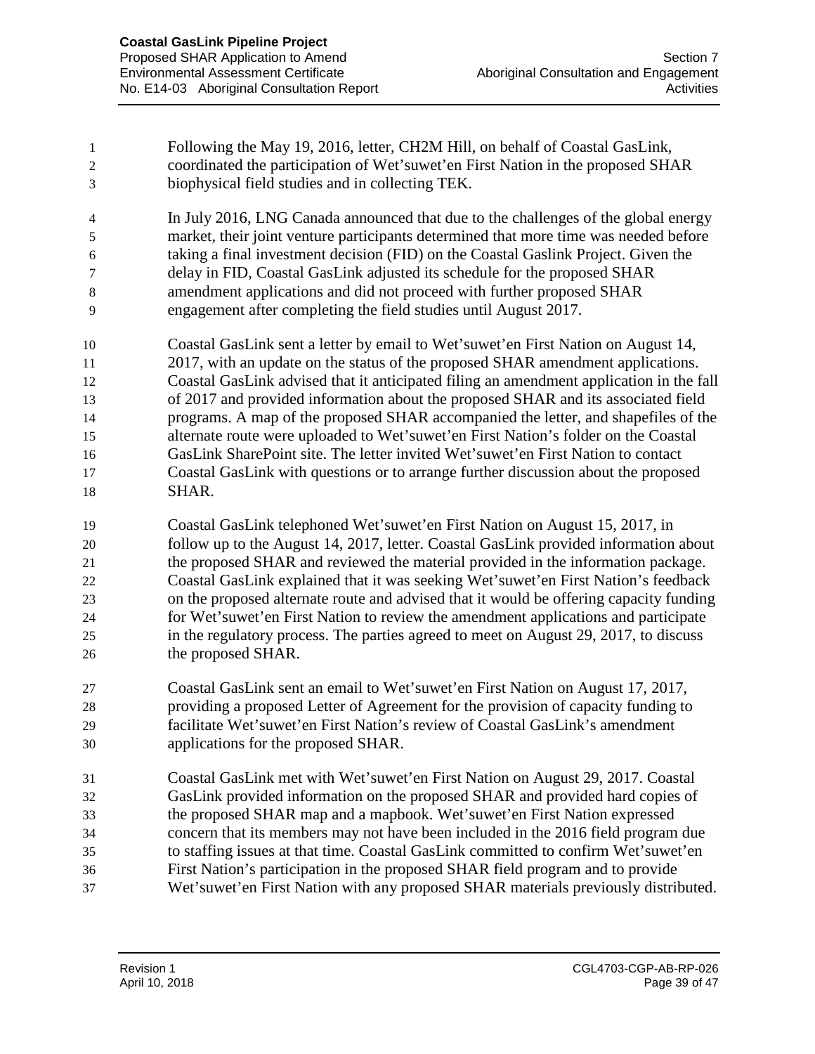Following the May 19, 2016, letter, CH2M Hill, on behalf of Coastal GasLink, coordinated the participation of Wet'suwet'en First Nation in the proposed SHAR biophysical field studies and in collecting TEK.

In July 2016, LNG Canada announced that due to the challenges of the global energy market, their joint venture participants determined that more time was needed before taking a final investment decision (FID) on the Coastal Gaslink Project. Given the delay in FID, Coastal GasLink adjusted its schedule for the proposed SHAR amendment applications and did not proceed with further proposed SHAR engagement after completing the field studies until August 2017.

Coastal GasLink sent a letter by email to Wet'suwet'en First Nation on August 14, 2017, with an update on the status of the proposed SHAR amendment applications. Coastal GasLink advised that it anticipated filing an amendment application in the fall of 2017 and provided information about the proposed SHAR and its associated field programs. A map of the proposed SHAR accompanied the letter, and shapefiles of the alternate route were uploaded to Wet'suwet'en First Nation's folder on the Coastal GasLink SharePoint site. The letter invited Wet'suwet'en First Nation to contact Coastal GasLink with questions or to arrange further discussion about the proposed SHAR.

Coastal GasLink telephoned Wet'suwet'en First Nation on August 15, 2017, in follow up to the August 14, 2017, letter. Coastal GasLink provided information about the proposed SHAR and reviewed the material provided in the information package. Coastal GasLink explained that it was seeking Wet'suwet'en First Nation's feedback on the proposed alternate route and advised that it would be offering capacity funding for Wet'suwet'en First Nation to review the amendment applications and participate in the regulatory process. The parties agreed to meet on August 29, 2017, to discuss the proposed SHAR.

Coastal GasLink sent an email to Wet'suwet'en First Nation on August 17, 2017, providing a proposed Letter of Agreement for the provision of capacity funding to facilitate Wet'suwet'en First Nation's review of Coastal GasLink's amendment applications for the proposed SHAR.

Coastal GasLink met with Wet'suwet'en First Nation on August 29, 2017. Coastal GasLink provided information on the proposed SHAR and provided hard copies of the proposed SHAR map and a mapbook. Wet'suwet'en First Nation expressed concern that its members may not have been included in the 2016 field program due to staffing issues at that time. Coastal GasLink committed to confirm Wet'suwet'en First Nation's participation in the proposed SHAR field program and to provide Wet'suwet'en First Nation with any proposed SHAR materials previously distributed.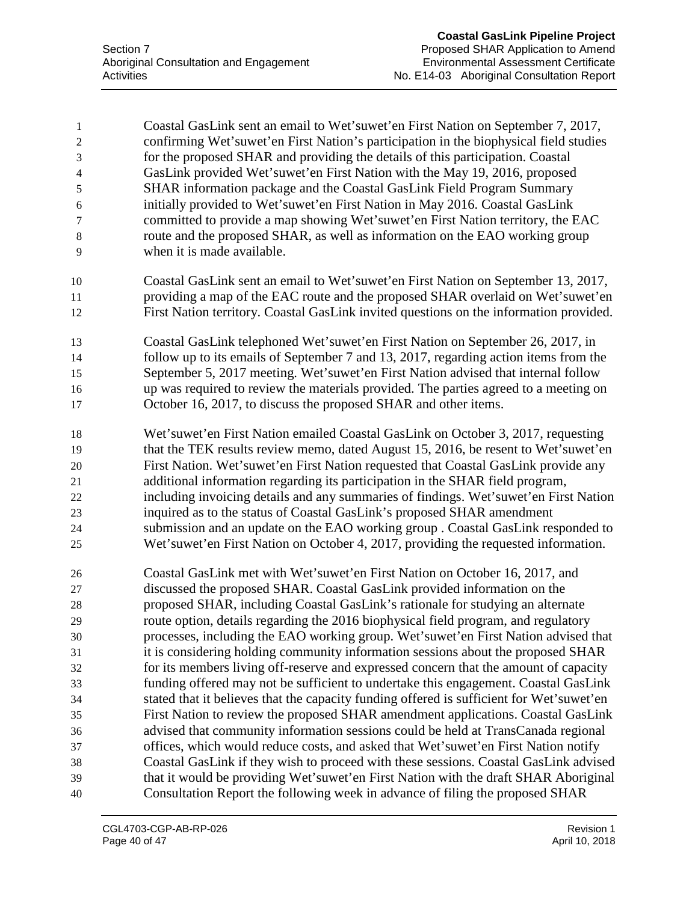Coastal GasLink sent an email to Wet'suwet'en First Nation on September 7, 2017, confirming Wet'suwet'en First Nation's participation in the biophysical field studies for the proposed SHAR and providing the details of this participation. Coastal GasLink provided Wet'suwet'en First Nation with the May 19, 2016, proposed SHAR information package and the Coastal GasLink Field Program Summary initially provided to Wet'suwet'en First Nation in May 2016. Coastal GasLink committed to provide a map showing Wet'suwet'en First Nation territory, the EAC route and the proposed SHAR, as well as information on the EAO working group when it is made available.

Coastal GasLink sent an email to Wet'suwet'en First Nation on September 13, 2017, providing a map of the EAC route and the proposed SHAR overlaid on Wet'suwet'en First Nation territory. Coastal GasLink invited questions on the information provided.

Coastal GasLink telephoned Wet'suwet'en First Nation on September 26, 2017, in follow up to its emails of September 7 and 13, 2017, regarding action items from the September 5, 2017 meeting. Wet'suwet'en First Nation advised that internal follow up was required to review the materials provided. The parties agreed to a meeting on October 16, 2017, to discuss the proposed SHAR and other items.

Wet'suwet'en First Nation emailed Coastal GasLink on October 3, 2017, requesting that the TEK results review memo, dated August 15, 2016, be resent to Wet'suwet'en First Nation. Wet'suwet'en First Nation requested that Coastal GasLink provide any additional information regarding its participation in the SHAR field program, including invoicing details and any summaries of findings. Wet'suwet'en First Nation inquired as to the status of Coastal GasLink's proposed SHAR amendment submission and an update on the EAO working group . Coastal GasLink responded to Wet'suwet'en First Nation on October 4, 2017, providing the requested information.

Coastal GasLink met with Wet'suwet'en First Nation on October 16, 2017, and discussed the proposed SHAR. Coastal GasLink provided information on the proposed SHAR, including Coastal GasLink's rationale for studying an alternate route option, details regarding the 2016 biophysical field program, and regulatory processes, including the EAO working group. Wet'suwet'en First Nation advised that it is considering holding community information sessions about the proposed SHAR for its members living off-reserve and expressed concern that the amount of capacity funding offered may not be sufficient to undertake this engagement. Coastal GasLink stated that it believes that the capacity funding offered is sufficient for Wet'suwet'en First Nation to review the proposed SHAR amendment applications. Coastal GasLink advised that community information sessions could be held at TransCanada regional offices, which would reduce costs, and asked that Wet'suwet'en First Nation notify Coastal GasLink if they wish to proceed with these sessions. Coastal GasLink advised that it would be providing Wet'suwet'en First Nation with the draft SHAR Aboriginal Consultation Report the following week in advance of filing the proposed SHAR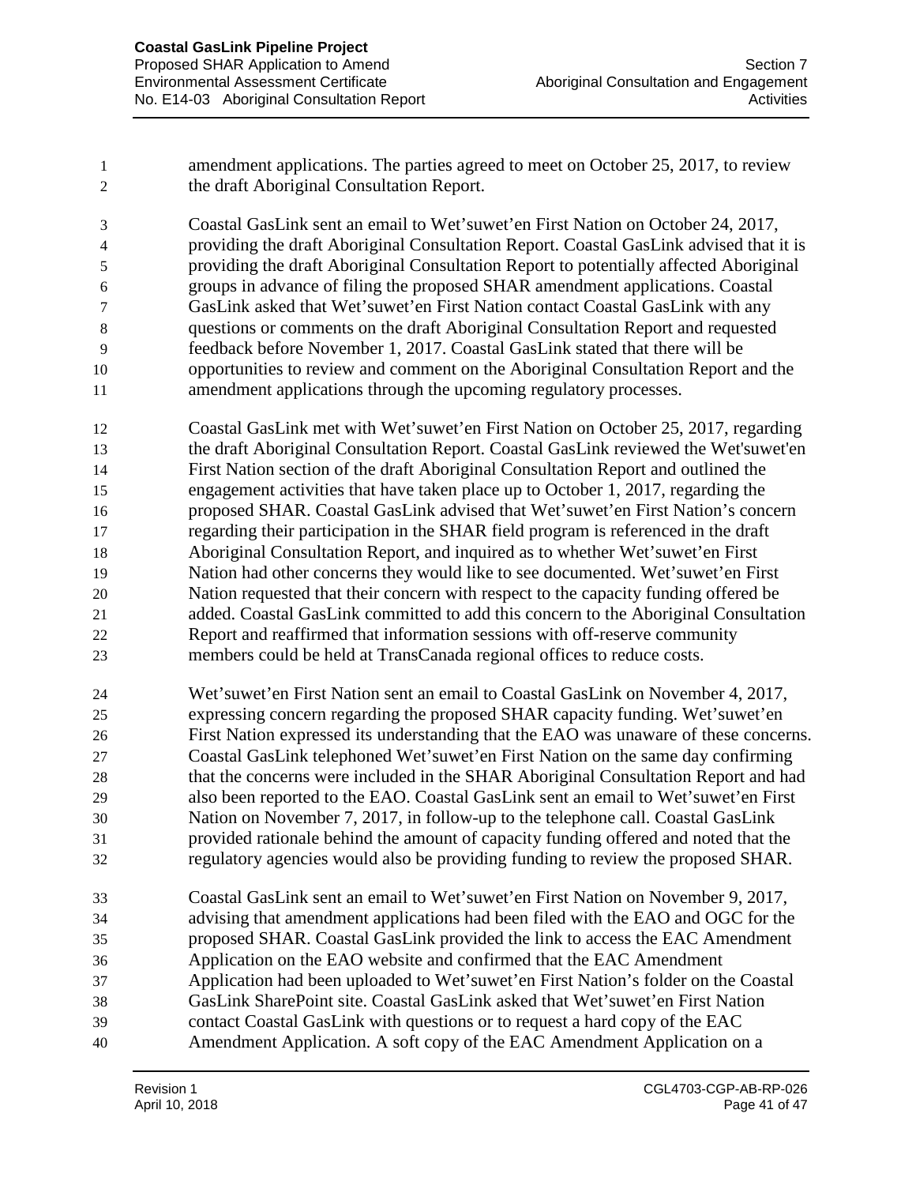amendment applications. The parties agreed to meet on October 25, 2017, to review the draft Aboriginal Consultation Report.

Coastal GasLink sent an email to Wet'suwet'en First Nation on October 24, 2017, providing the draft Aboriginal Consultation Report. Coastal GasLink advised that it is providing the draft Aboriginal Consultation Report to potentially affected Aboriginal groups in advance of filing the proposed SHAR amendment applications. Coastal GasLink asked that Wet'suwet'en First Nation contact Coastal GasLink with any questions or comments on the draft Aboriginal Consultation Report and requested feedback before November 1, 2017. Coastal GasLink stated that there will be opportunities to review and comment on the Aboriginal Consultation Report and the amendment applications through the upcoming regulatory processes.

Coastal GasLink met with Wet'suwet'en First Nation on October 25, 2017, regarding the draft Aboriginal Consultation Report. Coastal GasLink reviewed the Wet'suwet'en First Nation section of the draft Aboriginal Consultation Report and outlined the engagement activities that have taken place up to October 1, 2017, regarding the proposed SHAR. Coastal GasLink advised that Wet'suwet'en First Nation's concern regarding their participation in the SHAR field program is referenced in the draft Aboriginal Consultation Report, and inquired as to whether Wet'suwet'en First Nation had other concerns they would like to see documented. Wet'suwet'en First Nation requested that their concern with respect to the capacity funding offered be added. Coastal GasLink committed to add this concern to the Aboriginal Consultation Report and reaffirmed that information sessions with off-reserve community members could be held at TransCanada regional offices to reduce costs.

Wet'suwet'en First Nation sent an email to Coastal GasLink on November 4, 2017, expressing concern regarding the proposed SHAR capacity funding. Wet'suwet'en First Nation expressed its understanding that the EAO was unaware of these concerns. Coastal GasLink telephoned Wet'suwet'en First Nation on the same day confirming that the concerns were included in the SHAR Aboriginal Consultation Report and had also been reported to the EAO. Coastal GasLink sent an email to Wet'suwet'en First Nation on November 7, 2017, in follow-up to the telephone call. Coastal GasLink provided rationale behind the amount of capacity funding offered and noted that the regulatory agencies would also be providing funding to review the proposed SHAR.

Coastal GasLink sent an email to Wet'suwet'en First Nation on November 9, 2017, advising that amendment applications had been filed with the EAO and OGC for the proposed SHAR. Coastal GasLink provided the link to access the EAC Amendment Application on the EAO website and confirmed that the EAC Amendment Application had been uploaded to Wet'suwet'en First Nation's folder on the Coastal GasLink SharePoint site. Coastal GasLink asked that Wet'suwet'en First Nation contact Coastal GasLink with questions or to request a hard copy of the EAC Amendment Application. A soft copy of the EAC Amendment Application on a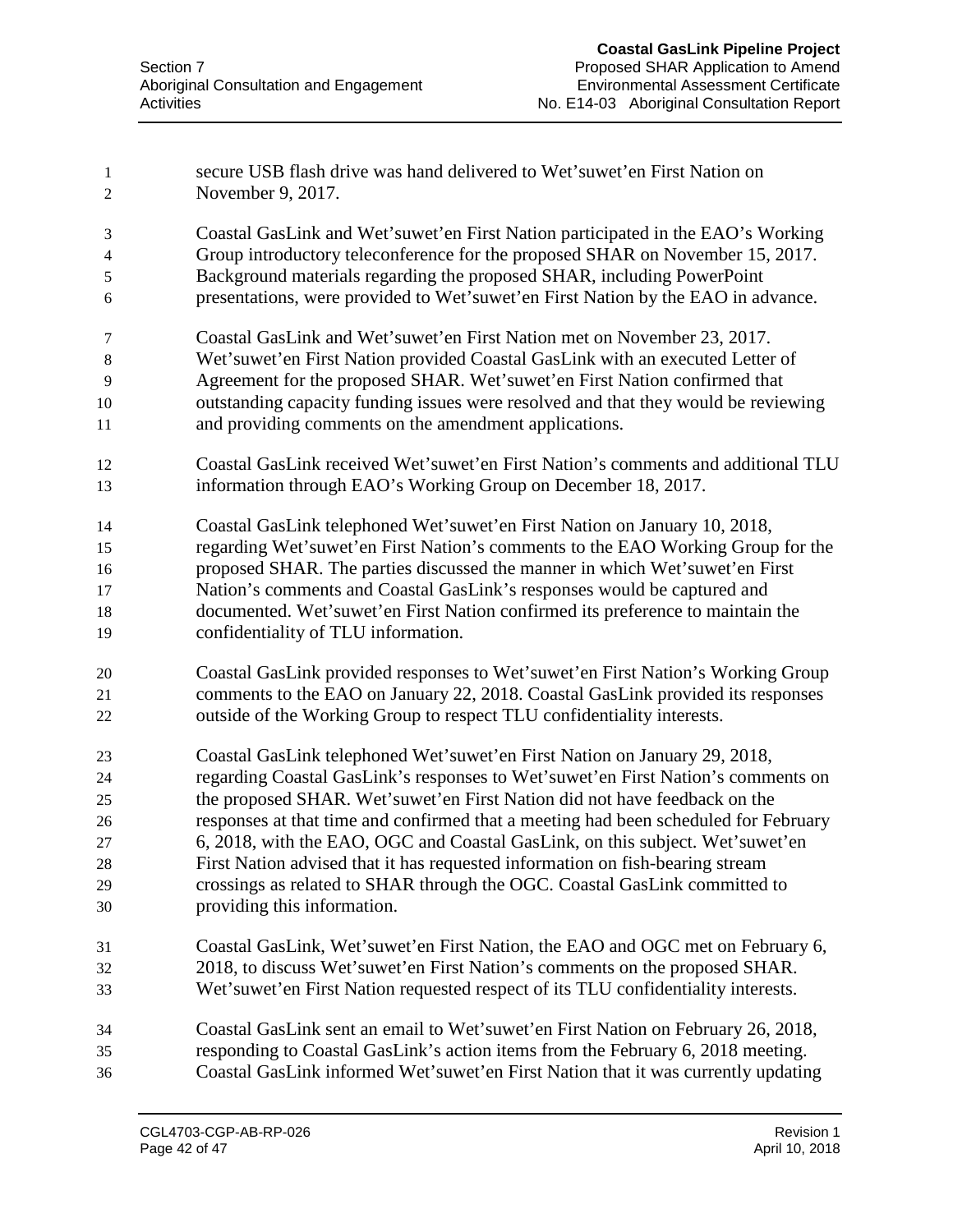secure USB flash drive was hand delivered to Wet'suwet'en First Nation on November 9, 2017.

Coastal GasLink and Wet'suwet'en First Nation participated in the EAO's Working Group introductory teleconference for the proposed SHAR on November 15, 2017. Background materials regarding the proposed SHAR, including PowerPoint presentations, were provided to Wet'suwet'en First Nation by the EAO in advance.

Coastal GasLink and Wet'suwet'en First Nation met on November 23, 2017. Wet'suwet'en First Nation provided Coastal GasLink with an executed Letter of Agreement for the proposed SHAR. Wet'suwet'en First Nation confirmed that outstanding capacity funding issues were resolved and that they would be reviewing and providing comments on the amendment applications.

Coastal GasLink received Wet'suwet'en First Nation's comments and additional TLU information through EAO's Working Group on December 18, 2017.

Coastal GasLink telephoned Wet'suwet'en First Nation on January 10, 2018, regarding Wet'suwet'en First Nation's comments to the EAO Working Group for the proposed SHAR. The parties discussed the manner in which Wet'suwet'en First Nation's comments and Coastal GasLink's responses would be captured and documented. Wet'suwet'en First Nation confirmed its preference to maintain the confidentiality of TLU information.

Coastal GasLink provided responses to Wet'suwet'en First Nation's Working Group comments to the EAO on January 22, 2018. Coastal GasLink provided its responses outside of the Working Group to respect TLU confidentiality interests.

Coastal GasLink telephoned Wet'suwet'en First Nation on January 29, 2018, regarding Coastal GasLink's responses to Wet'suwet'en First Nation's comments on the proposed SHAR. Wet'suwet'en First Nation did not have feedback on the responses at that time and confirmed that a meeting had been scheduled for February 6, 2018, with the EAO, OGC and Coastal GasLink, on this subject. Wet'suwet'en First Nation advised that it has requested information on fish-bearing stream crossings as related to SHAR through the OGC. Coastal GasLink committed to providing this information.

Coastal GasLink, Wet'suwet'en First Nation, the EAO and OGC met on February 6, 2018, to discuss Wet'suwet'en First Nation's comments on the proposed SHAR. Wet'suwet'en First Nation requested respect of its TLU confidentiality interests.

Coastal GasLink sent an email to Wet'suwet'en First Nation on February 26, 2018, responding to Coastal GasLink's action items from the February 6, 2018 meeting. Coastal GasLink informed Wet'suwet'en First Nation that it was currently updating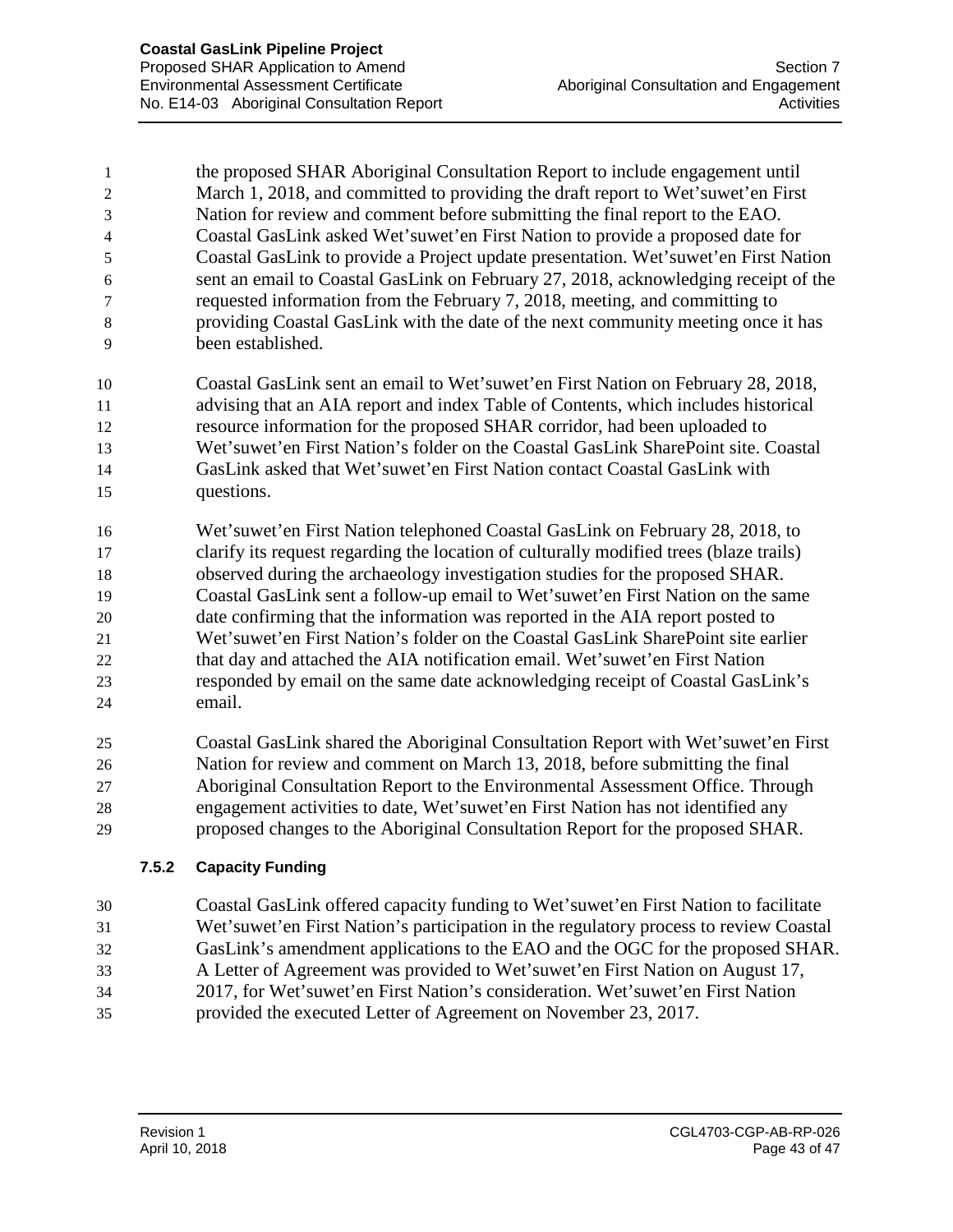the proposed SHAR Aboriginal Consultation Report to include engagement until March 1, 2018, and committed to providing the draft report to Wet'suwet'en First Nation for review and comment before submitting the final report to the EAO. Coastal GasLink asked Wet'suwet'en First Nation to provide a proposed date for Coastal GasLink to provide a Project update presentation. Wet'suwet'en First Nation sent an email to Coastal GasLink on February 27, 2018, acknowledging receipt of the requested information from the February 7, 2018, meeting, and committing to providing Coastal GasLink with the date of the next community meeting once it has been established.

Coastal GasLink sent an email to Wet'suwet'en First Nation on February 28, 2018, advising that an AIA report and index Table of Contents, which includes historical resource information for the proposed SHAR corridor, had been uploaded to Wet'suwet'en First Nation's folder on the Coastal GasLink SharePoint site. Coastal GasLink asked that Wet'suwet'en First Nation contact Coastal GasLink with questions.

Wet'suwet'en First Nation telephoned Coastal GasLink on February 28, 2018, to clarify its request regarding the location of culturally modified trees (blaze trails) observed during the archaeology investigation studies for the proposed SHAR. Coastal GasLink sent a follow-up email to Wet'suwet'en First Nation on the same date confirming that the information was reported in the AIA report posted to Wet'suwet'en First Nation's folder on the Coastal GasLink SharePoint site earlier that day and attached the AIA notification email. Wet'suwet'en First Nation responded by email on the same date acknowledging receipt of Coastal GasLink's email.

Coastal GasLink shared the Aboriginal Consultation Report with Wet'suwet'en First Nation for review and comment on March 13, 2018, before submitting the final Aboriginal Consultation Report to the Environmental Assessment Office. Through engagement activities to date, Wet'suwet'en First Nation has not identified any proposed changes to the Aboriginal Consultation Report for the proposed SHAR.

### 7.5.2 Capacity Funding

Coastal GasLink offered capacity funding to Wet'suwet'en First Nation to facilitate Wet'suwet'en First Nation's participation in the regulatory process to review Coastal GasLink's amendment applications to the EAO and the OGC for the proposed SHAR. A Letter of Agreement was provided to Wet'suwet'en First Nation on August 17, 2017, for Wet'suwet'en First Nation's consideration. Wet'suwet'en First Nation provided the executed Letter of Agreement on November 23, 2017.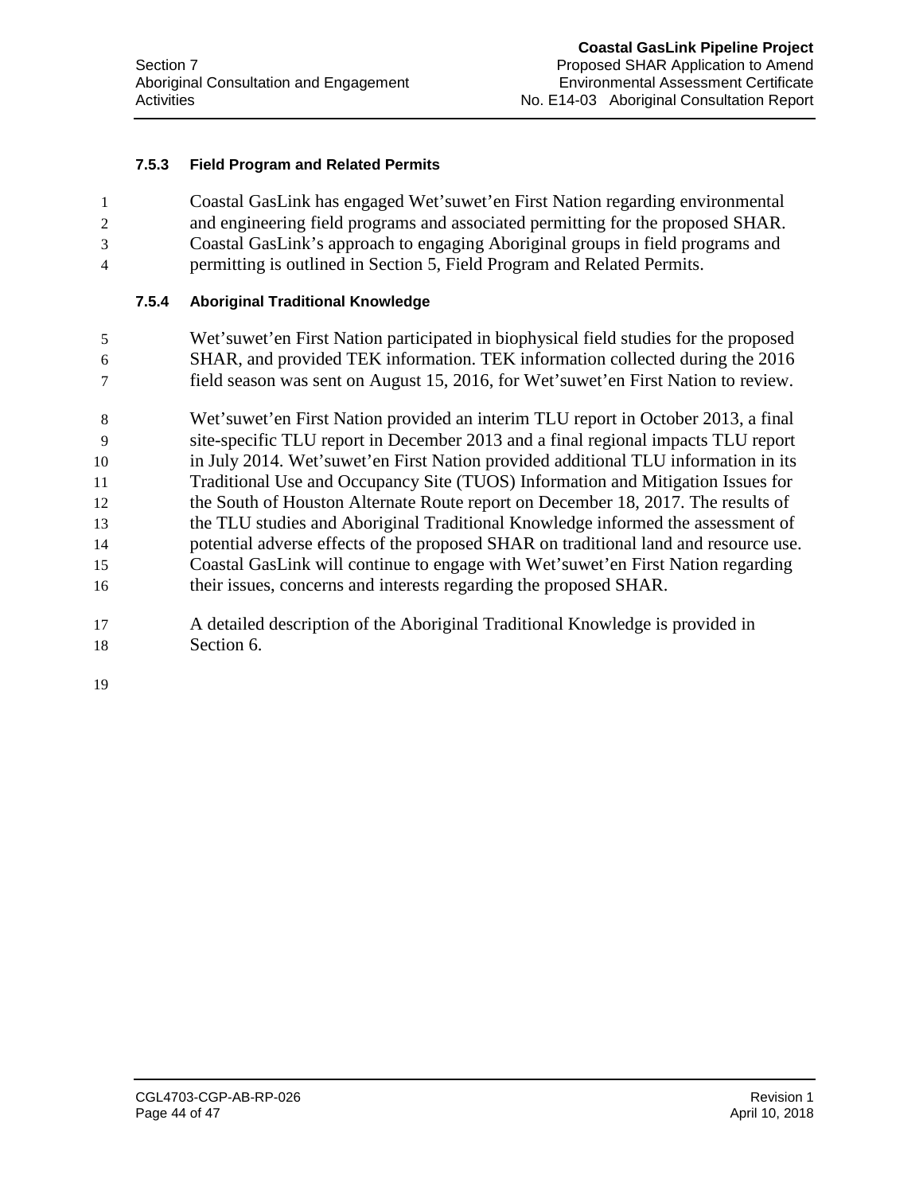### 7.5.3 Field Program and Related Permits

Coastal GasLink has engaged Wet'suwet'en First Nation regarding environmental and engineering field programs and associated permitting for the proposed SHAR. Coastal GasLink's approach to engaging Aboriginal groups in field programs and permitting is outlined in Section 5, Field Program and Related Permits.

### 7.5.4 Aboriginal Traditional Knowledge

Wet'suwet'en First Nation participated in biophysical field studies for the proposed SHAR, and provided TEK information. TEK information collected during the 2016 field season was sent on August 15, 2016, for Wet'suwet'en First Nation to review.

Wet'suwet'en First Nation provided an interim TLU report in October 2013, a final site-specific TLU report in December 2013 and a final regional impacts TLU report in July 2014. Wet'suwet'en First Nation provided additional TLU information in its Traditional Use and Occupancy Site (TUOS) Information and Mitigation Issues for the South of Houston Alternate Route report on December 18, 2017. The results of the TLU studies and Aboriginal Traditional Knowledge informed the assessment of potential adverse effects of the proposed SHAR on traditional land and resource use. Coastal GasLink will continue to engage with Wet'suwet'en First Nation regarding their issues, concerns and interests regarding the proposed SHAR.

A detailed description of the Aboriginal Traditional Knowledge is provided in Section 6.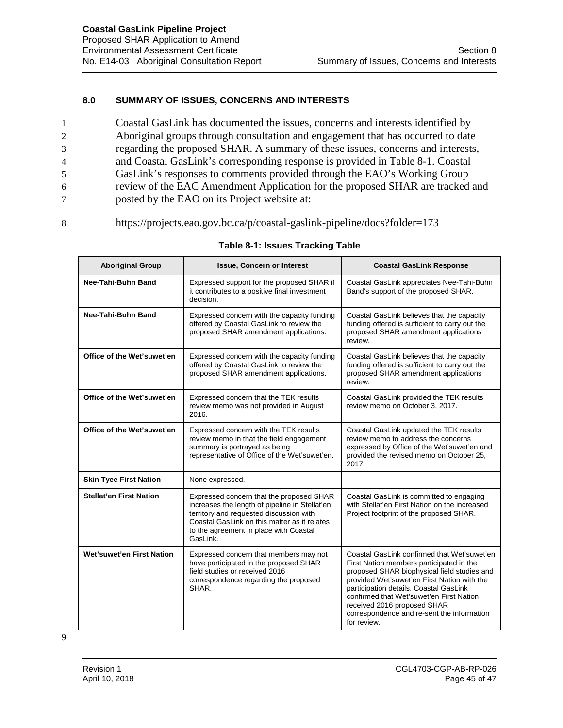## 8.0 SUMMARY OF ISSUES, CONCERNS AND INTERESTS

Coastal GasLink has documented the issues, concerns and interests identified by Aboriginal groups through consultation and engagement that has occurred to date regarding the proposed SHAR. A summary of these issues, concerns and interests, and Coastal GasLink's corresponding response is provided in Table 8-1. Coastal GasLink's responses to comments provided through the EAO's Working Group review of the EAC Amendment Application for the proposed SHAR are tracked and posted by the EAO on its Project website at:

https://projects.eao.gov.bc.ca/p/coastal-gaslink-pipeline/docs?folder=173

**Table 8-1: Issues Tracking Table**

| Aboriginal Group | Issue, Concern or Interest | Coastal GasLink Response |
|---|---|---|
| **Nee-Tahi-Buhn Band** | Expressed support for the proposed SHAR if it contributes to a positive final investment decision. | Coastal GasLink appreciates Nee-Tahi-Buhn Band's support of the proposed SHAR. |
| **Nee-Tahi-Buhn Band** | Expressed concern with the capacity funding offered by Coastal GasLink to review the proposed SHAR amendment applications. | Coastal GasLink believes that the capacity funding offered is sufficient to carry out the proposed SHAR amendment applications review. |
| **Office of the Wet'suwet'en** | Expressed concern with the capacity funding offered by Coastal GasLink to review the proposed SHAR amendment applications. | Coastal GasLink believes that the capacity funding offered is sufficient to carry out the proposed SHAR amendment applications review. |
| **Office of the Wet'suwet'en** | Expressed concern that the TEK results review memo was not provided in August 2016. | Coastal GasLink provided the TEK results review memo on October 3, 2017. |
| **Office of the Wet'suwet'en** | Expressed concern with the TEK results review memo in that the field engagement summary is portrayed as being representative of Office of the Wet'suwet'en. | Coastal GasLink updated the TEK results review memo to address the concerns expressed by Office of the Wet'suwet'en and provided the revised memo on October 25, 2017. |
| **Skin Tyee First Nation** | None expressed. | |
| **Stellat'en First Nation** | Expressed concern that the proposed SHAR increases the length of pipeline in Stellat'en territory and requested discussion with Coastal GasLink on this matter as it relates to the agreement in place with Coastal GasLink. | Coastal GasLink is committed to engaging with Stellat'en First Nation on the increased Project footprint of the proposed SHAR. |
| **Wet'suwet'en First Nation** | Expressed concern that members may not have participated in the proposed SHAR field studies or received 2016 correspondence regarding the proposed SHAR. | Coastal GasLink confirmed that Wet'suwet'en First Nation members participated in the proposed SHAR biophysical field studies and provided Wet'suwet'en First Nation with the participation details. Coastal GasLink confirmed that Wet'suwet'en First Nation received 2016 proposed SHAR correspondence and re-sent the information for review. |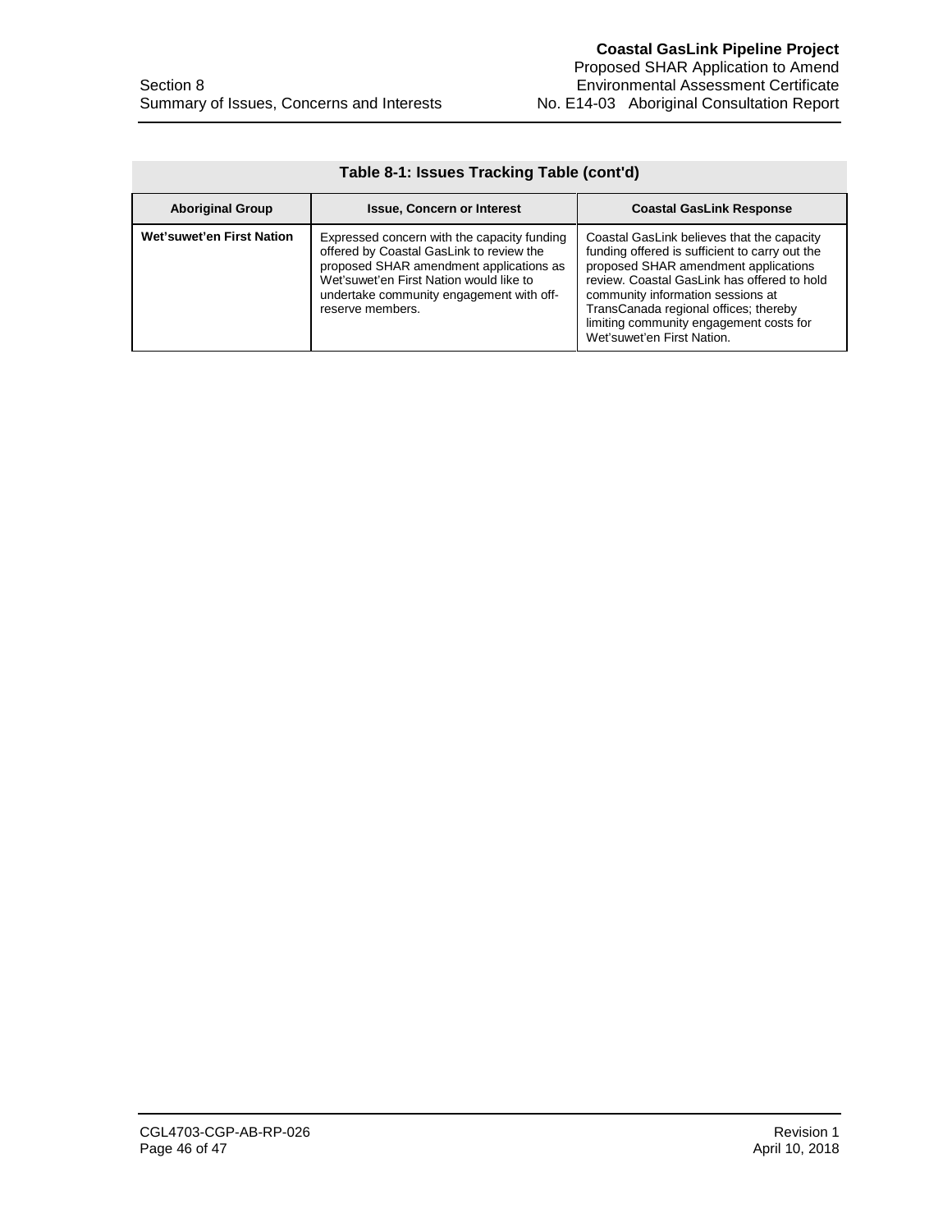**Table 8-1: Issues Tracking Table (cont'd)**

| Aboriginal Group | Issue, Concern or Interest | Coastal GasLink Response |
|---|---|---|
| **Wet'suwet'en First Nation** | Expressed concern with the capacity funding offered by Coastal GasLink to review the proposed SHAR amendment applications as Wet'suwet'en First Nation would like to undertake community engagement with off-reserve members. | Coastal GasLink believes that the capacity funding offered is sufficient to carry out the proposed SHAR amendment applications review. Coastal GasLink has offered to hold community information sessions at TransCanada regional offices; thereby limiting community engagement costs for Wet'suwet'en First Nation. |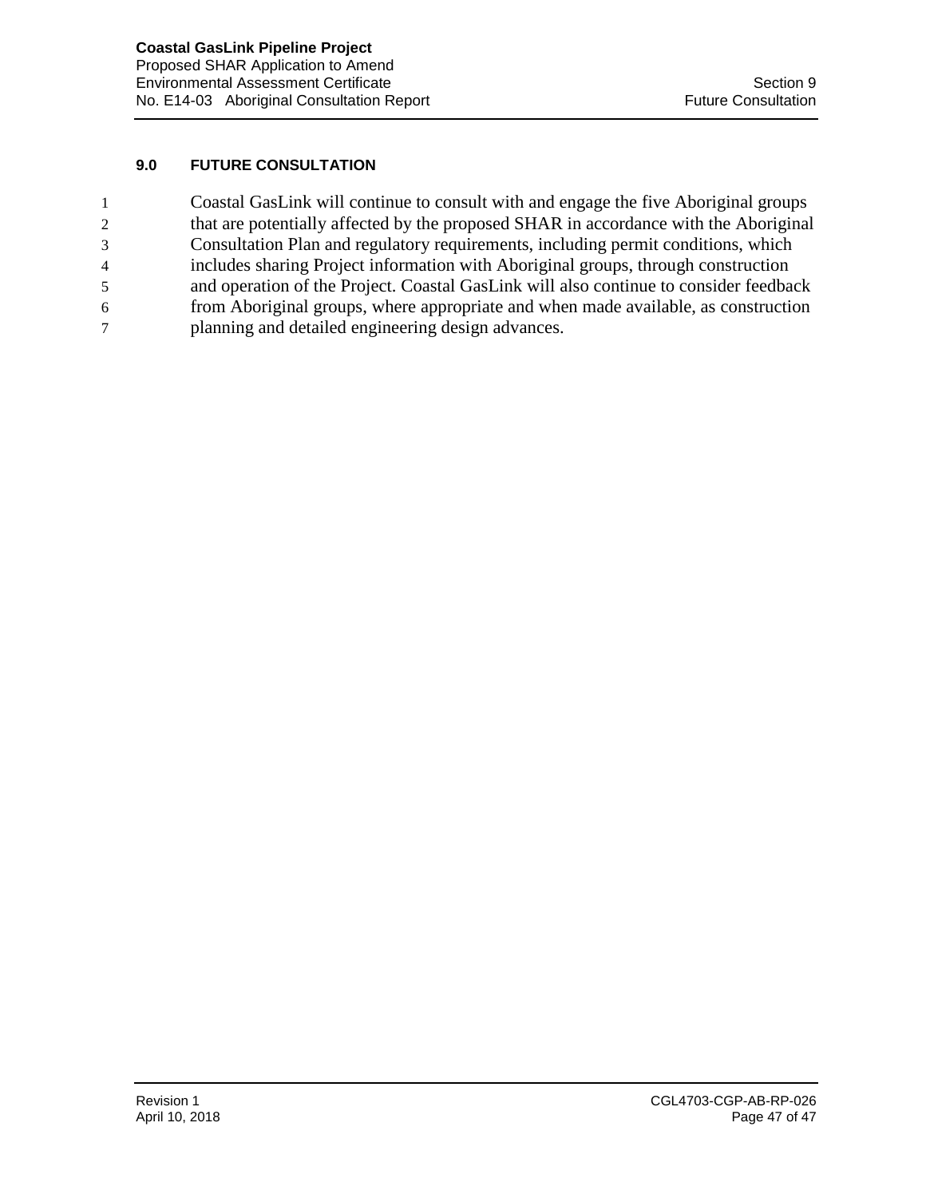## 9.0 FUTURE CONSULTATION

Coastal GasLink will continue to consult with and engage the five Aboriginal groups that are potentially affected by the proposed SHAR in accordance with the Aboriginal Consultation Plan and regulatory requirements, including permit conditions, which includes sharing Project information with Aboriginal groups, through construction and operation of the Project. Coastal GasLink will also continue to consider feedback from Aboriginal groups, where appropriate and when made available, as construction planning and detailed engineering design advances.